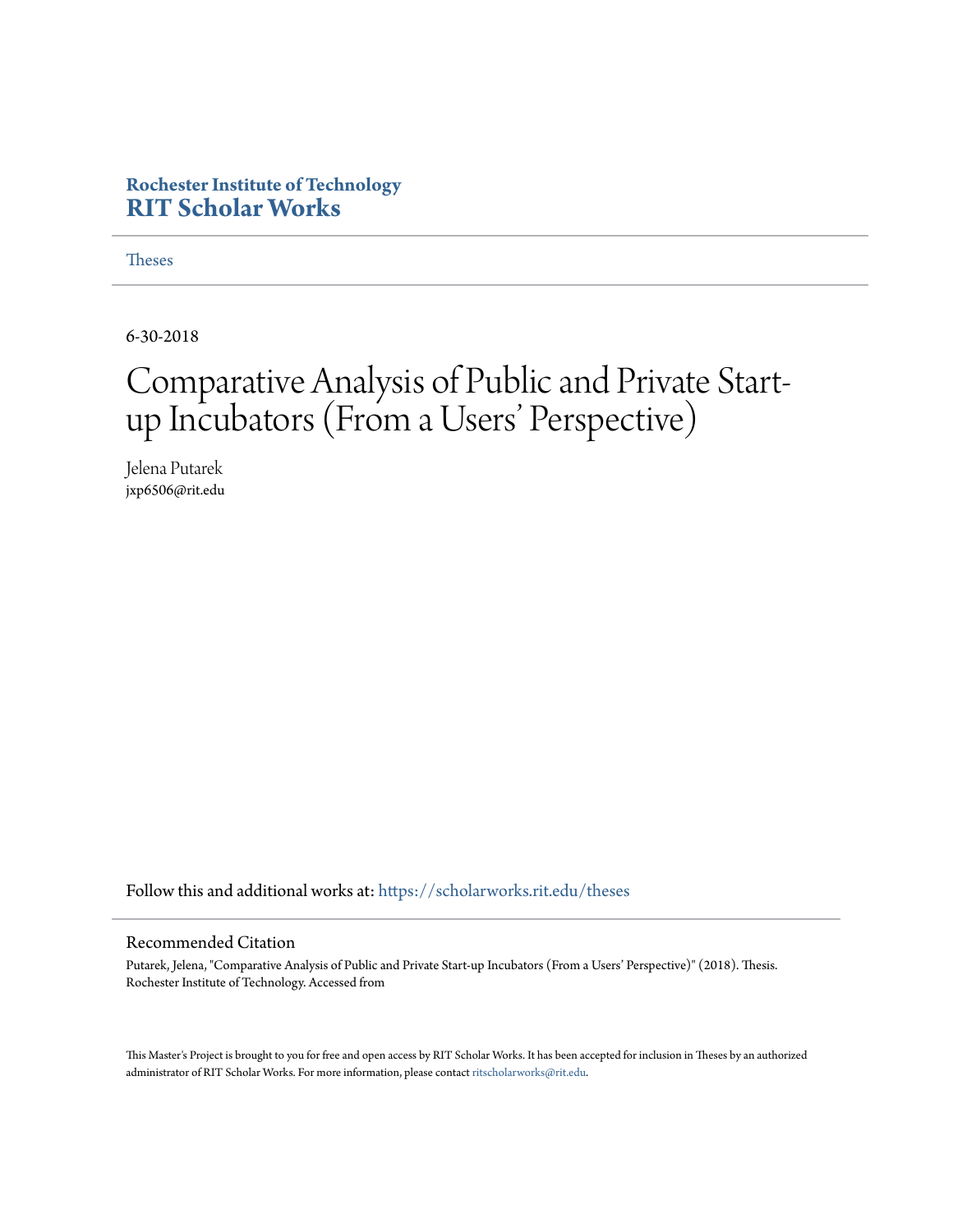**Rochester Institute of Technology**
**RIT Scholar Works**

Theses

---

6-30-2018

# Comparative Analysis of Public and Private Start-up Incubators (From a Users' Perspective)

Jelena Putarek
jxp6506@rit.edu

Follow this and additional works at: https://scholarworks.rit.edu/theses

## Recommended Citation

Putarek, Jelena, "Comparative Analysis of Public and Private Start-up Incubators (From a Users' Perspective)" (2018). Thesis. Rochester Institute of Technology. Accessed from

This Master's Project is brought to you for free and open access by RIT Scholar Works. It has been accepted for inclusion in Theses by an authorized administrator of RIT Scholar Works. For more information, please contact ritscholarworks@rit.edu.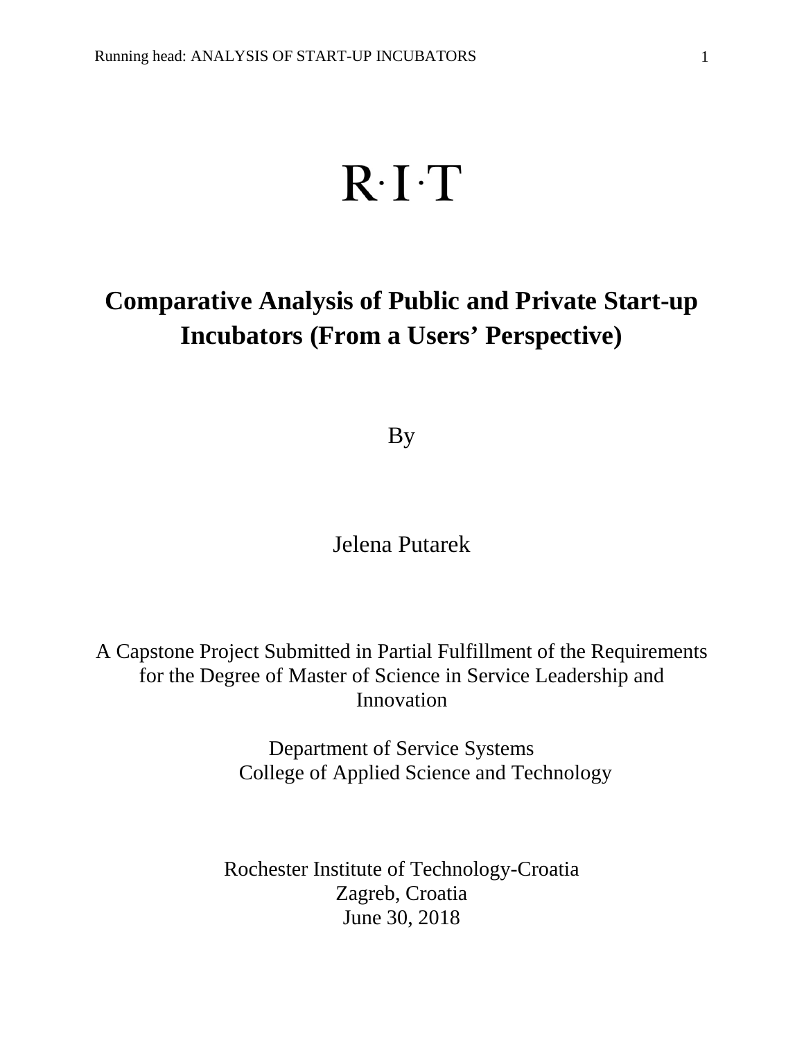R·I·T

# Comparative Analysis of Public and Private Start-up Incubators (From a Users' Perspective)

By

Jelena Putarek

A Capstone Project Submitted in Partial Fulfillment of the Requirements for the Degree of Master of Science in Service Leadership and Innovation

Department of Service Systems
College of Applied Science and Technology

Rochester Institute of Technology-Croatia
Zagreb, Croatia
June 30, 2018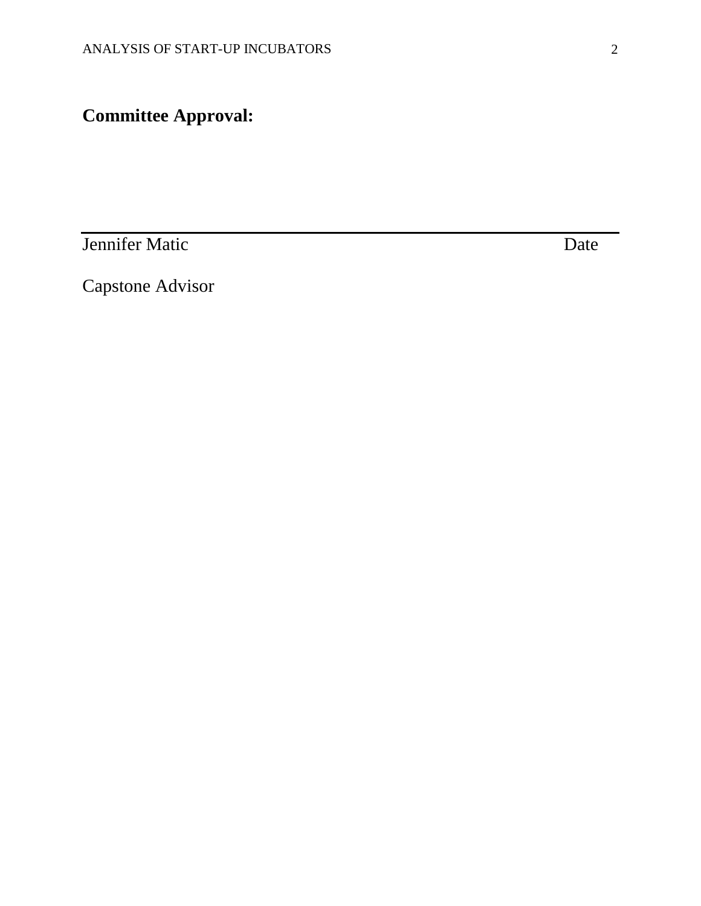**Committee Approval:**

---

Jennifer Matic                                                                                    Date

Capstone Advisor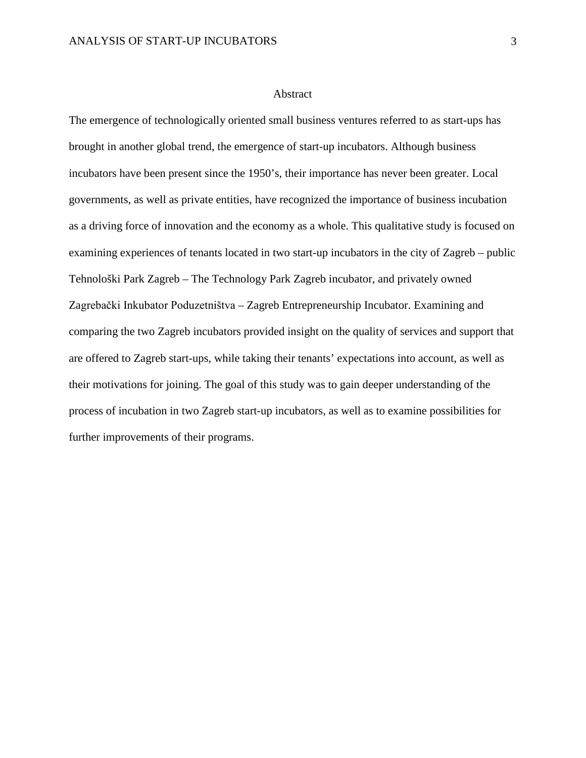# Abstract

The emergence of technologically oriented small business ventures referred to as start-ups has brought in another global trend, the emergence of start-up incubators. Although business incubators have been present since the 1950's, their importance has never been greater. Local governments, as well as private entities, have recognized the importance of business incubation as a driving force of innovation and the economy as a whole. This qualitative study is focused on examining experiences of tenants located in two start-up incubators in the city of Zagreb – public Tehnološki Park Zagreb – The Technology Park Zagreb incubator, and privately owned Zagrebački Inkubator Poduzetništva – Zagreb Entrepreneurship Incubator. Examining and comparing the two Zagreb incubators provided insight on the quality of services and support that are offered to Zagreb start-ups, while taking their tenants' expectations into account, as well as their motivations for joining. The goal of this study was to gain deeper understanding of the process of incubation in two Zagreb start-up incubators, as well as to examine possibilities for further improvements of their programs.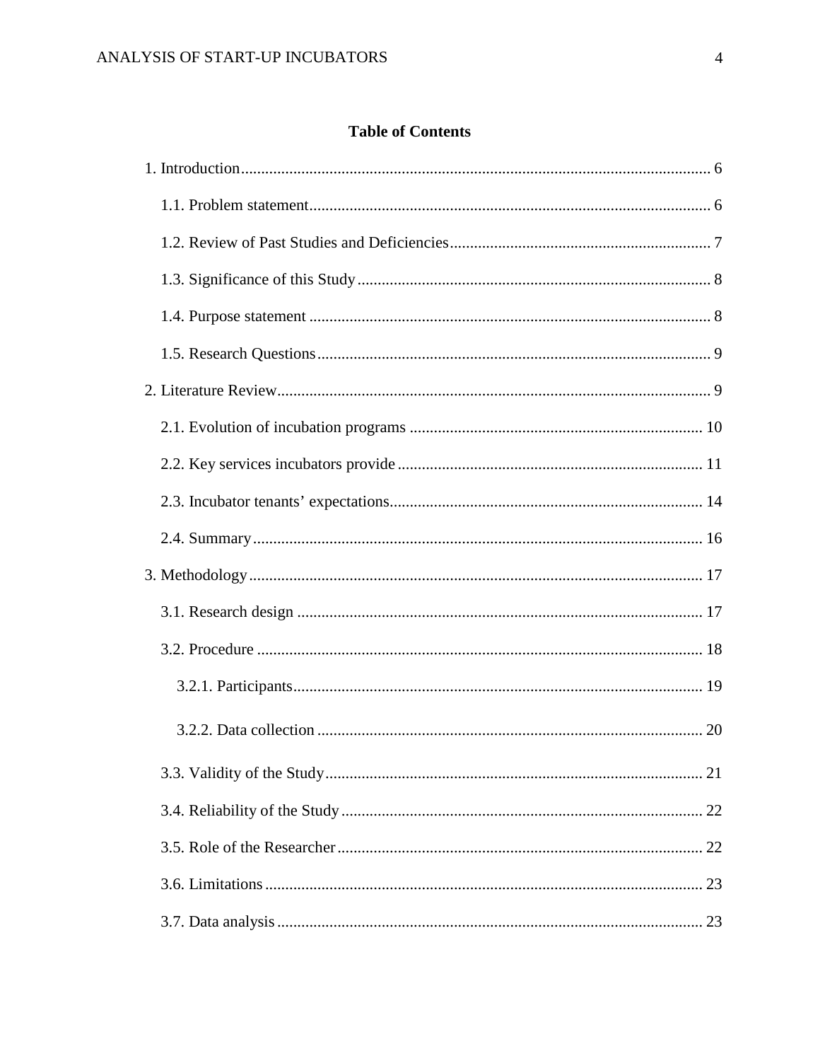# Table of Contents

1. Introduction ........ 6
   - 1.1. Problem statement ........ 6
   - 1.2. Review of Past Studies and Deficiencies ........ 7
   - 1.3. Significance of this Study ........ 8
   - 1.4. Purpose statement ........ 8
   - 1.5. Research Questions ........ 9
2. Literature Review ........ 9
   - 2.1. Evolution of incubation programs ........ 10
   - 2.2. Key services incubators provide ........ 11
   - 2.3. Incubator tenants' expectations ........ 14
   - 2.4. Summary ........ 16
3. Methodology ........ 17
   - 3.1. Research design ........ 17
   - 3.2. Procedure ........ 18
     - 3.2.1. Participants ........ 19
     - 3.2.2. Data collection ........ 20
   - 3.3. Validity of the Study ........ 21
   - 3.4. Reliability of the Study ........ 22
   - 3.5. Role of the Researcher ........ 22
   - 3.6. Limitations ........ 23
   - 3.7. Data analysis ........ 23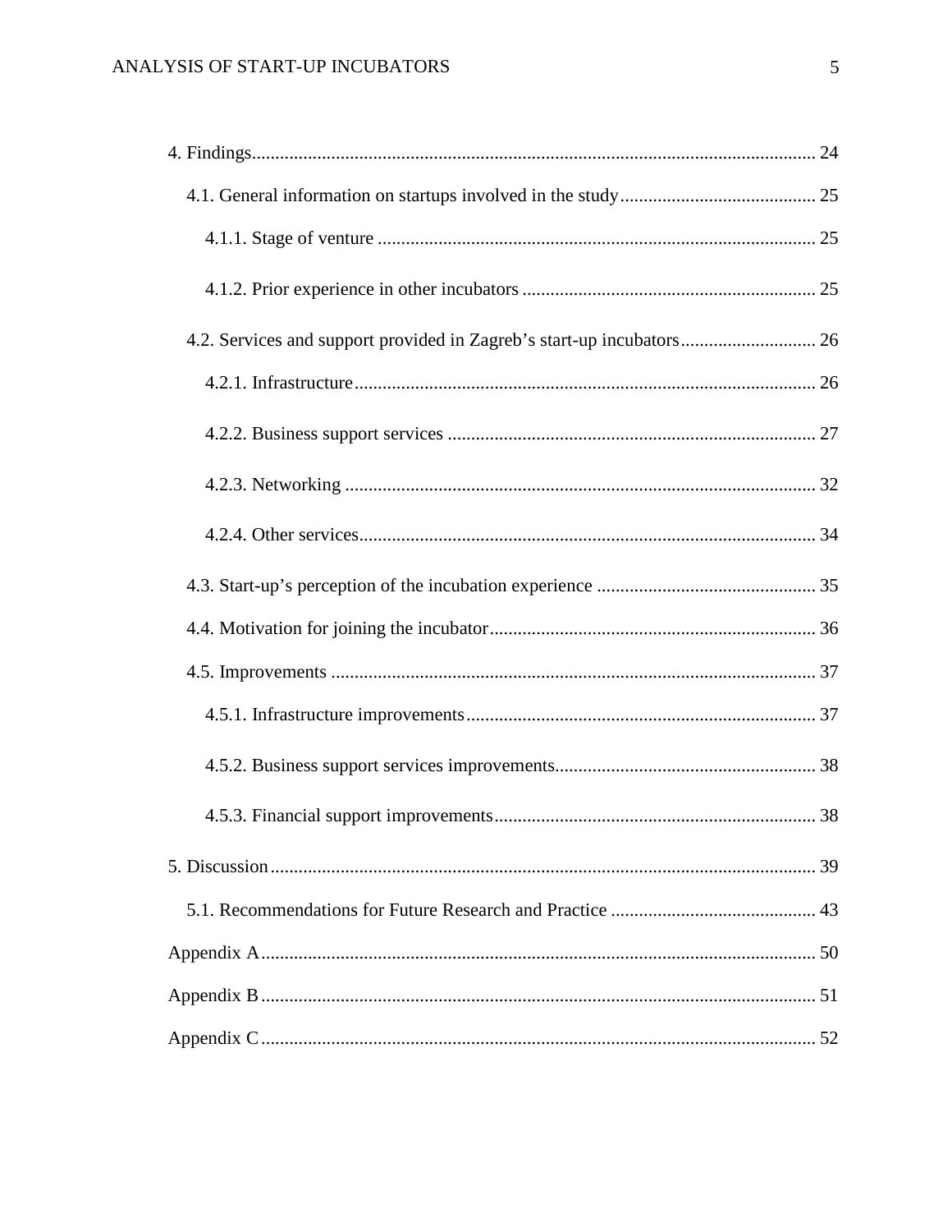4. Findings ........................................................................................................ 24

4.1. General information on startups involved in the study .......................................... 25

4.1.1. Stage of venture ............................................................................................ 25

4.1.2. Prior experience in other incubators ............................................................... 25

4.2. Services and support provided in Zagreb's start-up incubators ............................. 26

4.2.1. Infrastructure .................................................................................................. 26

4.2.2. Business support services .............................................................................. 27

4.2.3. Networking .................................................................................................... 32

4.2.4. Other services ................................................................................................. 34

4.3. Start-up's perception of the incubation experience ............................................... 35

4.4. Motivation for joining the incubator ..................................................................... 36

4.5. Improvements ....................................................................................................... 37

4.5.1. Infrastructure improvements .......................................................................... 37

4.5.2. Business support services improvements ....................................................... 38

4.5.3. Financial support improvements .................................................................... 38

5. Discussion ..................................................................................................................... 39

5.1. Recommendations for Future Research and Practice ............................................ 43

Appendix A ...................................................................................................................... 50

Appendix B ...................................................................................................................... 51

Appendix C ...................................................................................................................... 52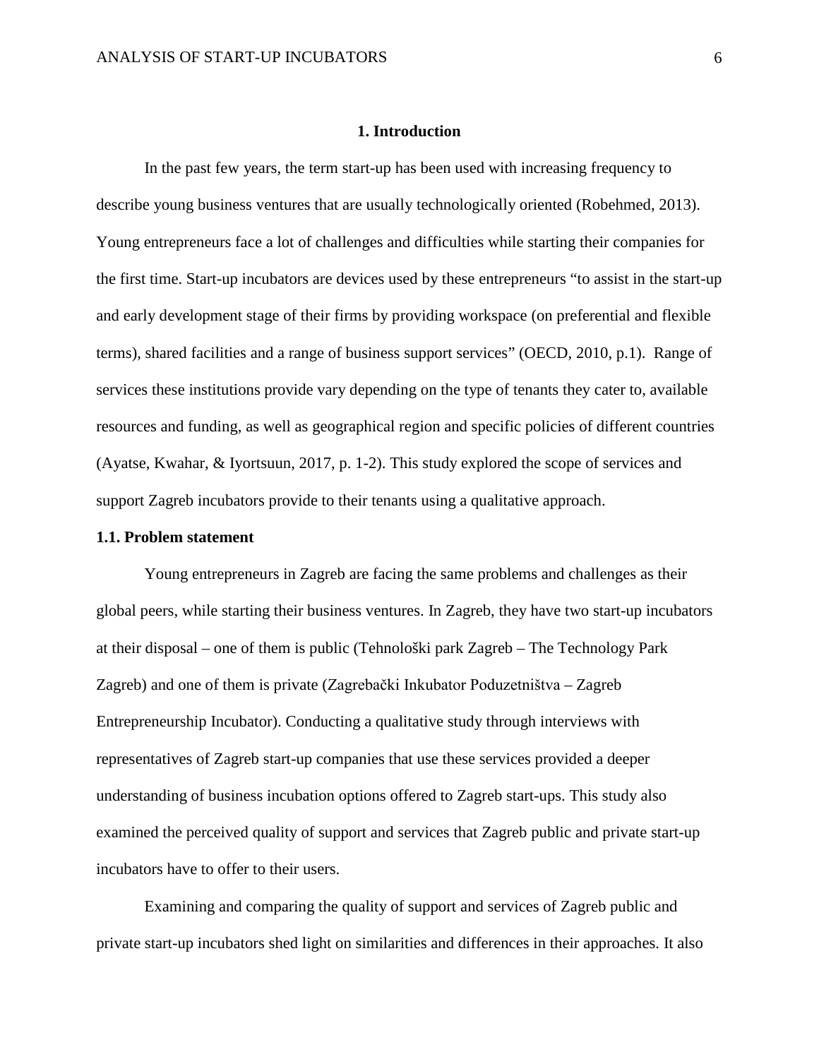# 1. Introduction

In the past few years, the term start-up has been used with increasing frequency to describe young business ventures that are usually technologically oriented (Robehmed, 2013). Young entrepreneurs face a lot of challenges and difficulties while starting their companies for the first time. Start-up incubators are devices used by these entrepreneurs "to assist in the start-up and early development stage of their firms by providing workspace (on preferential and flexible terms), shared facilities and a range of business support services" (OECD, 2010, p.1). Range of services these institutions provide vary depending on the type of tenants they cater to, available resources and funding, as well as geographical region and specific policies of different countries (Ayatse, Kwahar, & Iyortsuun, 2017, p. 1-2). This study explored the scope of services and support Zagreb incubators provide to their tenants using a qualitative approach.

## 1.1. Problem statement

Young entrepreneurs in Zagreb are facing the same problems and challenges as their global peers, while starting their business ventures. In Zagreb, they have two start-up incubators at their disposal – one of them is public (Tehnološki park Zagreb – The Technology Park Zagreb) and one of them is private (Zagrebački Inkubator Poduzetništva – Zagreb Entrepreneurship Incubator). Conducting a qualitative study through interviews with representatives of Zagreb start-up companies that use these services provided a deeper understanding of business incubation options offered to Zagreb start-ups. This study also examined the perceived quality of support and services that Zagreb public and private start-up incubators have to offer to their users.

Examining and comparing the quality of support and services of Zagreb public and private start-up incubators shed light on similarities and differences in their approaches. It also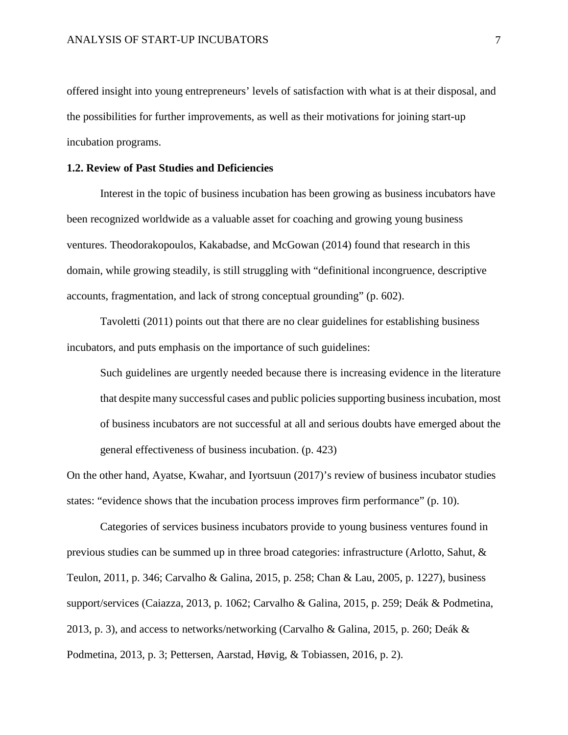offered insight into young entrepreneurs' levels of satisfaction with what is at their disposal, and the possibilities for further improvements, as well as their motivations for joining start-up incubation programs.

### 1.2. Review of Past Studies and Deficiencies

Interest in the topic of business incubation has been growing as business incubators have been recognized worldwide as a valuable asset for coaching and growing young business ventures. Theodorakopoulos, Kakabadse, and McGowan (2014) found that research in this domain, while growing steadily, is still struggling with "definitional incongruence, descriptive accounts, fragmentation, and lack of strong conceptual grounding" (p. 602).

Tavoletti (2011) points out that there are no clear guidelines for establishing business incubators, and puts emphasis on the importance of such guidelines:

> Such guidelines are urgently needed because there is increasing evidence in the literature that despite many successful cases and public policies supporting business incubation, most of business incubators are not successful at all and serious doubts have emerged about the general effectiveness of business incubation. (p. 423)

On the other hand, Ayatse, Kwahar, and Iyortsuun (2017)'s review of business incubator studies states: "evidence shows that the incubation process improves firm performance" (p. 10).

Categories of services business incubators provide to young business ventures found in previous studies can be summed up in three broad categories: infrastructure (Arlotto, Sahut, & Teulon, 2011, p. 346; Carvalho & Galina, 2015, p. 258; Chan & Lau, 2005, p. 1227), business support/services (Caiazza, 2013, p. 1062; Carvalho & Galina, 2015, p. 259; Deák & Podmetina, 2013, p. 3), and access to networks/networking (Carvalho & Galina, 2015, p. 260; Deák & Podmetina, 2013, p. 3; Pettersen, Aarstad, Høvig, & Tobiassen, 2016, p. 2).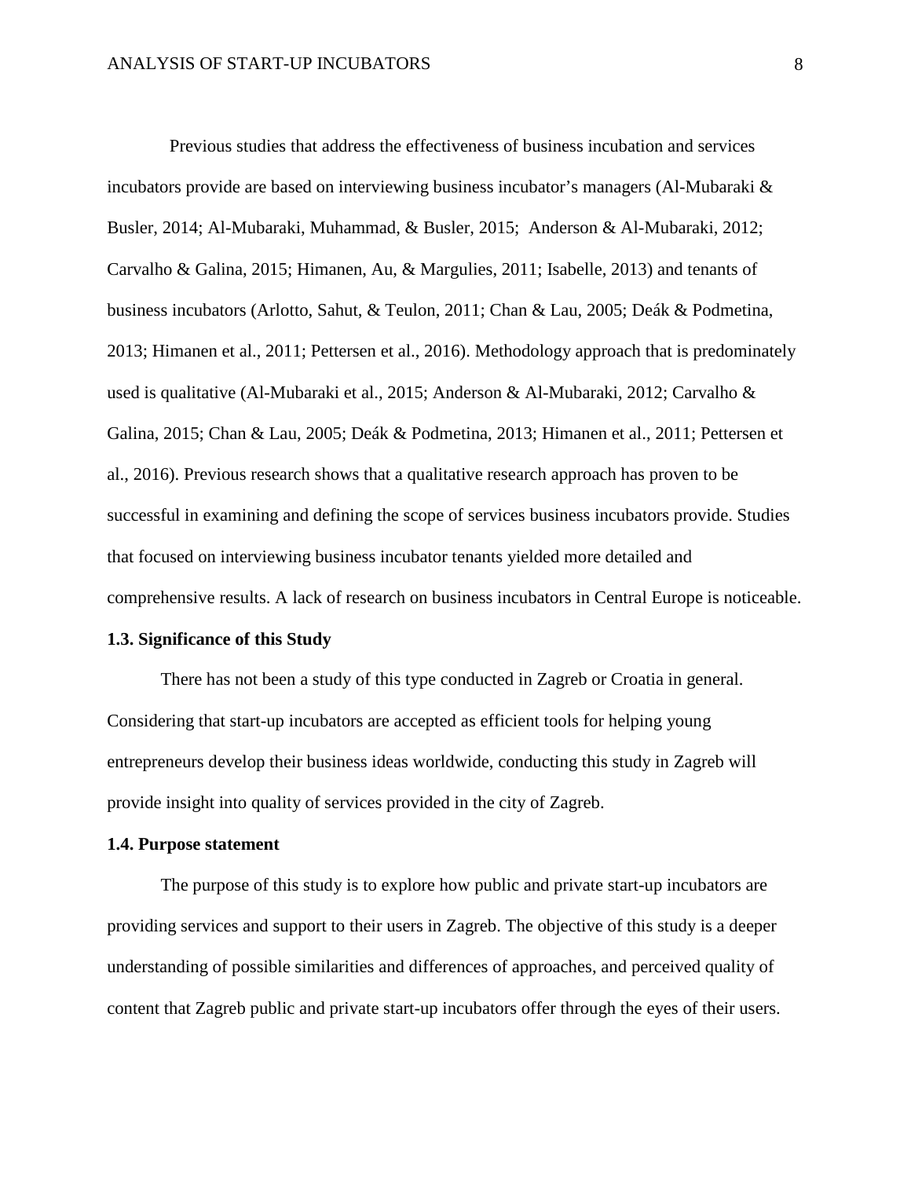Previous studies that address the effectiveness of business incubation and services incubators provide are based on interviewing business incubator's managers (Al-Mubaraki & Busler, 2014; Al-Mubaraki, Muhammad, & Busler, 2015; Anderson & Al-Mubaraki, 2012; Carvalho & Galina, 2015; Himanen, Au, & Margulies, 2011; Isabelle, 2013) and tenants of business incubators (Arlotto, Sahut, & Teulon, 2011; Chan & Lau, 2005; Deák & Podmetina, 2013; Himanen et al., 2011; Pettersen et al., 2016). Methodology approach that is predominately used is qualitative (Al-Mubaraki et al., 2015; Anderson & Al-Mubaraki, 2012; Carvalho & Galina, 2015; Chan & Lau, 2005; Deák & Podmetina, 2013; Himanen et al., 2011; Pettersen et al., 2016). Previous research shows that a qualitative research approach has proven to be successful in examining and defining the scope of services business incubators provide. Studies that focused on interviewing business incubator tenants yielded more detailed and comprehensive results. A lack of research on business incubators in Central Europe is noticeable.

### 1.3. Significance of this Study

There has not been a study of this type conducted in Zagreb or Croatia in general. Considering that start-up incubators are accepted as efficient tools for helping young entrepreneurs develop their business ideas worldwide, conducting this study in Zagreb will provide insight into quality of services provided in the city of Zagreb.

### 1.4. Purpose statement

The purpose of this study is to explore how public and private start-up incubators are providing services and support to their users in Zagreb. The objective of this study is a deeper understanding of possible similarities and differences of approaches, and perceived quality of content that Zagreb public and private start-up incubators offer through the eyes of their users.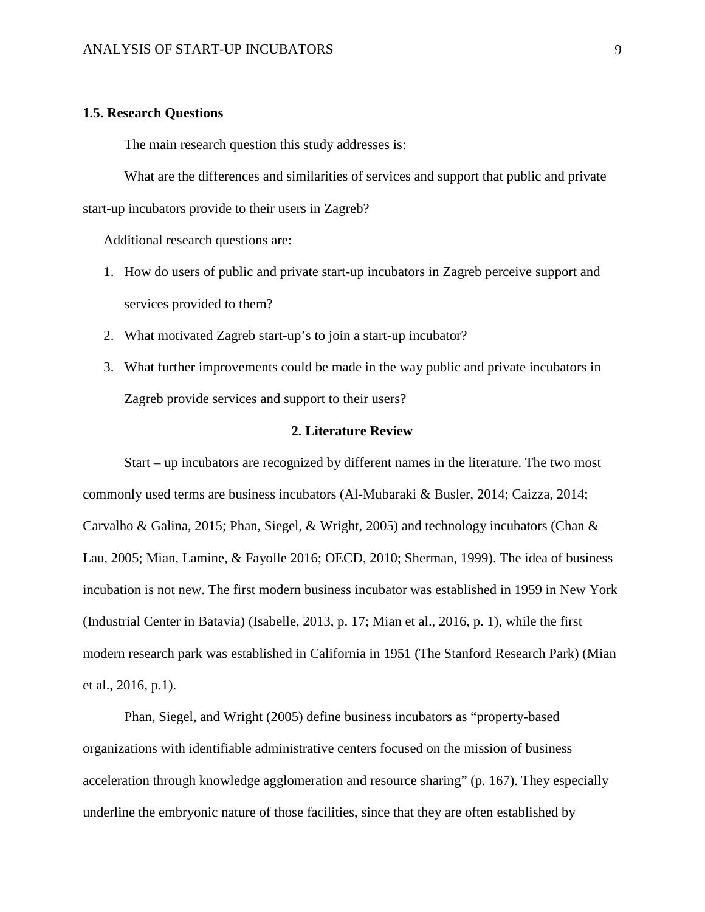### 1.5. Research Questions

The main research question this study addresses is:

What are the differences and similarities of services and support that public and private start-up incubators provide to their users in Zagreb?

Additional research questions are:

1. How do users of public and private start-up incubators in Zagreb perceive support and services provided to them?
2. What motivated Zagreb start-up's to join a start-up incubator?
3. What further improvements could be made in the way public and private incubators in Zagreb provide services and support to their users?

## 2. Literature Review

Start – up incubators are recognized by different names in the literature. The two most commonly used terms are business incubators (Al-Mubaraki & Busler, 2014; Caizza, 2014; Carvalho & Galina, 2015; Phan, Siegel, & Wright, 2005) and technology incubators (Chan & Lau, 2005; Mian, Lamine, & Fayolle 2016; OECD, 2010; Sherman, 1999). The idea of business incubation is not new. The first modern business incubator was established in 1959 in New York (Industrial Center in Batavia) (Isabelle, 2013, p. 17; Mian et al., 2016, p. 1), while the first modern research park was established in California in 1951 (The Stanford Research Park) (Mian et al., 2016, p.1).

Phan, Siegel, and Wright (2005) define business incubators as "property-based organizations with identifiable administrative centers focused on the mission of business acceleration through knowledge agglomeration and resource sharing" (p. 167). They especially underline the embryonic nature of those facilities, since that they are often established by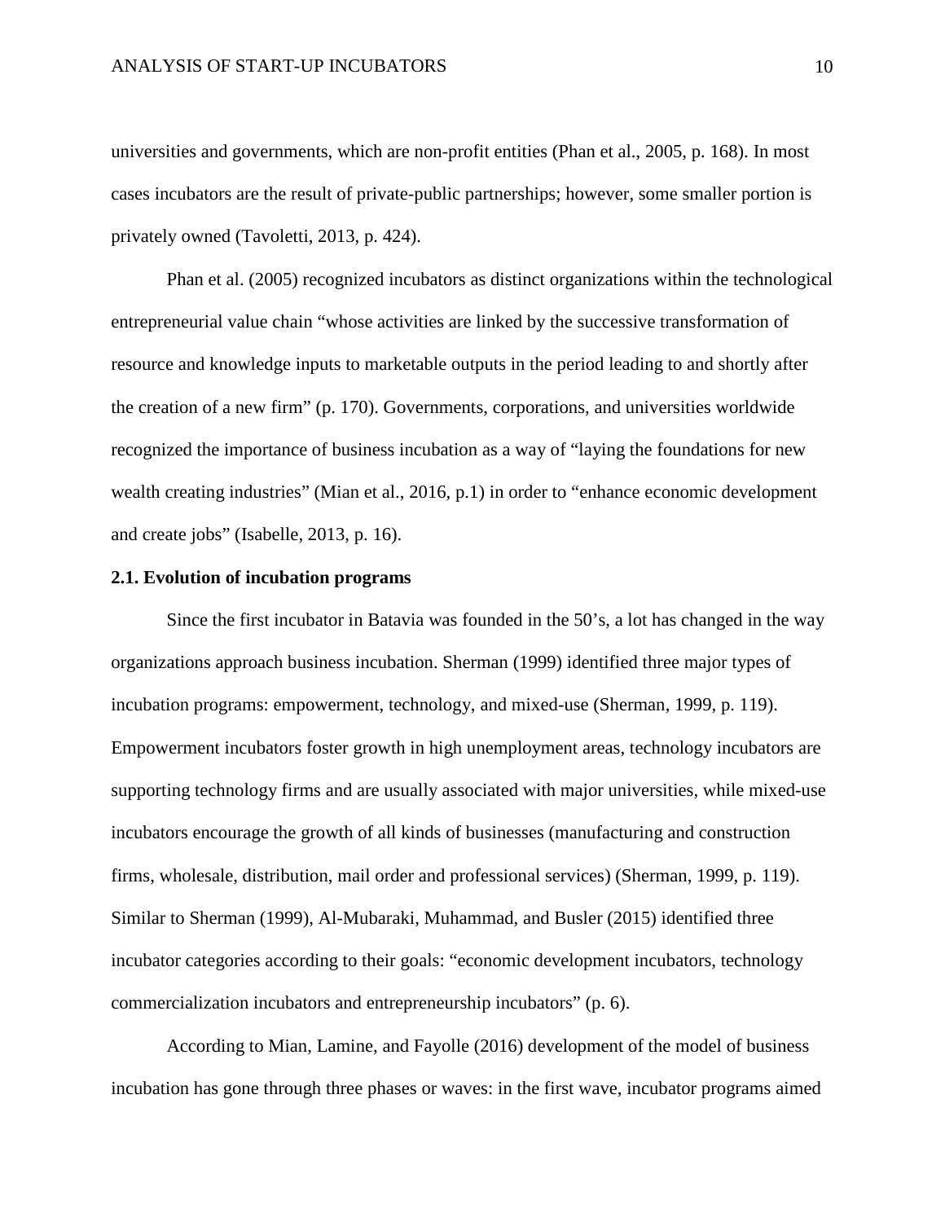universities and governments, which are non-profit entities (Phan et al., 2005, p. 168). In most cases incubators are the result of private-public partnerships; however, some smaller portion is privately owned (Tavoletti, 2013, p. 424).

Phan et al. (2005) recognized incubators as distinct organizations within the technological entrepreneurial value chain "whose activities are linked by the successive transformation of resource and knowledge inputs to marketable outputs in the period leading to and shortly after the creation of a new firm" (p. 170). Governments, corporations, and universities worldwide recognized the importance of business incubation as a way of "laying the foundations for new wealth creating industries" (Mian et al., 2016, p.1) in order to "enhance economic development and create jobs" (Isabelle, 2013, p. 16).

**2.1. Evolution of incubation programs**

Since the first incubator in Batavia was founded in the 50's, a lot has changed in the way organizations approach business incubation. Sherman (1999) identified three major types of incubation programs: empowerment, technology, and mixed-use (Sherman, 1999, p. 119). Empowerment incubators foster growth in high unemployment areas, technology incubators are supporting technology firms and are usually associated with major universities, while mixed-use incubators encourage the growth of all kinds of businesses (manufacturing and construction firms, wholesale, distribution, mail order and professional services) (Sherman, 1999, p. 119). Similar to Sherman (1999), Al-Mubaraki, Muhammad, and Busler (2015) identified three incubator categories according to their goals: "economic development incubators, technology commercialization incubators and entrepreneurship incubators" (p. 6).

According to Mian, Lamine, and Fayolle (2016) development of the model of business incubation has gone through three phases or waves: in the first wave, incubator programs aimed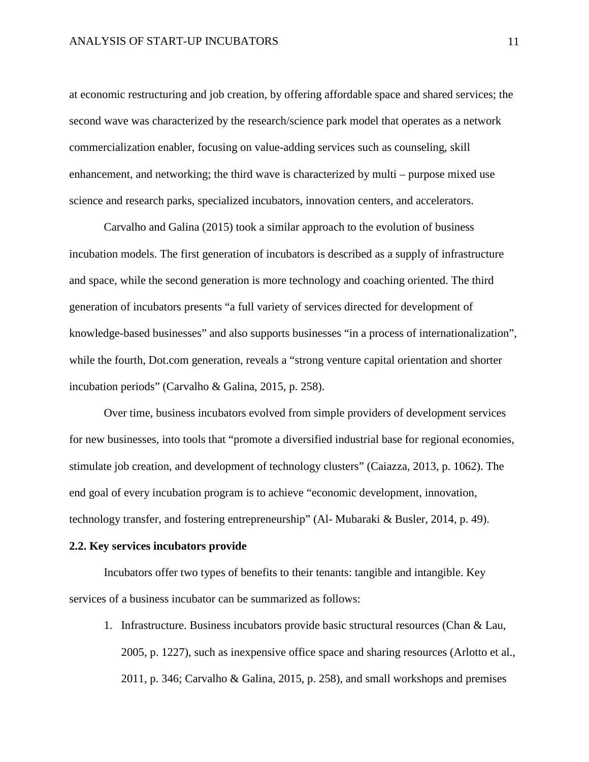at economic restructuring and job creation, by offering affordable space and shared services; the second wave was characterized by the research/science park model that operates as a network commercialization enabler, focusing on value-adding services such as counseling, skill enhancement, and networking; the third wave is characterized by multi – purpose mixed use science and research parks, specialized incubators, innovation centers, and accelerators.

Carvalho and Galina (2015) took a similar approach to the evolution of business incubation models. The first generation of incubators is described as a supply of infrastructure and space, while the second generation is more technology and coaching oriented. The third generation of incubators presents "a full variety of services directed for development of knowledge-based businesses" and also supports businesses "in a process of internationalization", while the fourth, Dot.com generation, reveals a "strong venture capital orientation and shorter incubation periods" (Carvalho & Galina, 2015, p. 258).

Over time, business incubators evolved from simple providers of development services for new businesses, into tools that "promote a diversified industrial base for regional economies, stimulate job creation, and development of technology clusters" (Caiazza, 2013, p. 1062). The end goal of every incubation program is to achieve "economic development, innovation, technology transfer, and fostering entrepreneurship" (Al- Mubaraki & Busler, 2014, p. 49).

**2.2. Key services incubators provide**

Incubators offer two types of benefits to their tenants: tangible and intangible. Key services of a business incubator can be summarized as follows:

1. Infrastructure. Business incubators provide basic structural resources (Chan & Lau, 2005, p. 1227), such as inexpensive office space and sharing resources (Arlotto et al., 2011, p. 346; Carvalho & Galina, 2015, p. 258), and small workshops and premises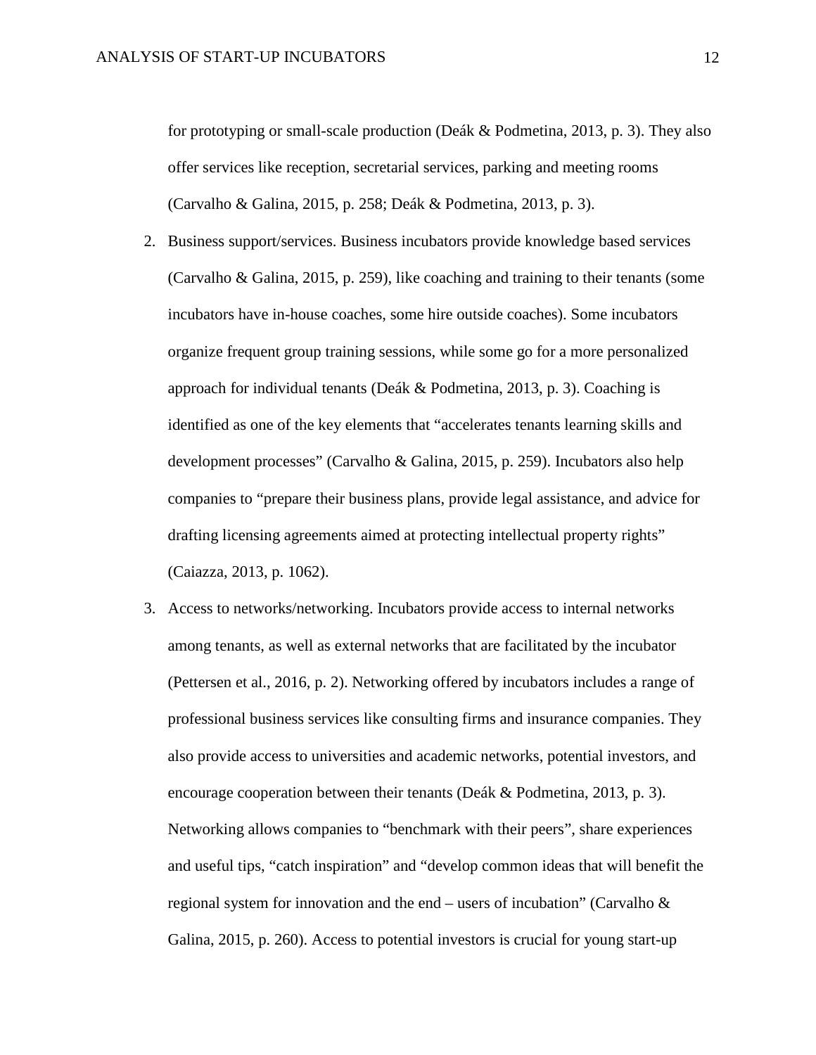for prototyping or small-scale production (Deák & Podmetina, 2013, p. 3). They also offer services like reception, secretarial services, parking and meeting rooms (Carvalho & Galina, 2015, p. 258; Deák & Podmetina, 2013, p. 3).

2. Business support/services. Business incubators provide knowledge based services (Carvalho & Galina, 2015, p. 259), like coaching and training to their tenants (some incubators have in-house coaches, some hire outside coaches). Some incubators organize frequent group training sessions, while some go for a more personalized approach for individual tenants (Deák & Podmetina, 2013, p. 3). Coaching is identified as one of the key elements that "accelerates tenants learning skills and development processes" (Carvalho & Galina, 2015, p. 259). Incubators also help companies to "prepare their business plans, provide legal assistance, and advice for drafting licensing agreements aimed at protecting intellectual property rights" (Caiazza, 2013, p. 1062).

3. Access to networks/networking. Incubators provide access to internal networks among tenants, as well as external networks that are facilitated by the incubator (Pettersen et al., 2016, p. 2). Networking offered by incubators includes a range of professional business services like consulting firms and insurance companies. They also provide access to universities and academic networks, potential investors, and encourage cooperation between their tenants (Deák & Podmetina, 2013, p. 3). Networking allows companies to "benchmark with their peers", share experiences and useful tips, "catch inspiration" and "develop common ideas that will benefit the regional system for innovation and the end – users of incubation" (Carvalho & Galina, 2015, p. 260). Access to potential investors is crucial for young start-up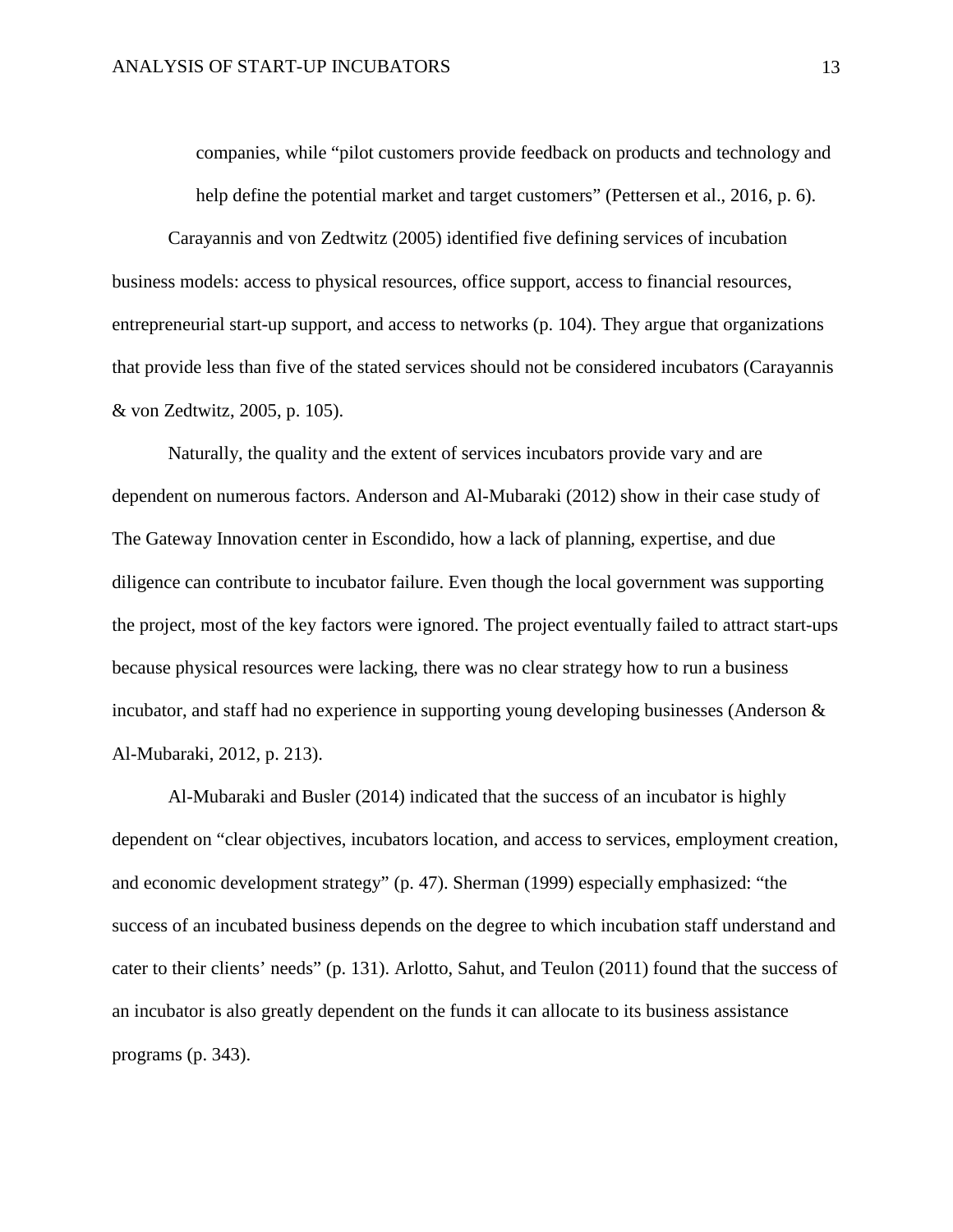> companies, while "pilot customers provide feedback on products and technology and help define the potential market and target customers" (Pettersen et al., 2016, p. 6).

Carayannis and von Zedtwitz (2005) identified five defining services of incubation business models: access to physical resources, office support, access to financial resources, entrepreneurial start-up support, and access to networks (p. 104). They argue that organizations that provide less than five of the stated services should not be considered incubators (Carayannis & von Zedtwitz, 2005, p. 105).

Naturally, the quality and the extent of services incubators provide vary and are dependent on numerous factors. Anderson and Al-Mubaraki (2012) show in their case study of The Gateway Innovation center in Escondido, how a lack of planning, expertise, and due diligence can contribute to incubator failure. Even though the local government was supporting the project, most of the key factors were ignored. The project eventually failed to attract start-ups because physical resources were lacking, there was no clear strategy how to run a business incubator, and staff had no experience in supporting young developing businesses (Anderson & Al-Mubaraki, 2012, p. 213).

Al-Mubaraki and Busler (2014) indicated that the success of an incubator is highly dependent on "clear objectives, incubators location, and access to services, employment creation, and economic development strategy" (p. 47). Sherman (1999) especially emphasized: "the success of an incubated business depends on the degree to which incubation staff understand and cater to their clients' needs" (p. 131). Arlotto, Sahut, and Teulon (2011) found that the success of an incubator is also greatly dependent on the funds it can allocate to its business assistance programs (p. 343).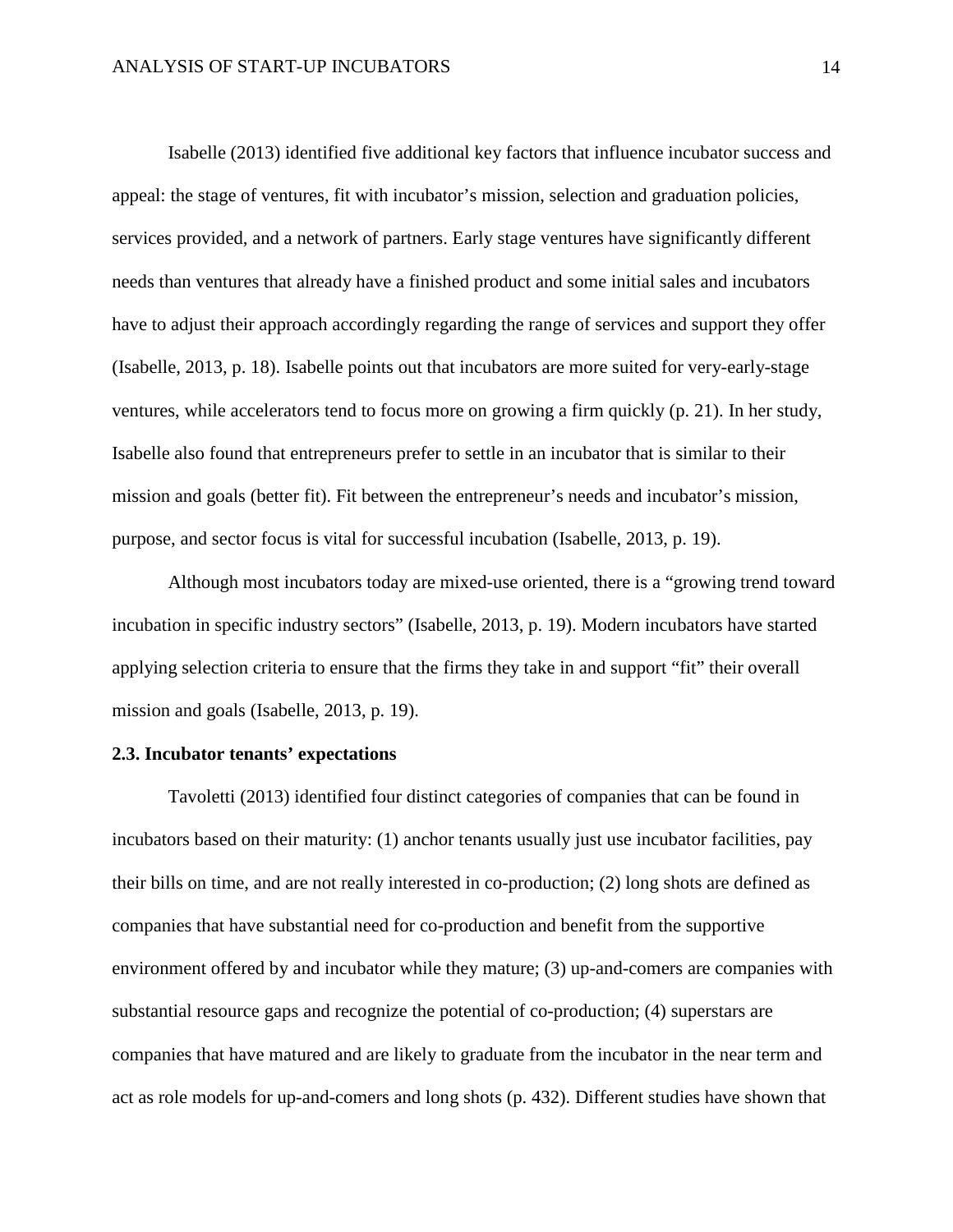Isabelle (2013) identified five additional key factors that influence incubator success and appeal: the stage of ventures, fit with incubator's mission, selection and graduation policies, services provided, and a network of partners. Early stage ventures have significantly different needs than ventures that already have a finished product and some initial sales and incubators have to adjust their approach accordingly regarding the range of services and support they offer (Isabelle, 2013, p. 18). Isabelle points out that incubators are more suited for very-early-stage ventures, while accelerators tend to focus more on growing a firm quickly (p. 21). In her study, Isabelle also found that entrepreneurs prefer to settle in an incubator that is similar to their mission and goals (better fit). Fit between the entrepreneur's needs and incubator's mission, purpose, and sector focus is vital for successful incubation (Isabelle, 2013, p. 19).

Although most incubators today are mixed-use oriented, there is a "growing trend toward incubation in specific industry sectors" (Isabelle, 2013, p. 19). Modern incubators have started applying selection criteria to ensure that the firms they take in and support "fit" their overall mission and goals (Isabelle, 2013, p. 19).

**2.3. Incubator tenants' expectations**

Tavoletti (2013) identified four distinct categories of companies that can be found in incubators based on their maturity: (1) anchor tenants usually just use incubator facilities, pay their bills on time, and are not really interested in co-production; (2) long shots are defined as companies that have substantial need for co-production and benefit from the supportive environment offered by and incubator while they mature; (3) up-and-comers are companies with substantial resource gaps and recognize the potential of co-production; (4) superstars are companies that have matured and are likely to graduate from the incubator in the near term and act as role models for up-and-comers and long shots (p. 432). Different studies have shown that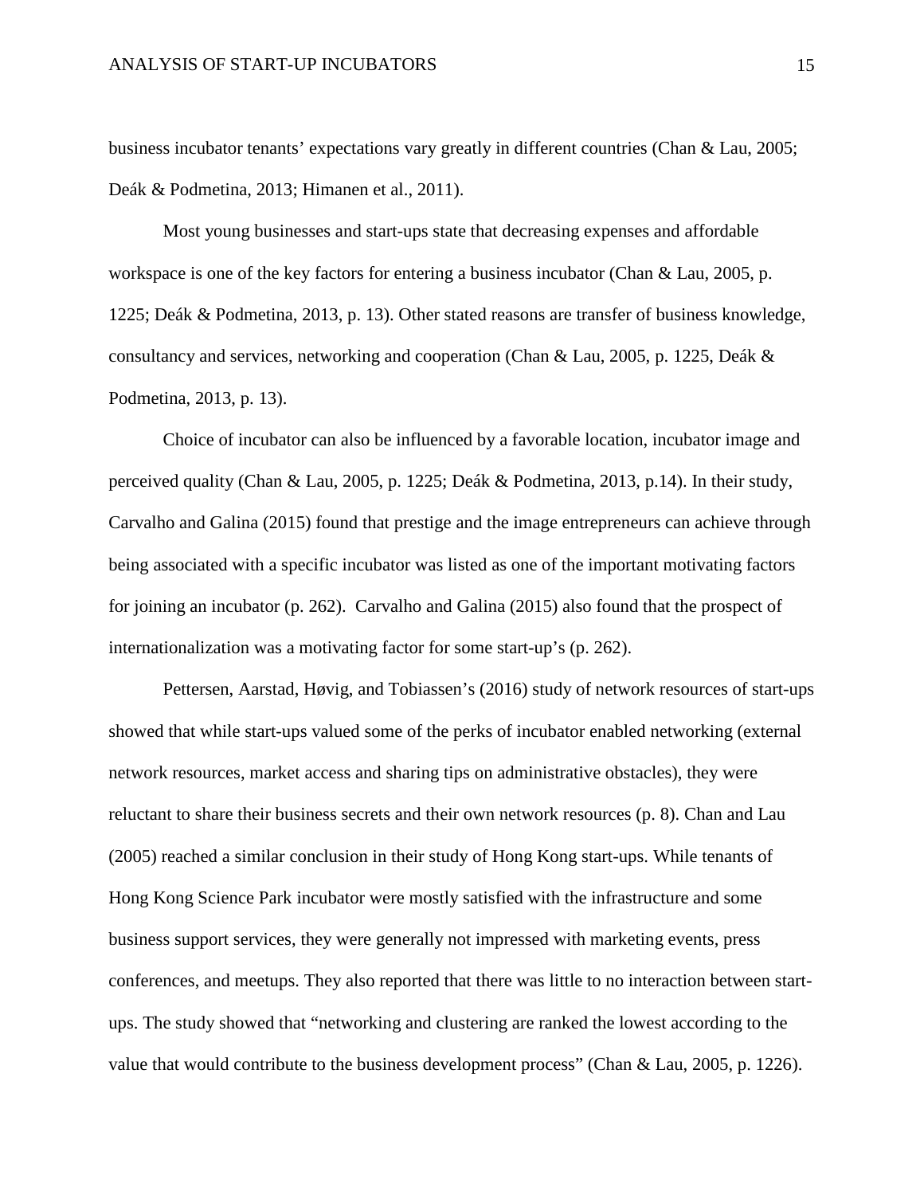business incubator tenants' expectations vary greatly in different countries (Chan & Lau, 2005; Deák & Podmetina, 2013; Himanen et al., 2011).

Most young businesses and start-ups state that decreasing expenses and affordable workspace is one of the key factors for entering a business incubator (Chan & Lau, 2005, p. 1225; Deák & Podmetina, 2013, p. 13). Other stated reasons are transfer of business knowledge, consultancy and services, networking and cooperation (Chan & Lau, 2005, p. 1225, Deák & Podmetina, 2013, p. 13).

Choice of incubator can also be influenced by a favorable location, incubator image and perceived quality (Chan & Lau, 2005, p. 1225; Deák & Podmetina, 2013, p.14). In their study, Carvalho and Galina (2015) found that prestige and the image entrepreneurs can achieve through being associated with a specific incubator was listed as one of the important motivating factors for joining an incubator (p. 262). Carvalho and Galina (2015) also found that the prospect of internationalization was a motivating factor for some start-up's (p. 262).

Pettersen, Aarstad, Høvig, and Tobiassen's (2016) study of network resources of start-ups showed that while start-ups valued some of the perks of incubator enabled networking (external network resources, market access and sharing tips on administrative obstacles), they were reluctant to share their business secrets and their own network resources (p. 8). Chan and Lau (2005) reached a similar conclusion in their study of Hong Kong start-ups. While tenants of Hong Kong Science Park incubator were mostly satisfied with the infrastructure and some business support services, they were generally not impressed with marketing events, press conferences, and meetups. They also reported that there was little to no interaction between start-ups. The study showed that "networking and clustering are ranked the lowest according to the value that would contribute to the business development process" (Chan & Lau, 2005, p. 1226).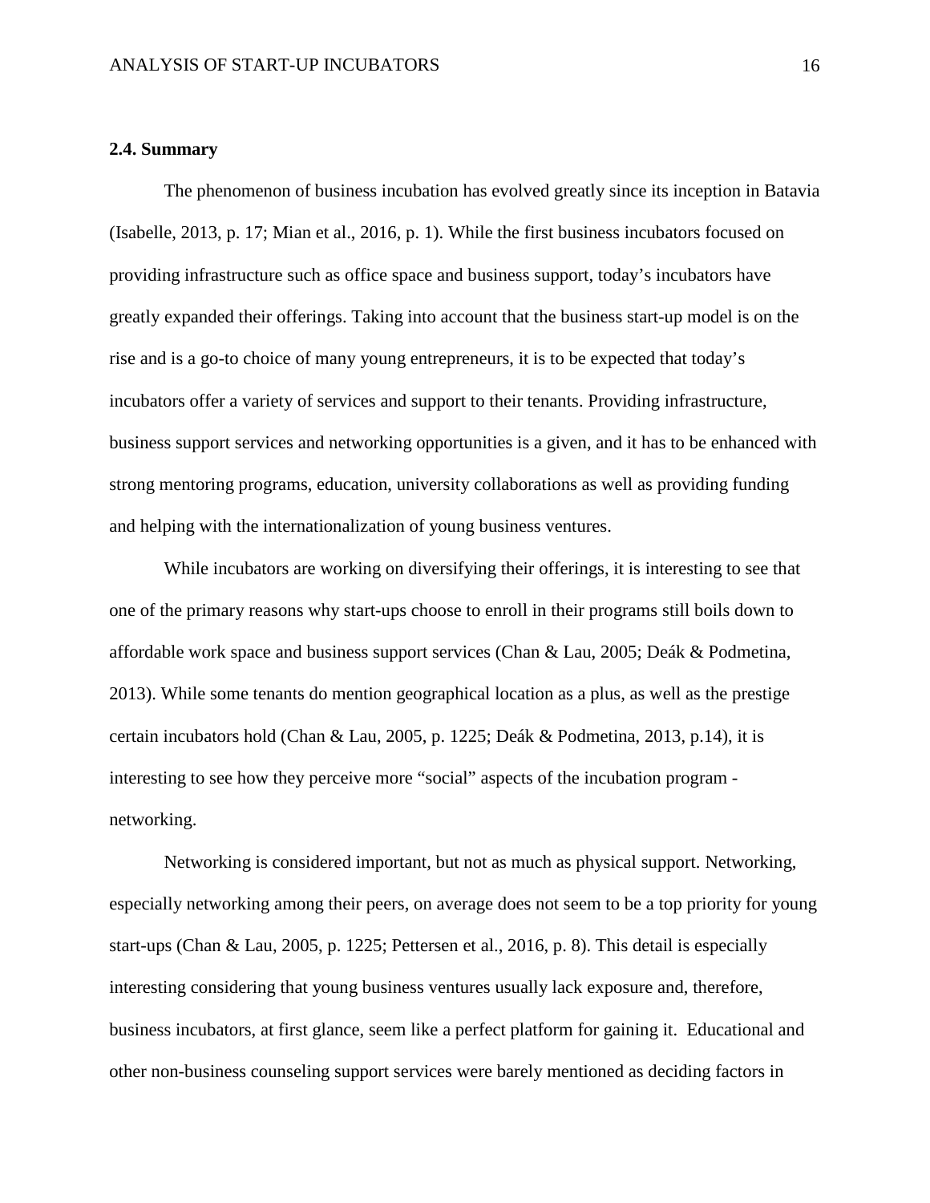### 2.4. Summary

The phenomenon of business incubation has evolved greatly since its inception in Batavia (Isabelle, 2013, p. 17; Mian et al., 2016, p. 1). While the first business incubators focused on providing infrastructure such as office space and business support, today's incubators have greatly expanded their offerings. Taking into account that the business start-up model is on the rise and is a go-to choice of many young entrepreneurs, it is to be expected that today's incubators offer a variety of services and support to their tenants. Providing infrastructure, business support services and networking opportunities is a given, and it has to be enhanced with strong mentoring programs, education, university collaborations as well as providing funding and helping with the internationalization of young business ventures.

While incubators are working on diversifying their offerings, it is interesting to see that one of the primary reasons why start-ups choose to enroll in their programs still boils down to affordable work space and business support services (Chan & Lau, 2005; Deák & Podmetina, 2013). While some tenants do mention geographical location as a plus, as well as the prestige certain incubators hold (Chan & Lau, 2005, p. 1225; Deák & Podmetina, 2013, p.14), it is interesting to see how they perceive more "social" aspects of the incubation program - networking.

Networking is considered important, but not as much as physical support. Networking, especially networking among their peers, on average does not seem to be a top priority for young start-ups (Chan & Lau, 2005, p. 1225; Pettersen et al., 2016, p. 8). This detail is especially interesting considering that young business ventures usually lack exposure and, therefore, business incubators, at first glance, seem like a perfect platform for gaining it. Educational and other non-business counseling support services were barely mentioned as deciding factors in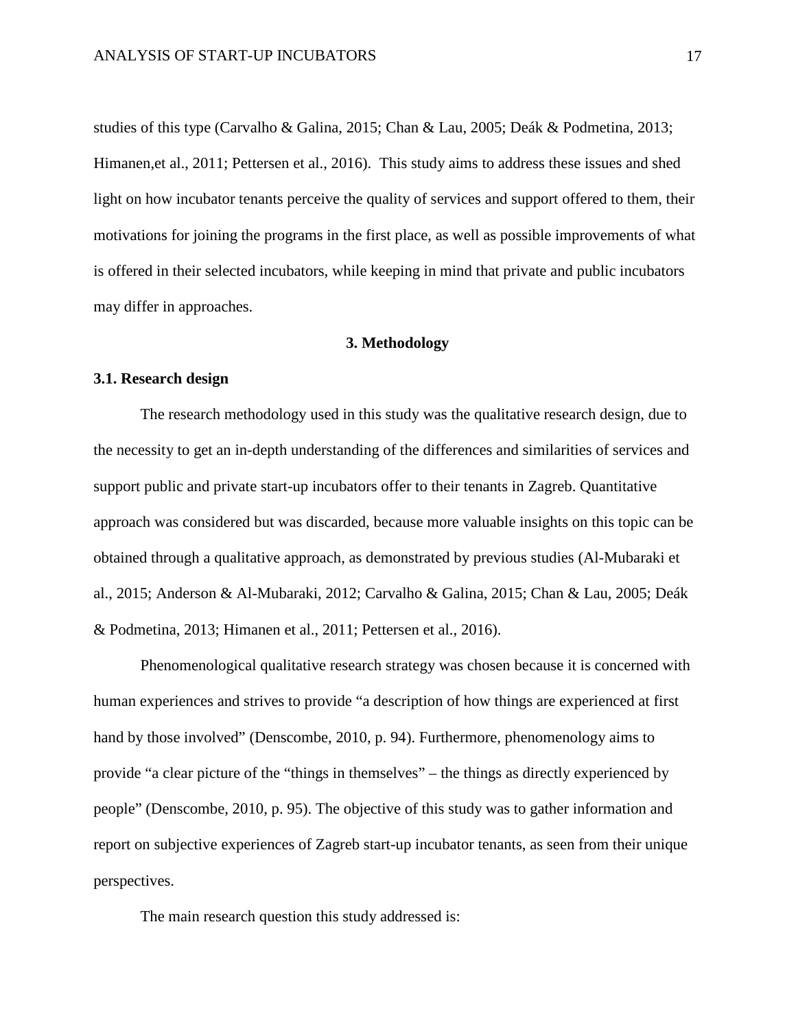studies of this type (Carvalho & Galina, 2015; Chan & Lau, 2005; Deák & Podmetina, 2013; Himanen,et al., 2011; Pettersen et al., 2016). This study aims to address these issues and shed light on how incubator tenants perceive the quality of services and support offered to them, their motivations for joining the programs in the first place, as well as possible improvements of what is offered in their selected incubators, while keeping in mind that private and public incubators may differ in approaches.

## 3. Methodology

### 3.1. Research design

The research methodology used in this study was the qualitative research design, due to the necessity to get an in-depth understanding of the differences and similarities of services and support public and private start-up incubators offer to their tenants in Zagreb. Quantitative approach was considered but was discarded, because more valuable insights on this topic can be obtained through a qualitative approach, as demonstrated by previous studies (Al-Mubaraki et al., 2015; Anderson & Al-Mubaraki, 2012; Carvalho & Galina, 2015; Chan & Lau, 2005; Deák & Podmetina, 2013; Himanen et al., 2011; Pettersen et al., 2016).

Phenomenological qualitative research strategy was chosen because it is concerned with human experiences and strives to provide "a description of how things are experienced at first hand by those involved" (Denscombe, 2010, p. 94). Furthermore, phenomenology aims to provide "a clear picture of the "things in themselves" – the things as directly experienced by people" (Denscombe, 2010, p. 95). The objective of this study was to gather information and report on subjective experiences of Zagreb start-up incubator tenants, as seen from their unique perspectives.

The main research question this study addressed is: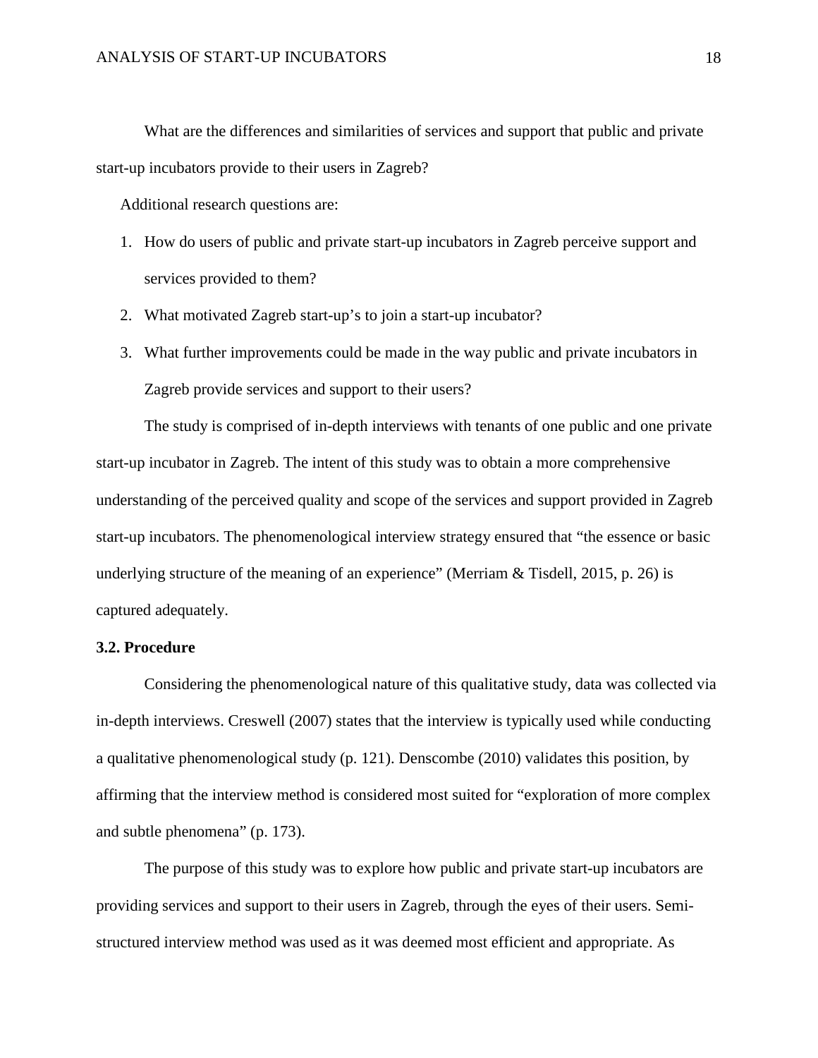What are the differences and similarities of services and support that public and private start-up incubators provide to their users in Zagreb?

Additional research questions are:

1. How do users of public and private start-up incubators in Zagreb perceive support and services provided to them?
2. What motivated Zagreb start-up's to join a start-up incubator?
3. What further improvements could be made in the way public and private incubators in Zagreb provide services and support to their users?

The study is comprised of in-depth interviews with tenants of one public and one private start-up incubator in Zagreb. The intent of this study was to obtain a more comprehensive understanding of the perceived quality and scope of the services and support provided in Zagreb start-up incubators. The phenomenological interview strategy ensured that "the essence or basic underlying structure of the meaning of an experience" (Merriam & Tisdell, 2015, p. 26) is captured adequately.

**3.2. Procedure**

Considering the phenomenological nature of this qualitative study, data was collected via in-depth interviews. Creswell (2007) states that the interview is typically used while conducting a qualitative phenomenological study (p. 121). Denscombe (2010) validates this position, by affirming that the interview method is considered most suited for "exploration of more complex and subtle phenomena" (p. 173).

The purpose of this study was to explore how public and private start-up incubators are providing services and support to their users in Zagreb, through the eyes of their users. Semi-structured interview method was used as it was deemed most efficient and appropriate. As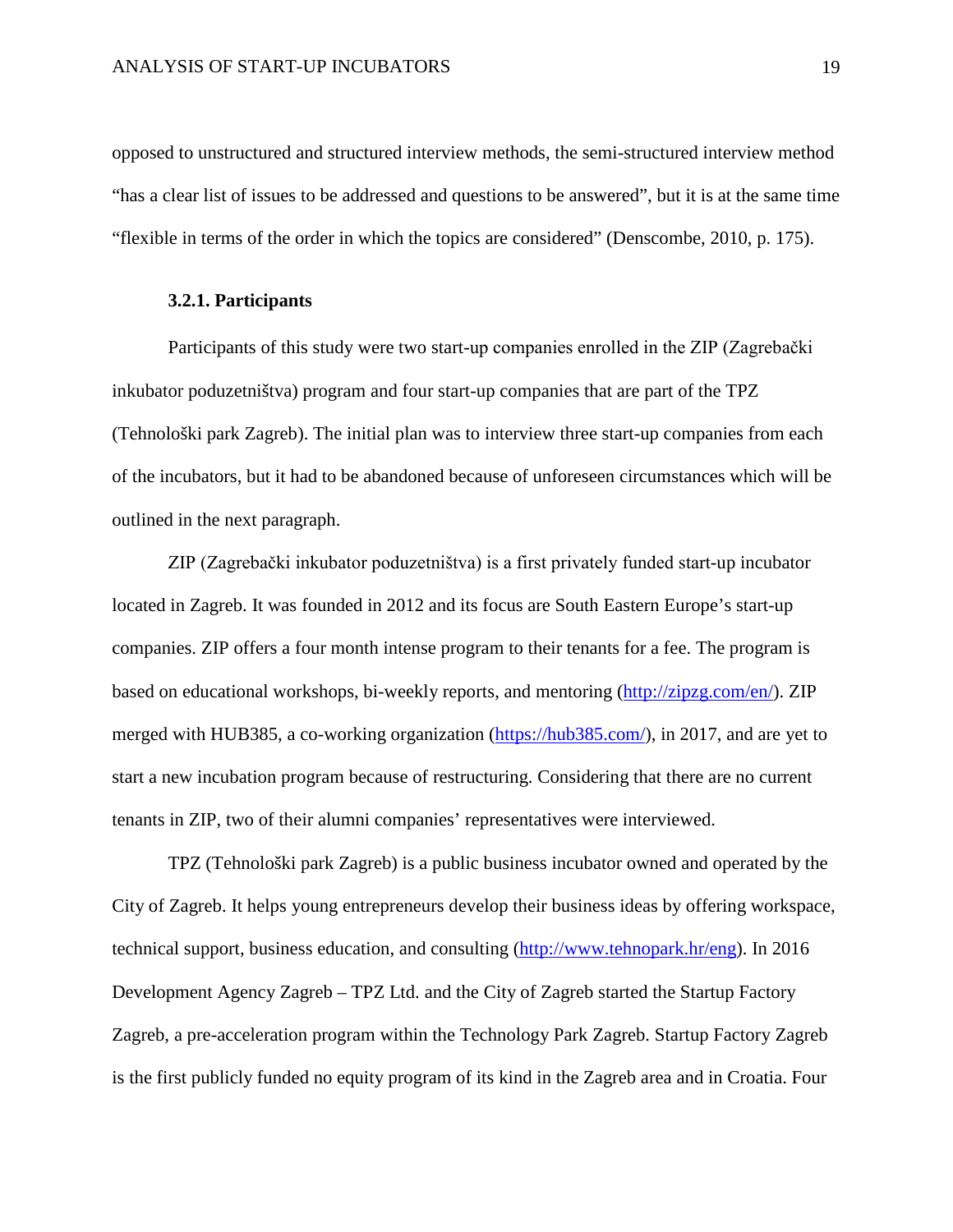opposed to unstructured and structured interview methods, the semi-structured interview method “has a clear list of issues to be addressed and questions to be answered”, but it is at the same time “flexible in terms of the order in which the topics are considered” (Denscombe, 2010, p. 175).

### 3.2.1. Participants

Participants of this study were two start-up companies enrolled in the ZIP (Zagrebački inkubator poduzetništva) program and four start-up companies that are part of the TPZ (Tehnološki park Zagreb). The initial plan was to interview three start-up companies from each of the incubators, but it had to be abandoned because of unforeseen circumstances which will be outlined in the next paragraph.

ZIP (Zagrebački inkubator poduzetništva) is a first privately funded start-up incubator located in Zagreb. It was founded in 2012 and its focus are South Eastern Europe’s start-up companies. ZIP offers a four month intense program to their tenants for a fee. The program is based on educational workshops, bi-weekly reports, and mentoring (http://zipzg.com/en/). ZIP merged with HUB385, a co-working organization (https://hub385.com/), in 2017, and are yet to start a new incubation program because of restructuring. Considering that there are no current tenants in ZIP, two of their alumni companies’ representatives were interviewed.

TPZ (Tehnološki park Zagreb) is a public business incubator owned and operated by the City of Zagreb. It helps young entrepreneurs develop their business ideas by offering workspace, technical support, business education, and consulting (http://www.tehnopark.hr/eng). In 2016 Development Agency Zagreb – TPZ Ltd. and the City of Zagreb started the Startup Factory Zagreb, a pre-acceleration program within the Technology Park Zagreb. Startup Factory Zagreb is the first publicly funded no equity program of its kind in the Zagreb area and in Croatia. Four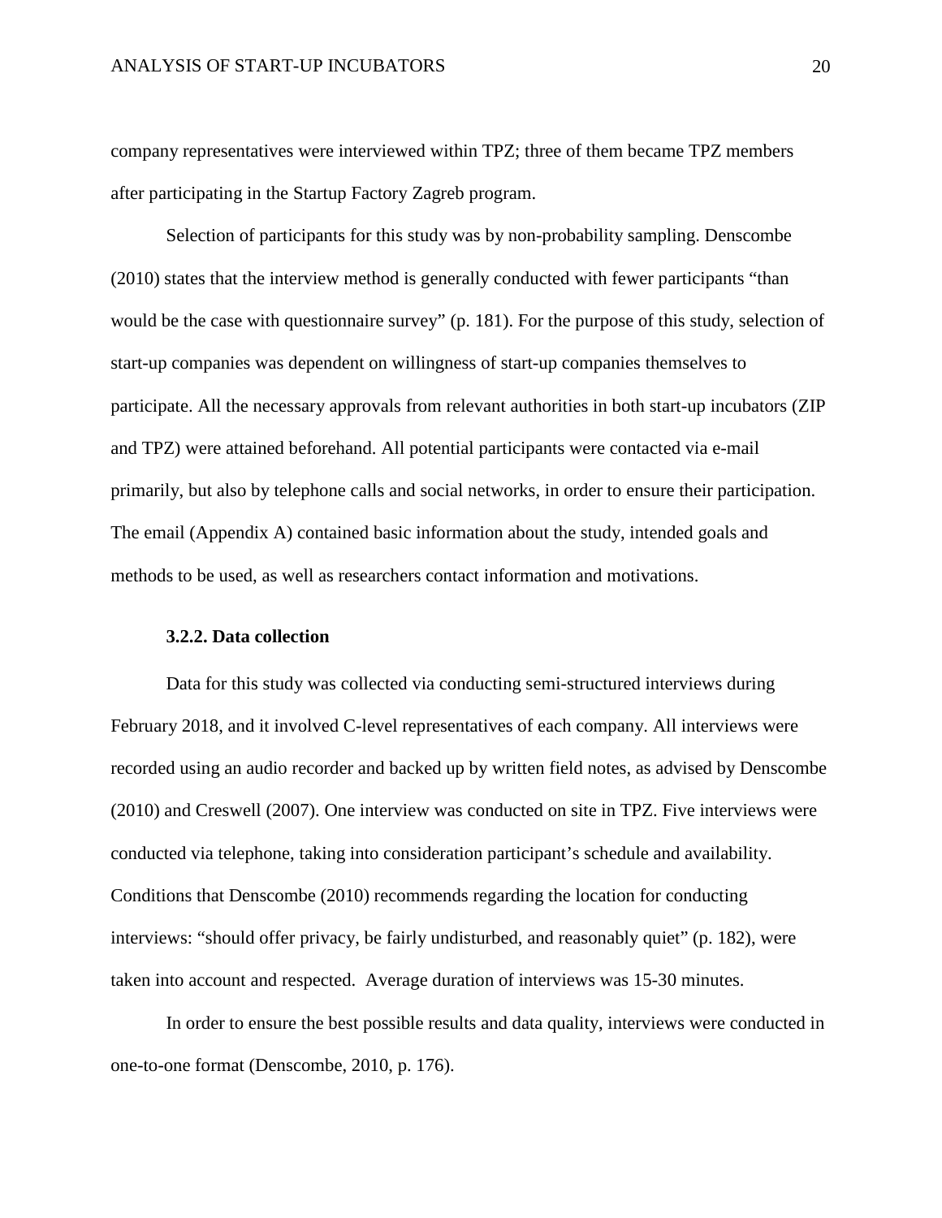company representatives were interviewed within TPZ; three of them became TPZ members after participating in the Startup Factory Zagreb program.

Selection of participants for this study was by non-probability sampling. Denscombe (2010) states that the interview method is generally conducted with fewer participants "than would be the case with questionnaire survey" (p. 181). For the purpose of this study, selection of start-up companies was dependent on willingness of start-up companies themselves to participate. All the necessary approvals from relevant authorities in both start-up incubators (ZIP and TPZ) were attained beforehand. All potential participants were contacted via e-mail primarily, but also by telephone calls and social networks, in order to ensure their participation. The email (Appendix A) contained basic information about the study, intended goals and methods to be used, as well as researchers contact information and motivations.

### 3.2.2. Data collection

Data for this study was collected via conducting semi-structured interviews during February 2018, and it involved C-level representatives of each company. All interviews were recorded using an audio recorder and backed up by written field notes, as advised by Denscombe (2010) and Creswell (2007). One interview was conducted on site in TPZ. Five interviews were conducted via telephone, taking into consideration participant's schedule and availability. Conditions that Denscombe (2010) recommends regarding the location for conducting interviews: "should offer privacy, be fairly undisturbed, and reasonably quiet" (p. 182), were taken into account and respected. Average duration of interviews was 15-30 minutes.

In order to ensure the best possible results and data quality, interviews were conducted in one-to-one format (Denscombe, 2010, p. 176).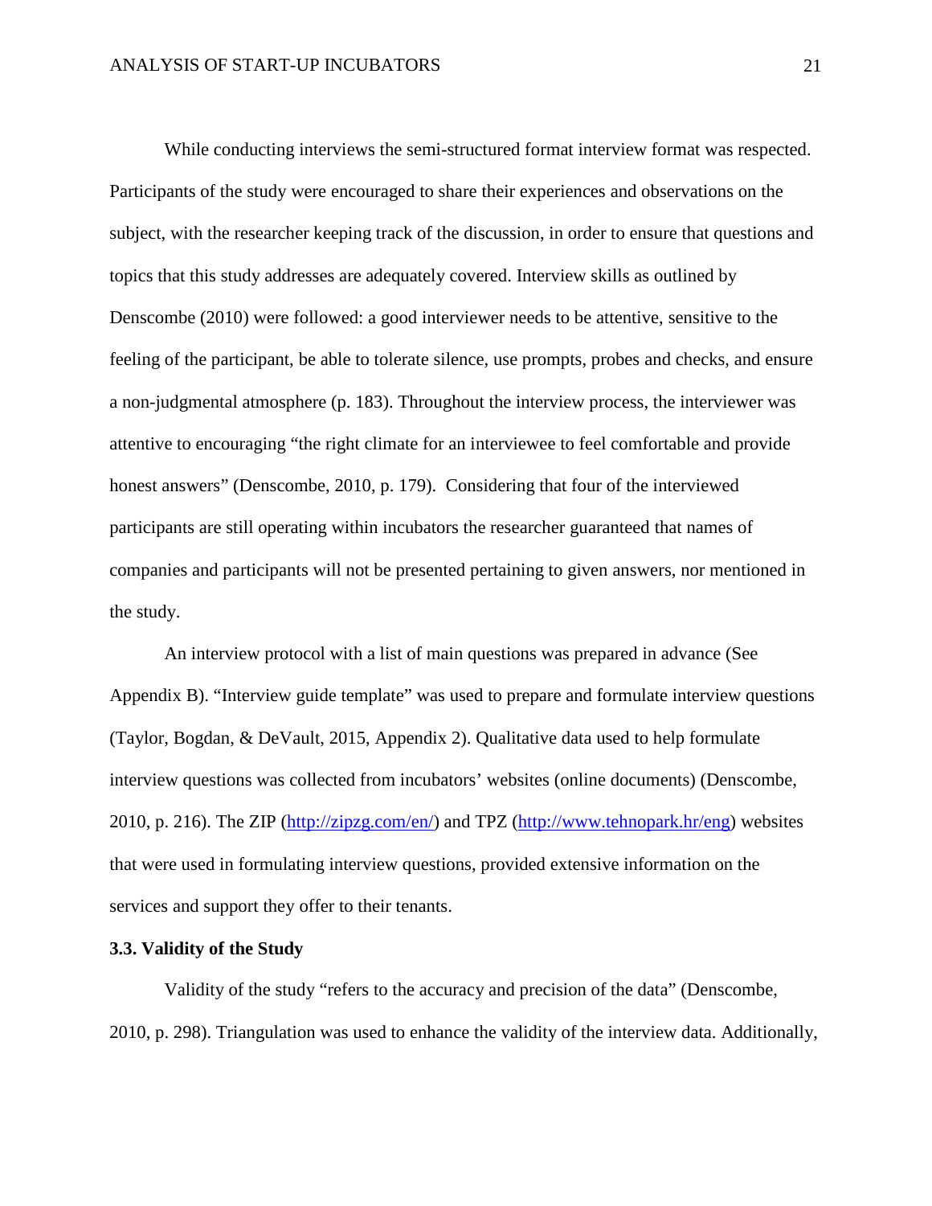While conducting interviews the semi-structured format interview format was respected. Participants of the study were encouraged to share their experiences and observations on the subject, with the researcher keeping track of the discussion, in order to ensure that questions and topics that this study addresses are adequately covered. Interview skills as outlined by Denscombe (2010) were followed: a good interviewer needs to be attentive, sensitive to the feeling of the participant, be able to tolerate silence, use prompts, probes and checks, and ensure a non-judgmental atmosphere (p. 183). Throughout the interview process, the interviewer was attentive to encouraging "the right climate for an interviewee to feel comfortable and provide honest answers" (Denscombe, 2010, p. 179). Considering that four of the interviewed participants are still operating within incubators the researcher guaranteed that names of companies and participants will not be presented pertaining to given answers, nor mentioned in the study.

An interview protocol with a list of main questions was prepared in advance (See Appendix B). "Interview guide template" was used to prepare and formulate interview questions (Taylor, Bogdan, & DeVault, 2015, Appendix 2). Qualitative data used to help formulate interview questions was collected from incubators' websites (online documents) (Denscombe, 2010, p. 216). The ZIP (http://zipzg.com/en/) and TPZ (http://www.tehnopark.hr/eng) websites that were used in formulating interview questions, provided extensive information on the services and support they offer to their tenants.

### 3.3. Validity of the Study

Validity of the study "refers to the accuracy and precision of the data" (Denscombe, 2010, p. 298). Triangulation was used to enhance the validity of the interview data. Additionally,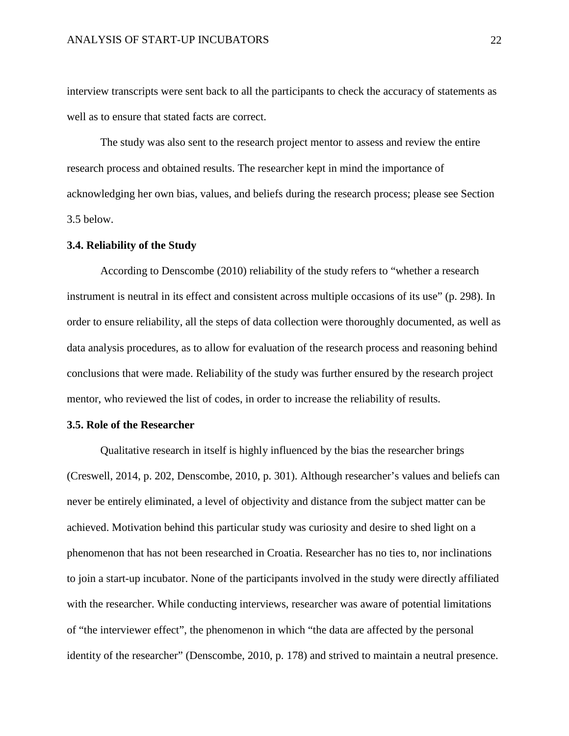interview transcripts were sent back to all the participants to check the accuracy of statements as well as to ensure that stated facts are correct.

The study was also sent to the research project mentor to assess and review the entire research process and obtained results. The researcher kept in mind the importance of acknowledging her own bias, values, and beliefs during the research process; please see Section 3.5 below.

### 3.4. Reliability of the Study

According to Denscombe (2010) reliability of the study refers to "whether a research instrument is neutral in its effect and consistent across multiple occasions of its use" (p. 298). In order to ensure reliability, all the steps of data collection were thoroughly documented, as well as data analysis procedures, as to allow for evaluation of the research process and reasoning behind conclusions that were made. Reliability of the study was further ensured by the research project mentor, who reviewed the list of codes, in order to increase the reliability of results.

### 3.5. Role of the Researcher

Qualitative research in itself is highly influenced by the bias the researcher brings (Creswell, 2014, p. 202, Denscombe, 2010, p. 301). Although researcher's values and beliefs can never be entirely eliminated, a level of objectivity and distance from the subject matter can be achieved. Motivation behind this particular study was curiosity and desire to shed light on a phenomenon that has not been researched in Croatia. Researcher has no ties to, nor inclinations to join a start-up incubator. None of the participants involved in the study were directly affiliated with the researcher. While conducting interviews, researcher was aware of potential limitations of "the interviewer effect", the phenomenon in which "the data are affected by the personal identity of the researcher" (Denscombe, 2010, p. 178) and strived to maintain a neutral presence.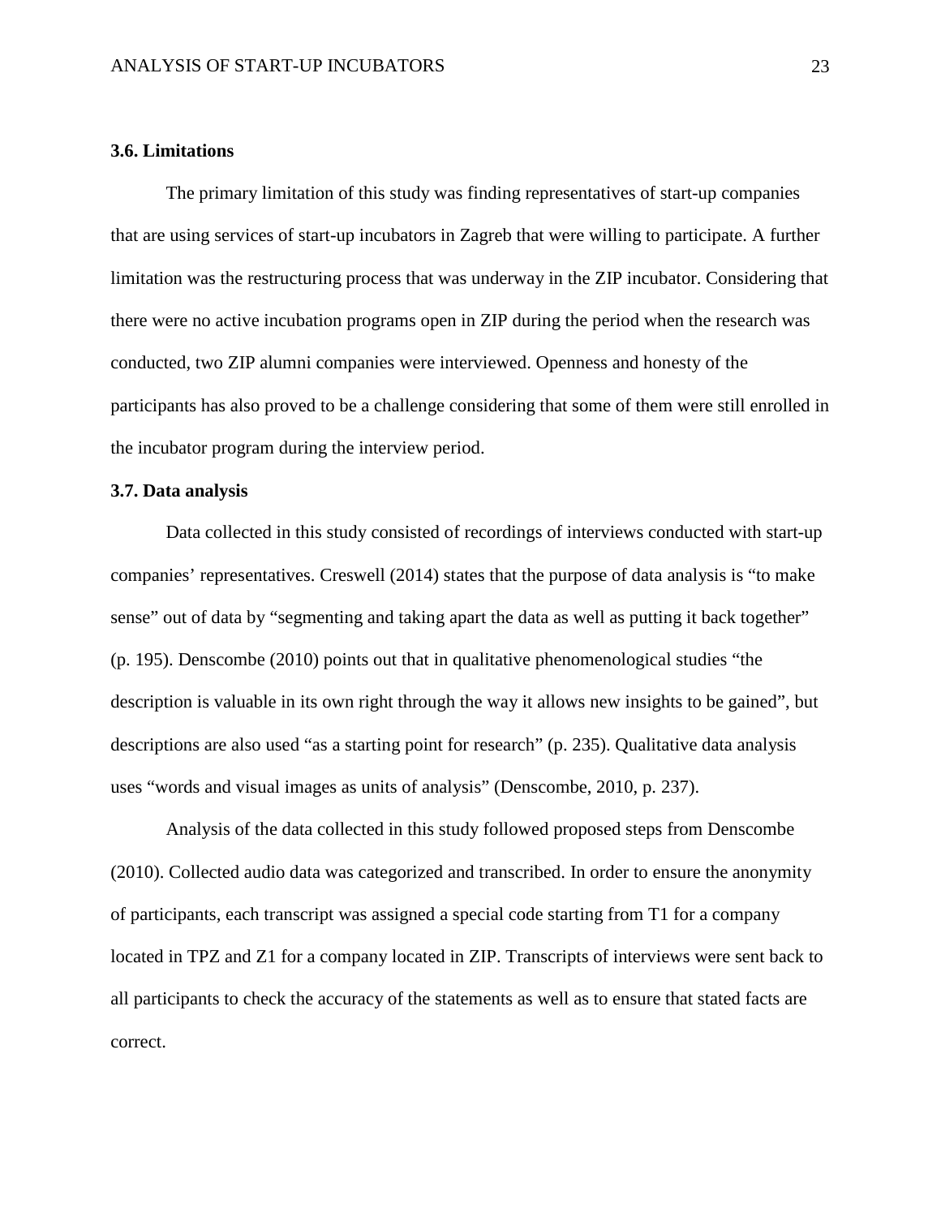### 3.6. Limitations

The primary limitation of this study was finding representatives of start-up companies that are using services of start-up incubators in Zagreb that were willing to participate. A further limitation was the restructuring process that was underway in the ZIP incubator. Considering that there were no active incubation programs open in ZIP during the period when the research was conducted, two ZIP alumni companies were interviewed. Openness and honesty of the participants has also proved to be a challenge considering that some of them were still enrolled in the incubator program during the interview period.

### 3.7. Data analysis

Data collected in this study consisted of recordings of interviews conducted with start-up companies' representatives. Creswell (2014) states that the purpose of data analysis is "to make sense" out of data by "segmenting and taking apart the data as well as putting it back together" (p. 195). Denscombe (2010) points out that in qualitative phenomenological studies "the description is valuable in its own right through the way it allows new insights to be gained", but descriptions are also used "as a starting point for research" (p. 235). Qualitative data analysis uses "words and visual images as units of analysis" (Denscombe, 2010, p. 237).

Analysis of the data collected in this study followed proposed steps from Denscombe (2010). Collected audio data was categorized and transcribed. In order to ensure the anonymity of participants, each transcript was assigned a special code starting from T1 for a company located in TPZ and Z1 for a company located in ZIP. Transcripts of interviews were sent back to all participants to check the accuracy of the statements as well as to ensure that stated facts are correct.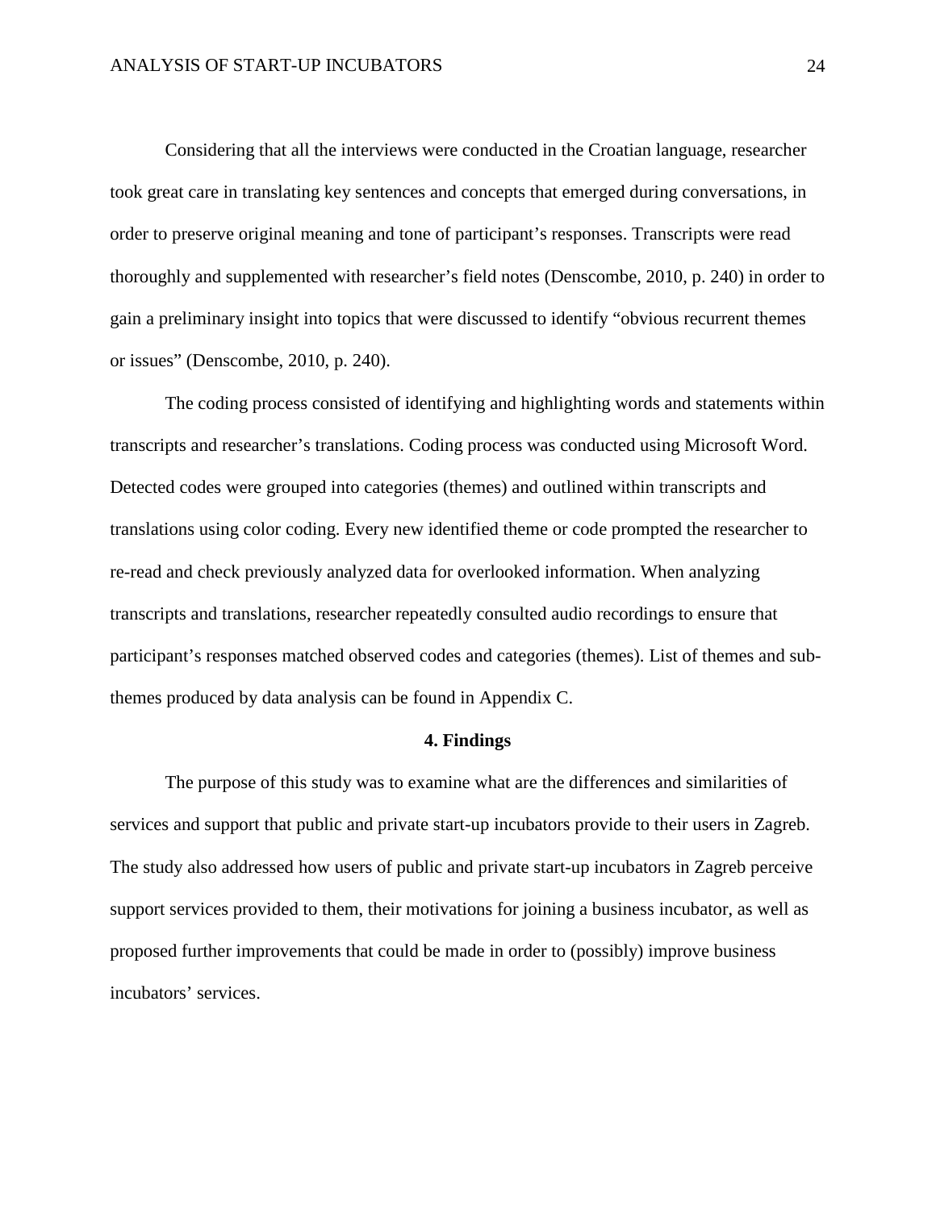Considering that all the interviews were conducted in the Croatian language, researcher took great care in translating key sentences and concepts that emerged during conversations, in order to preserve original meaning and tone of participant's responses. Transcripts were read thoroughly and supplemented with researcher's field notes (Denscombe, 2010, p. 240) in order to gain a preliminary insight into topics that were discussed to identify "obvious recurrent themes or issues" (Denscombe, 2010, p. 240).

The coding process consisted of identifying and highlighting words and statements within transcripts and researcher's translations. Coding process was conducted using Microsoft Word. Detected codes were grouped into categories (themes) and outlined within transcripts and translations using color coding. Every new identified theme or code prompted the researcher to re-read and check previously analyzed data for overlooked information. When analyzing transcripts and translations, researcher repeatedly consulted audio recordings to ensure that participant's responses matched observed codes and categories (themes). List of themes and sub-themes produced by data analysis can be found in Appendix C.

## 4. Findings

The purpose of this study was to examine what are the differences and similarities of services and support that public and private start-up incubators provide to their users in Zagreb. The study also addressed how users of public and private start-up incubators in Zagreb perceive support services provided to them, their motivations for joining a business incubator, as well as proposed further improvements that could be made in order to (possibly) improve business incubators' services.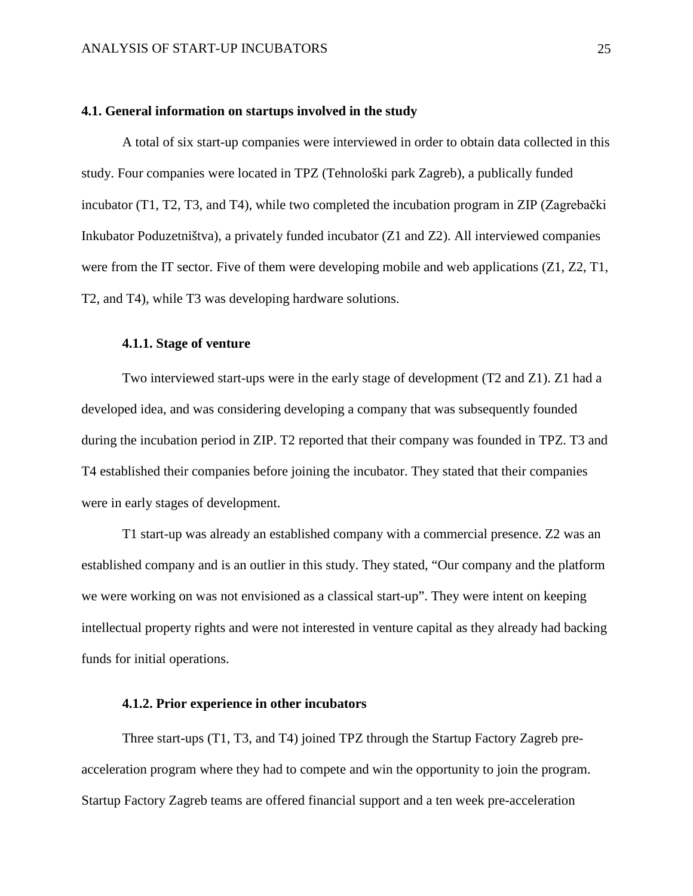### 4.1. General information on startups involved in the study

A total of six start-up companies were interviewed in order to obtain data collected in this study. Four companies were located in TPZ (Tehnološki park Zagreb), a publically funded incubator (T1, T2, T3, and T4), while two completed the incubation program in ZIP (Zagrebački Inkubator Poduzetništva), a privately funded incubator (Z1 and Z2). All interviewed companies were from the IT sector. Five of them were developing mobile and web applications (Z1, Z2, T1, T2, and T4), while T3 was developing hardware solutions.

#### 4.1.1. Stage of venture

Two interviewed start-ups were in the early stage of development (T2 and Z1). Z1 had a developed idea, and was considering developing a company that was subsequently founded during the incubation period in ZIP. T2 reported that their company was founded in TPZ. T3 and T4 established their companies before joining the incubator. They stated that their companies were in early stages of development.

T1 start-up was already an established company with a commercial presence. Z2 was an established company and is an outlier in this study. They stated, "Our company and the platform we were working on was not envisioned as a classical start-up". They were intent on keeping intellectual property rights and were not interested in venture capital as they already had backing funds for initial operations.

#### 4.1.2. Prior experience in other incubators

Three start-ups (T1, T3, and T4) joined TPZ through the Startup Factory Zagreb pre-acceleration program where they had to compete and win the opportunity to join the program. Startup Factory Zagreb teams are offered financial support and a ten week pre-acceleration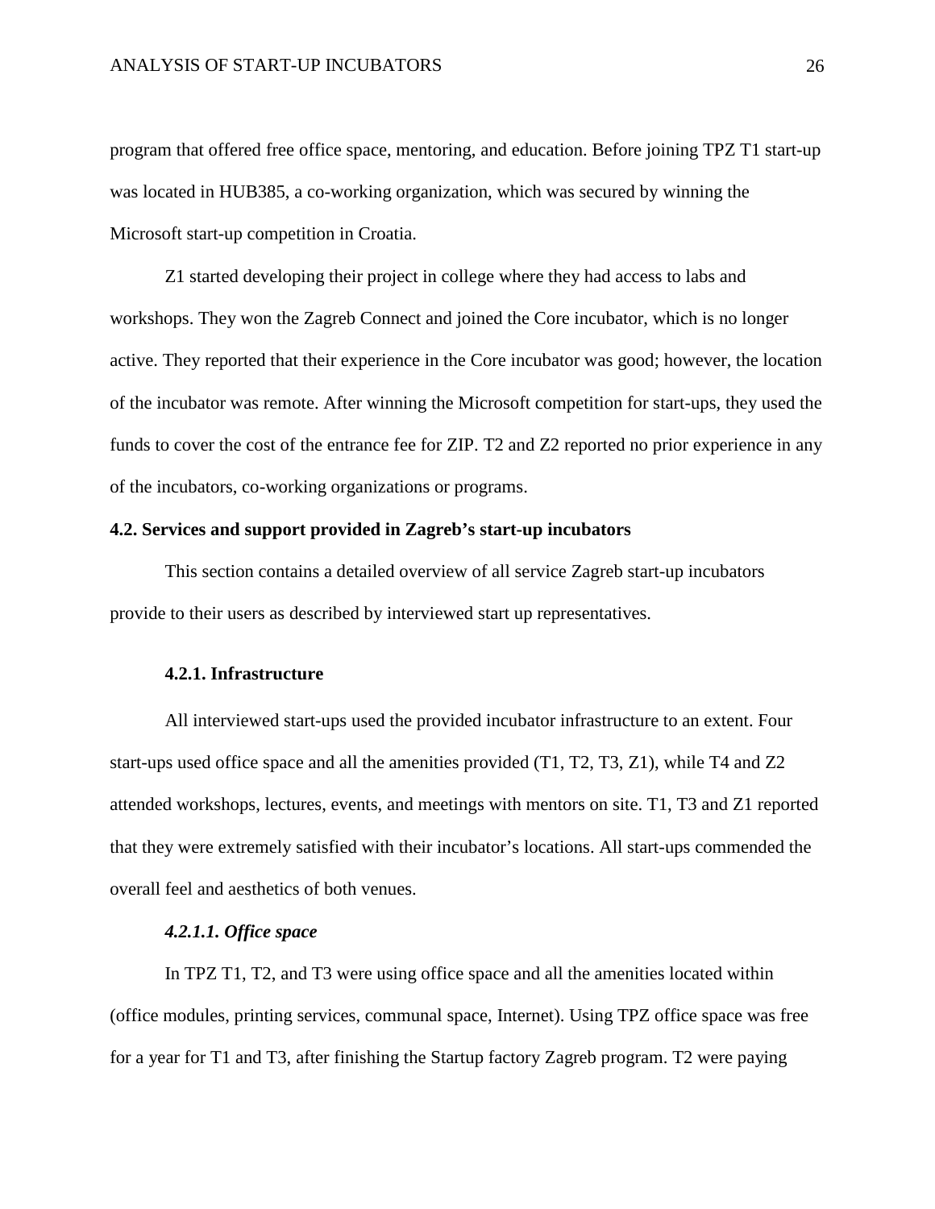program that offered free office space, mentoring, and education. Before joining TPZ T1 start-up was located in HUB385, a co-working organization, which was secured by winning the Microsoft start-up competition in Croatia.

Z1 started developing their project in college where they had access to labs and workshops. They won the Zagreb Connect and joined the Core incubator, which is no longer active. They reported that their experience in the Core incubator was good; however, the location of the incubator was remote. After winning the Microsoft competition for start-ups, they used the funds to cover the cost of the entrance fee for ZIP. T2 and Z2 reported no prior experience in any of the incubators, co-working organizations or programs.

## 4.2. Services and support provided in Zagreb's start-up incubators

This section contains a detailed overview of all service Zagreb start-up incubators provide to their users as described by interviewed start up representatives.

### 4.2.1. Infrastructure

All interviewed start-ups used the provided incubator infrastructure to an extent. Four start-ups used office space and all the amenities provided (T1, T2, T3, Z1), while T4 and Z2 attended workshops, lectures, events, and meetings with mentors on site. T1, T3 and Z1 reported that they were extremely satisfied with their incubator's locations. All start-ups commended the overall feel and aesthetics of both venues.

#### *4.2.1.1. Office space*

In TPZ T1, T2, and T3 were using office space and all the amenities located within (office modules, printing services, communal space, Internet). Using TPZ office space was free for a year for T1 and T3, after finishing the Startup factory Zagreb program. T2 were paying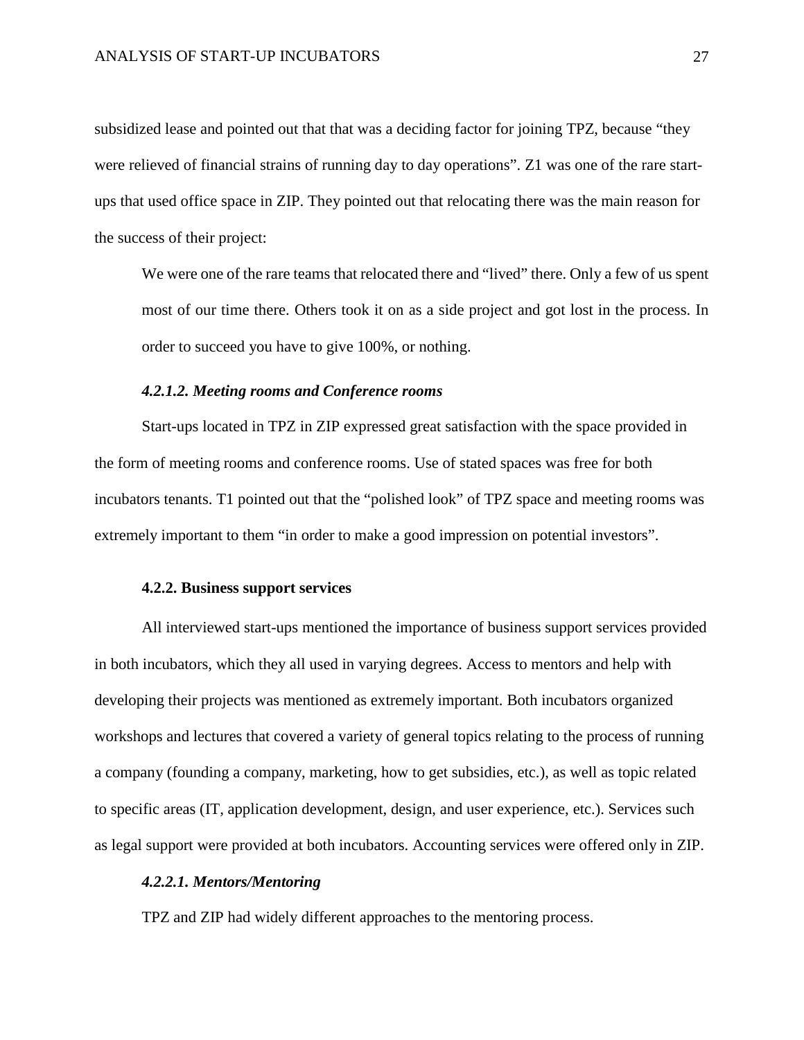subsidized lease and pointed out that that was a deciding factor for joining TPZ, because "they were relieved of financial strains of running day to day operations". Z1 was one of the rare start-ups that used office space in ZIP. They pointed out that relocating there was the main reason for the success of their project:

> We were one of the rare teams that relocated there and "lived" there. Only a few of us spent most of our time there. Others took it on as a side project and got lost in the process. In order to succeed you have to give 100%, or nothing.

##### *4.2.1.2. Meeting rooms and Conference rooms*

Start-ups located in TPZ in ZIP expressed great satisfaction with the space provided in the form of meeting rooms and conference rooms. Use of stated spaces was free for both incubators tenants. T1 pointed out that the "polished look" of TPZ space and meeting rooms was extremely important to them "in order to make a good impression on potential investors".

#### 4.2.2. Business support services

All interviewed start-ups mentioned the importance of business support services provided in both incubators, which they all used in varying degrees. Access to mentors and help with developing their projects was mentioned as extremely important. Both incubators organized workshops and lectures that covered a variety of general topics relating to the process of running a company (founding a company, marketing, how to get subsidies, etc.), as well as topic related to specific areas (IT, application development, design, and user experience, etc.). Services such as legal support were provided at both incubators. Accounting services were offered only in ZIP.

##### *4.2.2.1. Mentors/Mentoring*

TPZ and ZIP had widely different approaches to the mentoring process.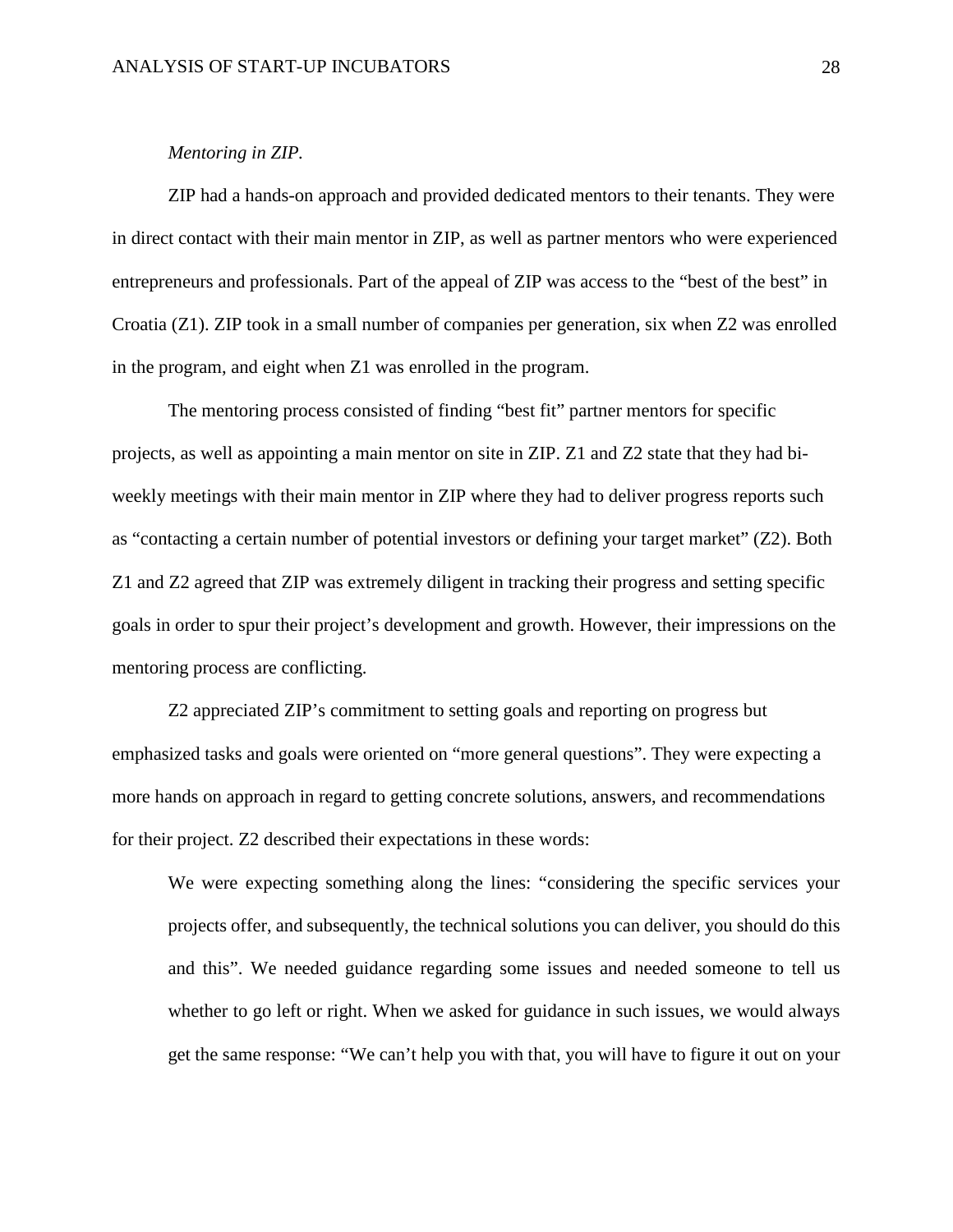*Mentoring in ZIP.*

ZIP had a hands-on approach and provided dedicated mentors to their tenants. They were in direct contact with their main mentor in ZIP, as well as partner mentors who were experienced entrepreneurs and professionals. Part of the appeal of ZIP was access to the "best of the best" in Croatia (Z1). ZIP took in a small number of companies per generation, six when Z2 was enrolled in the program, and eight when Z1 was enrolled in the program.

The mentoring process consisted of finding "best fit" partner mentors for specific projects, as well as appointing a main mentor on site in ZIP. Z1 and Z2 state that they had bi-weekly meetings with their main mentor in ZIP where they had to deliver progress reports such as "contacting a certain number of potential investors or defining your target market" (Z2). Both Z1 and Z2 agreed that ZIP was extremely diligent in tracking their progress and setting specific goals in order to spur their project's development and growth. However, their impressions on the mentoring process are conflicting.

Z2 appreciated ZIP's commitment to setting goals and reporting on progress but emphasized tasks and goals were oriented on "more general questions". They were expecting a more hands on approach in regard to getting concrete solutions, answers, and recommendations for their project. Z2 described their expectations in these words:

> We were expecting something along the lines: "considering the specific services your projects offer, and subsequently, the technical solutions you can deliver, you should do this and this". We needed guidance regarding some issues and needed someone to tell us whether to go left or right. When we asked for guidance in such issues, we would always get the same response: "We can't help you with that, you will have to figure it out on your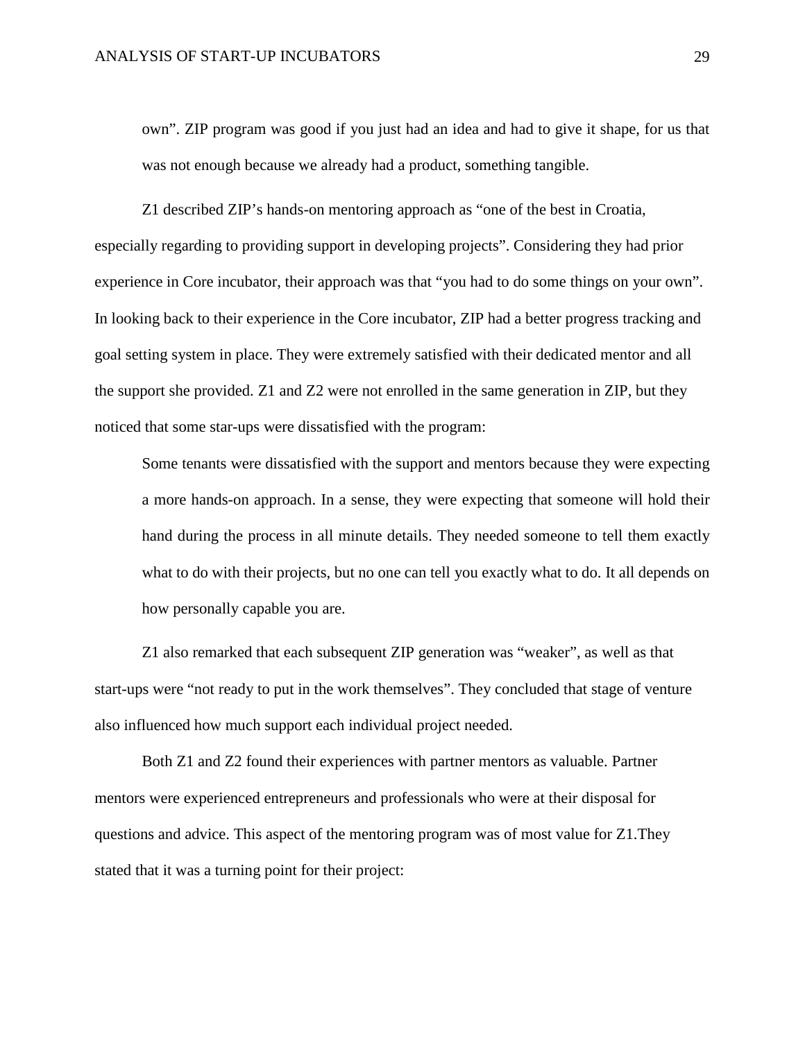> own". ZIP program was good if you just had an idea and had to give it shape, for us that was not enough because we already had a product, something tangible.

Z1 described ZIP's hands-on mentoring approach as "one of the best in Croatia, especially regarding to providing support in developing projects". Considering they had prior experience in Core incubator, their approach was that "you had to do some things on your own". In looking back to their experience in the Core incubator, ZIP had a better progress tracking and goal setting system in place. They were extremely satisfied with their dedicated mentor and all the support she provided. Z1 and Z2 were not enrolled in the same generation in ZIP, but they noticed that some star-ups were dissatisfied with the program:

> Some tenants were dissatisfied with the support and mentors because they were expecting a more hands-on approach. In a sense, they were expecting that someone will hold their hand during the process in all minute details. They needed someone to tell them exactly what to do with their projects, but no one can tell you exactly what to do. It all depends on how personally capable you are.

Z1 also remarked that each subsequent ZIP generation was "weaker", as well as that start-ups were "not ready to put in the work themselves". They concluded that stage of venture also influenced how much support each individual project needed.

Both Z1 and Z2 found their experiences with partner mentors as valuable. Partner mentors were experienced entrepreneurs and professionals who were at their disposal for questions and advice. This aspect of the mentoring program was of most value for Z1.They stated that it was a turning point for their project: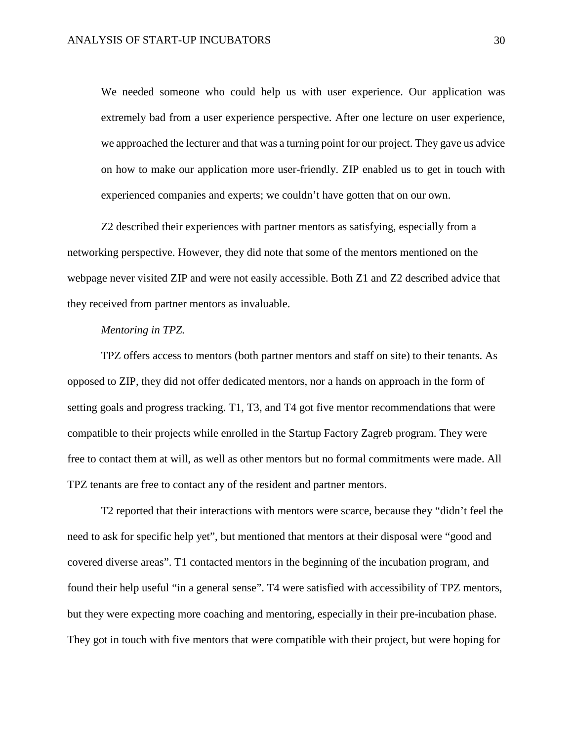> We needed someone who could help us with user experience. Our application was extremely bad from a user experience perspective. After one lecture on user experience, we approached the lecturer and that was a turning point for our project. They gave us advice on how to make our application more user-friendly. ZIP enabled us to get in touch with experienced companies and experts; we couldn't have gotten that on our own.

Z2 described their experiences with partner mentors as satisfying, especially from a networking perspective. However, they did note that some of the mentors mentioned on the webpage never visited ZIP and were not easily accessible. Both Z1 and Z2 described advice that they received from partner mentors as invaluable.

*Mentoring in TPZ.*

TPZ offers access to mentors (both partner mentors and staff on site) to their tenants. As opposed to ZIP, they did not offer dedicated mentors, nor a hands on approach in the form of setting goals and progress tracking. T1, T3, and T4 got five mentor recommendations that were compatible to their projects while enrolled in the Startup Factory Zagreb program. They were free to contact them at will, as well as other mentors but no formal commitments were made. All TPZ tenants are free to contact any of the resident and partner mentors.

T2 reported that their interactions with mentors were scarce, because they "didn't feel the need to ask for specific help yet", but mentioned that mentors at their disposal were "good and covered diverse areas". T1 contacted mentors in the beginning of the incubation program, and found their help useful "in a general sense". T4 were satisfied with accessibility of TPZ mentors, but they were expecting more coaching and mentoring, especially in their pre-incubation phase. They got in touch with five mentors that were compatible with their project, but were hoping for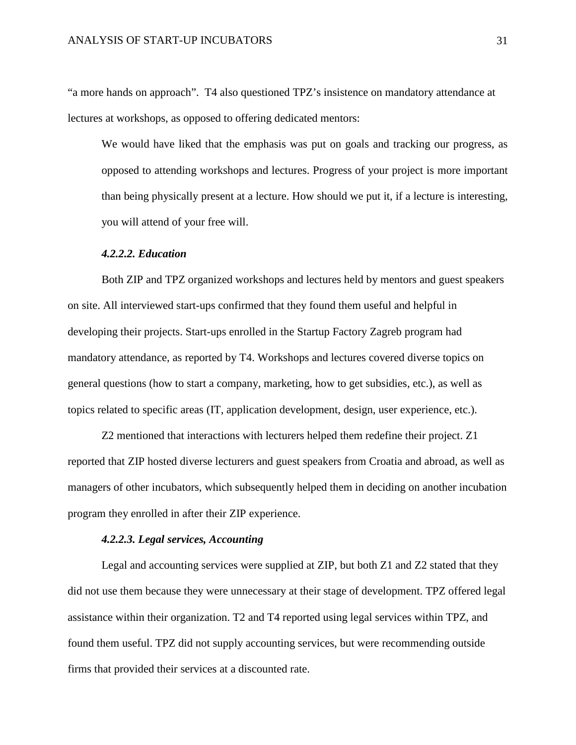"a more hands on approach". T4 also questioned TPZ's insistence on mandatory attendance at lectures at workshops, as opposed to offering dedicated mentors:

> We would have liked that the emphasis was put on goals and tracking our progress, as opposed to attending workshops and lectures. Progress of your project is more important than being physically present at a lecture. How should we put it, if a lecture is interesting, you will attend of your free will.

#### *4.2.2.2. Education*

Both ZIP and TPZ organized workshops and lectures held by mentors and guest speakers on site. All interviewed start-ups confirmed that they found them useful and helpful in developing their projects. Start-ups enrolled in the Startup Factory Zagreb program had mandatory attendance, as reported by T4. Workshops and lectures covered diverse topics on general questions (how to start a company, marketing, how to get subsidies, etc.), as well as topics related to specific areas (IT, application development, design, user experience, etc.).

Z2 mentioned that interactions with lecturers helped them redefine their project. Z1 reported that ZIP hosted diverse lecturers and guest speakers from Croatia and abroad, as well as managers of other incubators, which subsequently helped them in deciding on another incubation program they enrolled in after their ZIP experience.

#### *4.2.2.3. Legal services, Accounting*

Legal and accounting services were supplied at ZIP, but both Z1 and Z2 stated that they did not use them because they were unnecessary at their stage of development. TPZ offered legal assistance within their organization. T2 and T4 reported using legal services within TPZ, and found them useful. TPZ did not supply accounting services, but were recommending outside firms that provided their services at a discounted rate.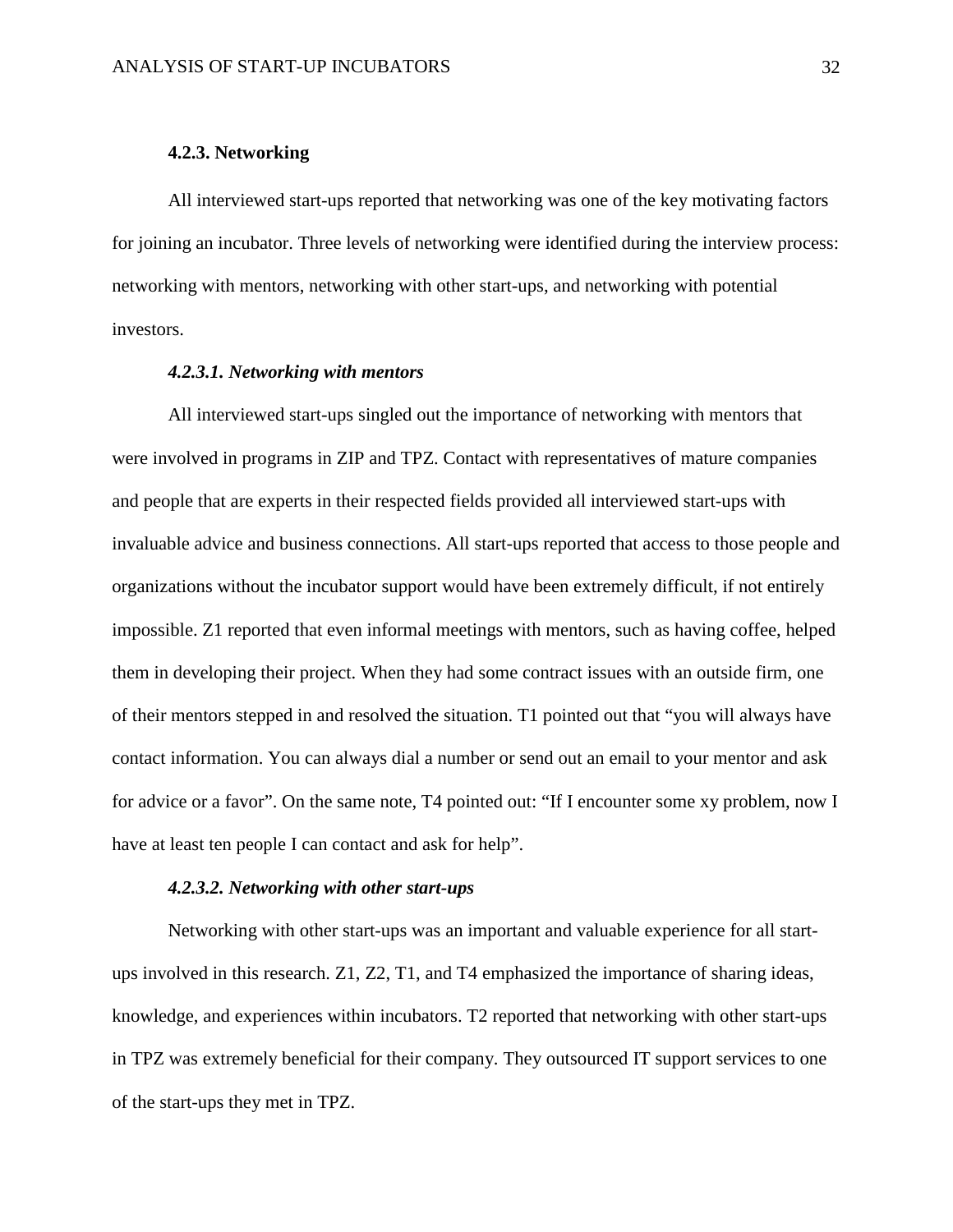### 4.2.3. Networking

All interviewed start-ups reported that networking was one of the key motivating factors for joining an incubator. Three levels of networking were identified during the interview process: networking with mentors, networking with other start-ups, and networking with potential investors.

#### *4.2.3.1. Networking with mentors*

All interviewed start-ups singled out the importance of networking with mentors that were involved in programs in ZIP and TPZ. Contact with representatives of mature companies and people that are experts in their respected fields provided all interviewed start-ups with invaluable advice and business connections. All start-ups reported that access to those people and organizations without the incubator support would have been extremely difficult, if not entirely impossible. Z1 reported that even informal meetings with mentors, such as having coffee, helped them in developing their project. When they had some contract issues with an outside firm, one of their mentors stepped in and resolved the situation. T1 pointed out that “you will always have contact information. You can always dial a number or send out an email to your mentor and ask for advice or a favor”. On the same note, T4 pointed out: “If I encounter some xy problem, now I have at least ten people I can contact and ask for help”.

#### *4.2.3.2. Networking with other start-ups*

Networking with other start-ups was an important and valuable experience for all start-ups involved in this research. Z1, Z2, T1, and T4 emphasized the importance of sharing ideas, knowledge, and experiences within incubators. T2 reported that networking with other start-ups in TPZ was extremely beneficial for their company. They outsourced IT support services to one of the start-ups they met in TPZ.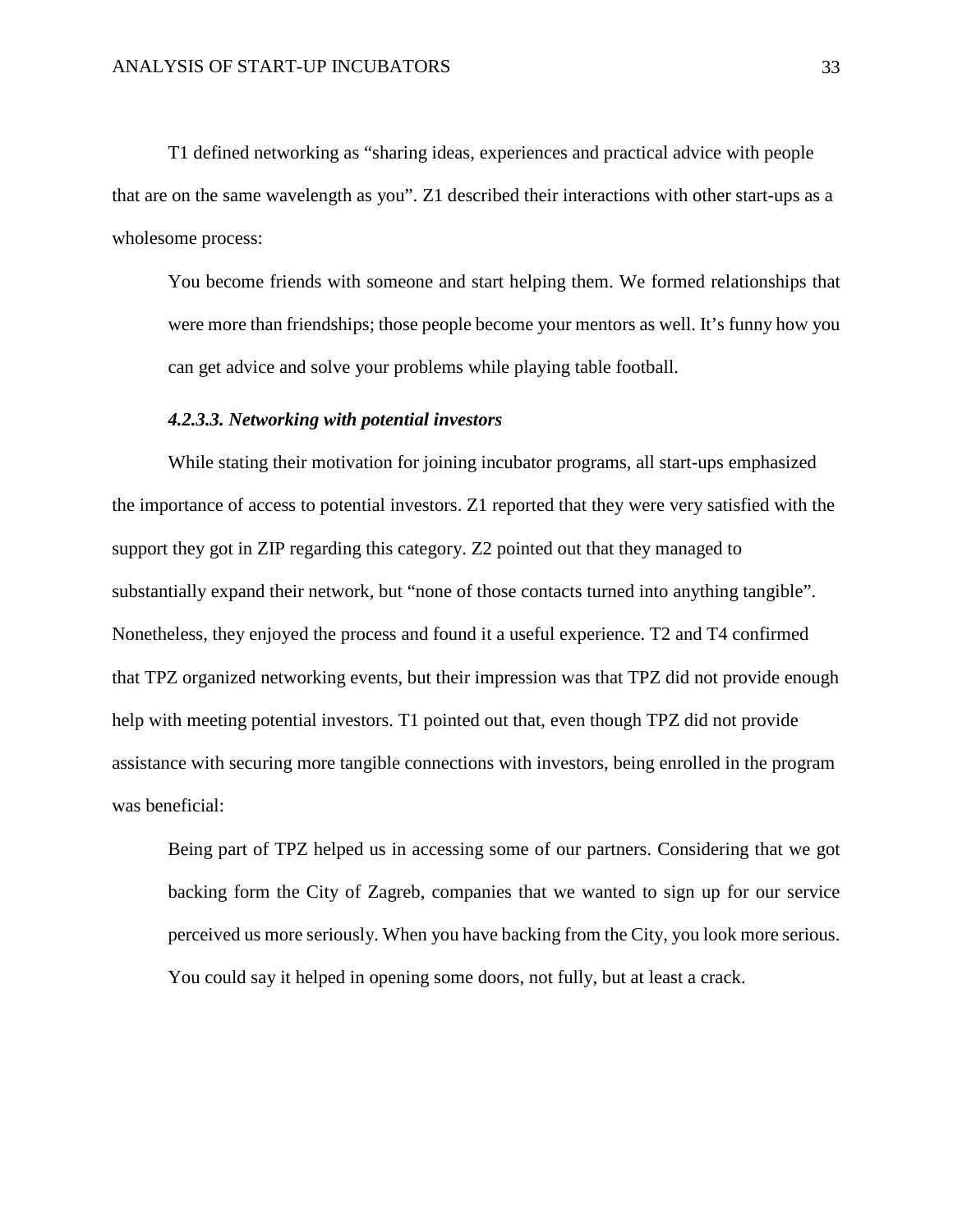T1 defined networking as “sharing ideas, experiences and practical advice with people that are on the same wavelength as you”. Z1 described their interactions with other start-ups as a wholesome process:

> You become friends with someone and start helping them. We formed relationships that were more than friendships; those people become your mentors as well. It’s funny how you can get advice and solve your problems while playing table football.

#### *4.2.3.3. Networking with potential investors*

While stating their motivation for joining incubator programs, all start-ups emphasized the importance of access to potential investors. Z1 reported that they were very satisfied with the support they got in ZIP regarding this category. Z2 pointed out that they managed to substantially expand their network, but “none of those contacts turned into anything tangible”. Nonetheless, they enjoyed the process and found it a useful experience. T2 and T4 confirmed that TPZ organized networking events, but their impression was that TPZ did not provide enough help with meeting potential investors. T1 pointed out that, even though TPZ did not provide assistance with securing more tangible connections with investors, being enrolled in the program was beneficial:

> Being part of TPZ helped us in accessing some of our partners. Considering that we got backing form the City of Zagreb, companies that we wanted to sign up for our service perceived us more seriously. When you have backing from the City, you look more serious. You could say it helped in opening some doors, not fully, but at least a crack.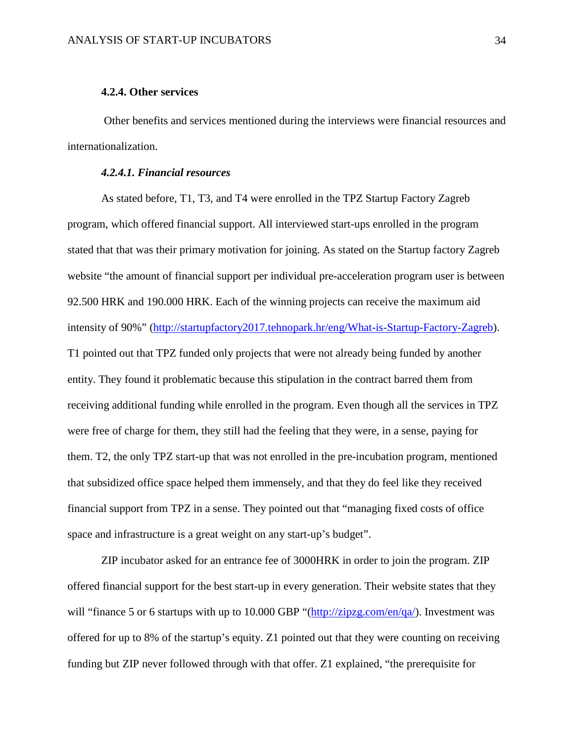### 4.2.4. Other services

Other benefits and services mentioned during the interviews were financial resources and internationalization.

#### *4.2.4.1. Financial resources*

As stated before, T1, T3, and T4 were enrolled in the TPZ Startup Factory Zagreb program, which offered financial support. All interviewed start-ups enrolled in the program stated that that was their primary motivation for joining. As stated on the Startup factory Zagreb website "the amount of financial support per individual pre-acceleration program user is between 92.500 HRK and 190.000 HRK. Each of the winning projects can receive the maximum aid intensity of 90%" (http://startupfactory2017.tehnopark.hr/eng/What-is-Startup-Factory-Zagreb). T1 pointed out that TPZ funded only projects that were not already being funded by another entity. They found it problematic because this stipulation in the contract barred them from receiving additional funding while enrolled in the program. Even though all the services in TPZ were free of charge for them, they still had the feeling that they were, in a sense, paying for them. T2, the only TPZ start-up that was not enrolled in the pre-incubation program, mentioned that subsidized office space helped them immensely, and that they do feel like they received financial support from TPZ in a sense. They pointed out that "managing fixed costs of office space and infrastructure is a great weight on any start-up's budget".

ZIP incubator asked for an entrance fee of 3000HRK in order to join the program. ZIP offered financial support for the best start-up in every generation. Their website states that they will "finance 5 or 6 startups with up to 10.000 GBP "(http://zipzg.com/en/qa/). Investment was offered for up to 8% of the startup's equity. Z1 pointed out that they were counting on receiving funding but ZIP never followed through with that offer. Z1 explained, "the prerequisite for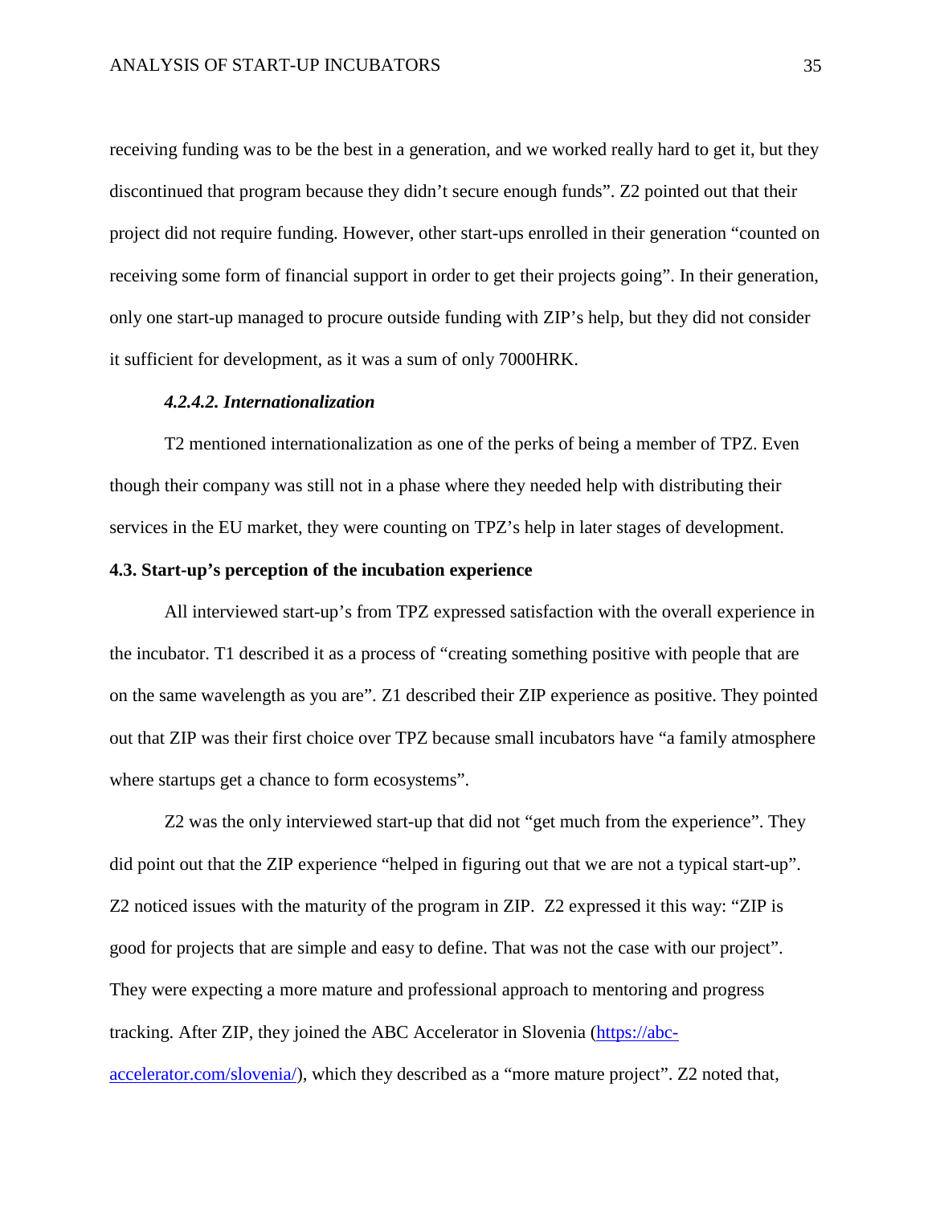receiving funding was to be the best in a generation, and we worked really hard to get it, but they discontinued that program because they didn't secure enough funds". Z2 pointed out that their project did not require funding. However, other start-ups enrolled in their generation "counted on receiving some form of financial support in order to get their projects going". In their generation, only one start-up managed to procure outside funding with ZIP's help, but they did not consider it sufficient for development, as it was a sum of only 7000HRK.

#### *4.2.4.2. Internationalization*

T2 mentioned internationalization as one of the perks of being a member of TPZ. Even though their company was still not in a phase where they needed help with distributing their services in the EU market, they were counting on TPZ's help in later stages of development.

### 4.3. Start-up's perception of the incubation experience

All interviewed start-up's from TPZ expressed satisfaction with the overall experience in the incubator. T1 described it as a process of "creating something positive with people that are on the same wavelength as you are". Z1 described their ZIP experience as positive. They pointed out that ZIP was their first choice over TPZ because small incubators have "a family atmosphere where startups get a chance to form ecosystems".

Z2 was the only interviewed start-up that did not "get much from the experience". They did point out that the ZIP experience "helped in figuring out that we are not a typical start-up". Z2 noticed issues with the maturity of the program in ZIP. Z2 expressed it this way: "ZIP is good for projects that are simple and easy to define. That was not the case with our project". They were expecting a more mature and professional approach to mentoring and progress tracking. After ZIP, they joined the ABC Accelerator in Slovenia ([https://abc-accelerator.com/slovenia/](https://abc-accelerator.com/slovenia/)), which they described as a "more mature project". Z2 noted that,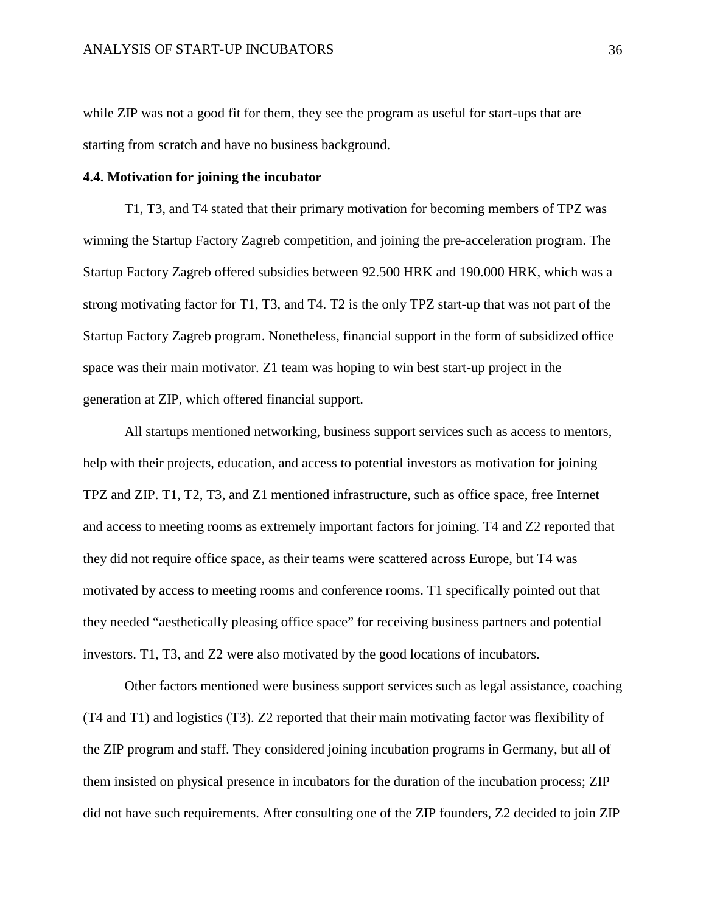while ZIP was not a good fit for them, they see the program as useful for start-ups that are starting from scratch and have no business background.

### 4.4. Motivation for joining the incubator

T1, T3, and T4 stated that their primary motivation for becoming members of TPZ was winning the Startup Factory Zagreb competition, and joining the pre-acceleration program. The Startup Factory Zagreb offered subsidies between 92.500 HRK and 190.000 HRK, which was a strong motivating factor for T1, T3, and T4. T2 is the only TPZ start-up that was not part of the Startup Factory Zagreb program. Nonetheless, financial support in the form of subsidized office space was their main motivator. Z1 team was hoping to win best start-up project in the generation at ZIP, which offered financial support.

All startups mentioned networking, business support services such as access to mentors, help with their projects, education, and access to potential investors as motivation for joining TPZ and ZIP. T1, T2, T3, and Z1 mentioned infrastructure, such as office space, free Internet and access to meeting rooms as extremely important factors for joining. T4 and Z2 reported that they did not require office space, as their teams were scattered across Europe, but T4 was motivated by access to meeting rooms and conference rooms. T1 specifically pointed out that they needed "aesthetically pleasing office space" for receiving business partners and potential investors. T1, T3, and Z2 were also motivated by the good locations of incubators.

Other factors mentioned were business support services such as legal assistance, coaching (T4 and T1) and logistics (T3). Z2 reported that their main motivating factor was flexibility of the ZIP program and staff. They considered joining incubation programs in Germany, but all of them insisted on physical presence in incubators for the duration of the incubation process; ZIP did not have such requirements. After consulting one of the ZIP founders, Z2 decided to join ZIP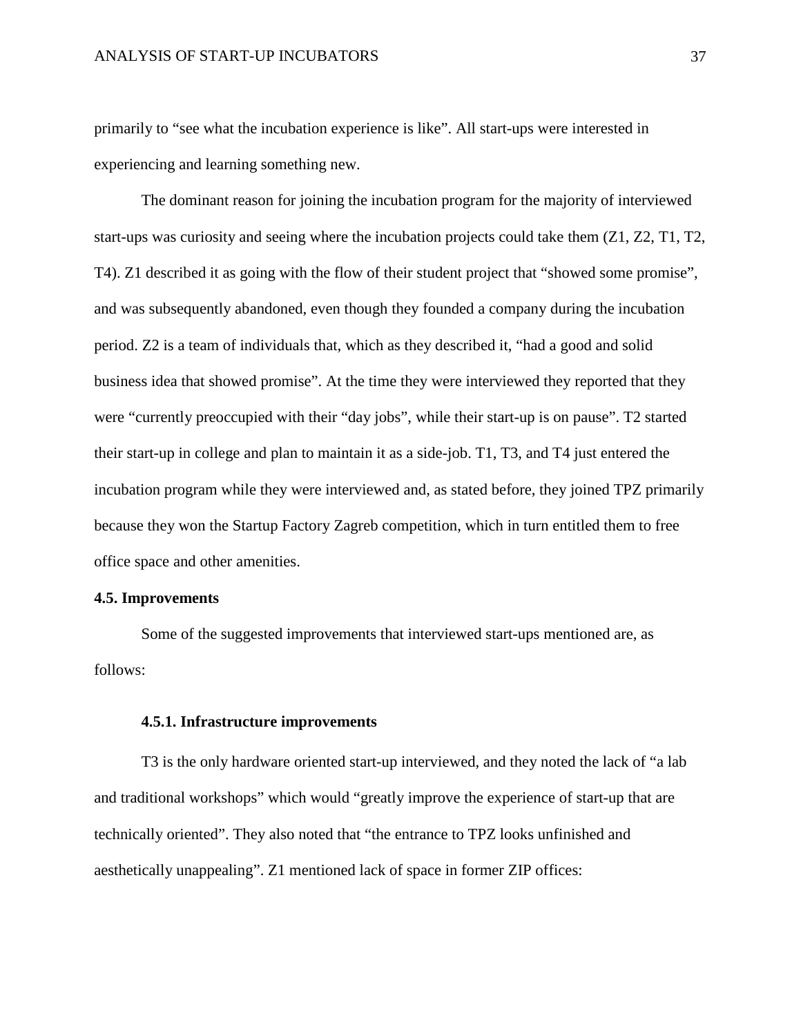primarily to “see what the incubation experience is like”. All start-ups were interested in experiencing and learning something new.

The dominant reason for joining the incubation program for the majority of interviewed start-ups was curiosity and seeing where the incubation projects could take them (Z1, Z2, T1, T2, T4). Z1 described it as going with the flow of their student project that “showed some promise”, and was subsequently abandoned, even though they founded a company during the incubation period. Z2 is a team of individuals that, which as they described it, “had a good and solid business idea that showed promise”. At the time they were interviewed they reported that they were “currently preoccupied with their “day jobs”, while their start-up is on pause”. T2 started their start-up in college and plan to maintain it as a side-job. T1, T3, and T4 just entered the incubation program while they were interviewed and, as stated before, they joined TPZ primarily because they won the Startup Factory Zagreb competition, which in turn entitled them to free office space and other amenities.

## 4.5. Improvements

Some of the suggested improvements that interviewed start-ups mentioned are, as follows:

### 4.5.1. Infrastructure improvements

T3 is the only hardware oriented start-up interviewed, and they noted the lack of “a lab and traditional workshops” which would “greatly improve the experience of start-up that are technically oriented”. They also noted that “the entrance to TPZ looks unfinished and aesthetically unappealing”. Z1 mentioned lack of space in former ZIP offices: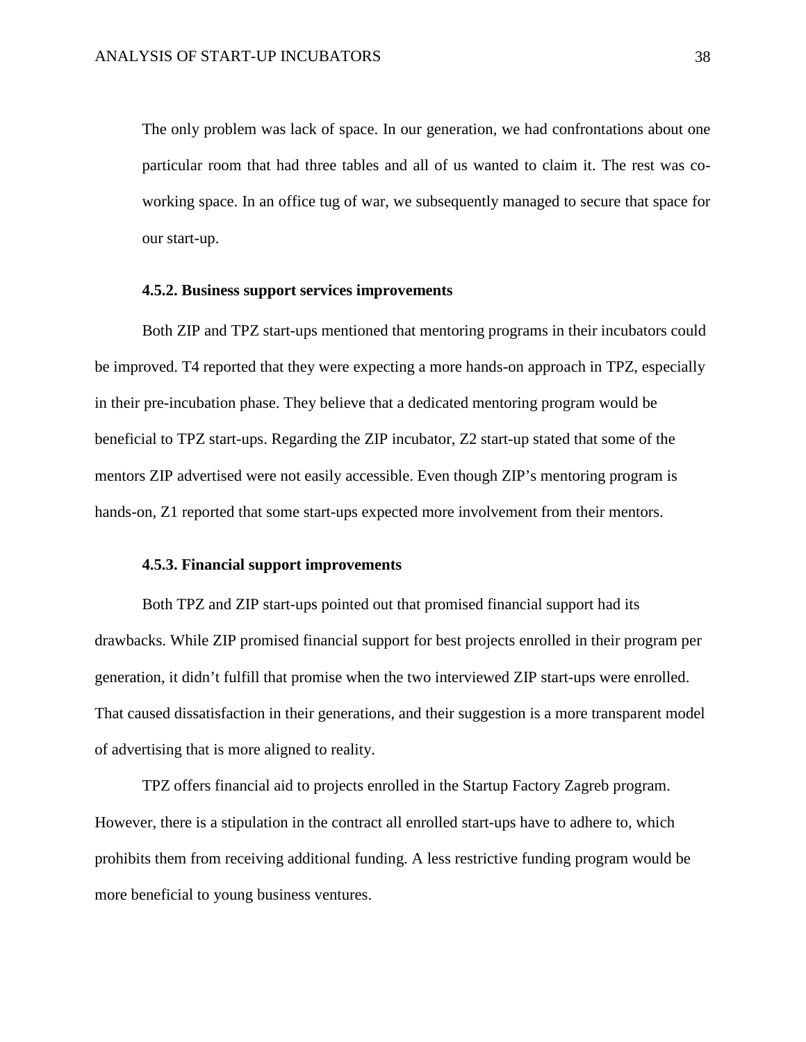> The only problem was lack of space. In our generation, we had confrontations about one particular room that had three tables and all of us wanted to claim it. The rest was co-working space. In an office tug of war, we subsequently managed to secure that space for our start-up.

#### 4.5.2. Business support services improvements

Both ZIP and TPZ start-ups mentioned that mentoring programs in their incubators could be improved. T4 reported that they were expecting a more hands-on approach in TPZ, especially in their pre-incubation phase. They believe that a dedicated mentoring program would be beneficial to TPZ start-ups. Regarding the ZIP incubator, Z2 start-up stated that some of the mentors ZIP advertised were not easily accessible. Even though ZIP's mentoring program is hands-on, Z1 reported that some start-ups expected more involvement from their mentors.

#### 4.5.3. Financial support improvements

Both TPZ and ZIP start-ups pointed out that promised financial support had its drawbacks. While ZIP promised financial support for best projects enrolled in their program per generation, it didn't fulfill that promise when the two interviewed ZIP start-ups were enrolled. That caused dissatisfaction in their generations, and their suggestion is a more transparent model of advertising that is more aligned to reality.

TPZ offers financial aid to projects enrolled in the Startup Factory Zagreb program. However, there is a stipulation in the contract all enrolled start-ups have to adhere to, which prohibits them from receiving additional funding. A less restrictive funding program would be more beneficial to young business ventures.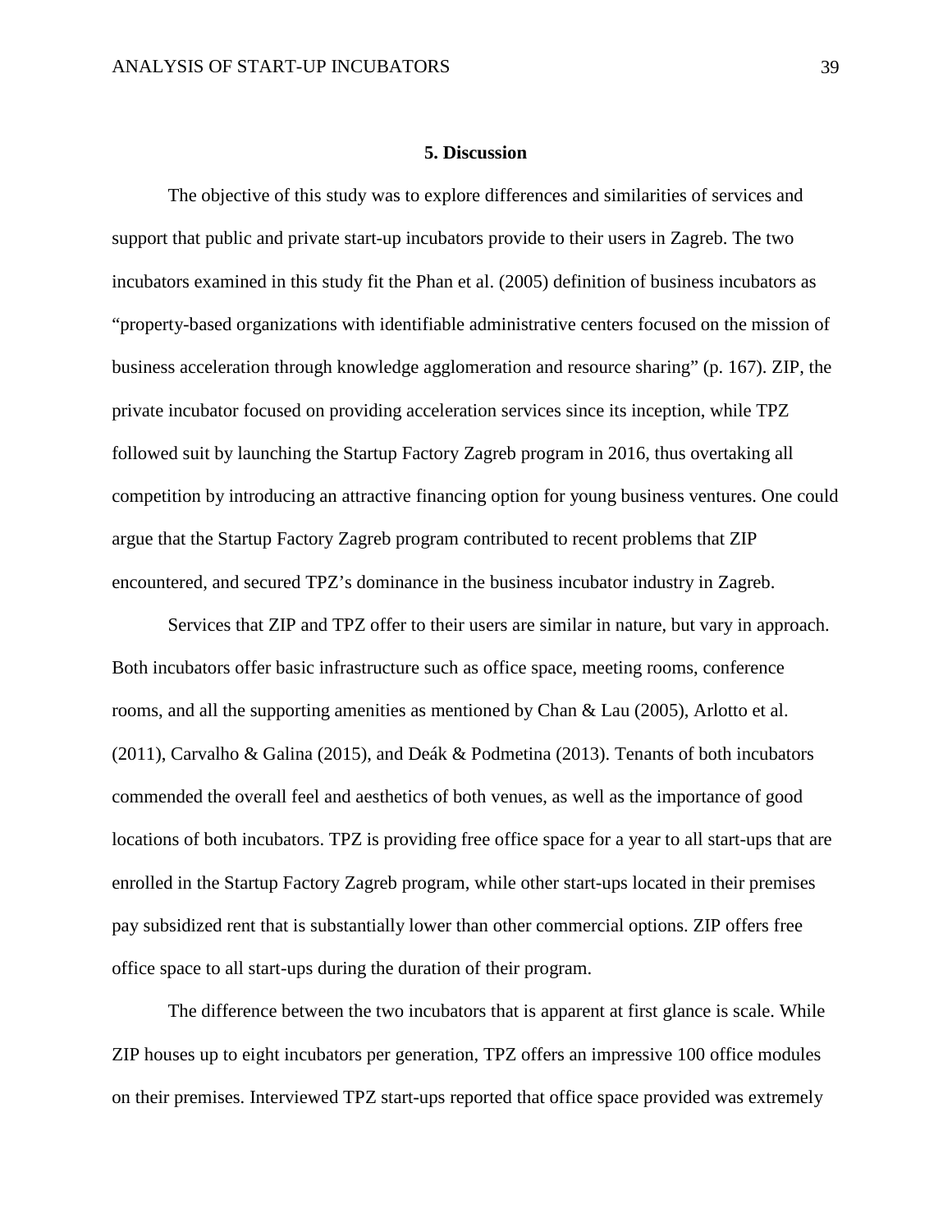# 5. Discussion

The objective of this study was to explore differences and similarities of services and support that public and private start-up incubators provide to their users in Zagreb. The two incubators examined in this study fit the Phan et al. (2005) definition of business incubators as "property-based organizations with identifiable administrative centers focused on the mission of business acceleration through knowledge agglomeration and resource sharing" (p. 167). ZIP, the private incubator focused on providing acceleration services since its inception, while TPZ followed suit by launching the Startup Factory Zagreb program in 2016, thus overtaking all competition by introducing an attractive financing option for young business ventures. One could argue that the Startup Factory Zagreb program contributed to recent problems that ZIP encountered, and secured TPZ's dominance in the business incubator industry in Zagreb.

Services that ZIP and TPZ offer to their users are similar in nature, but vary in approach. Both incubators offer basic infrastructure such as office space, meeting rooms, conference rooms, and all the supporting amenities as mentioned by Chan & Lau (2005), Arlotto et al. (2011), Carvalho & Galina (2015), and Deák & Podmetina (2013). Tenants of both incubators commended the overall feel and aesthetics of both venues, as well as the importance of good locations of both incubators. TPZ is providing free office space for a year to all start-ups that are enrolled in the Startup Factory Zagreb program, while other start-ups located in their premises pay subsidized rent that is substantially lower than other commercial options. ZIP offers free office space to all start-ups during the duration of their program.

The difference between the two incubators that is apparent at first glance is scale. While ZIP houses up to eight incubators per generation, TPZ offers an impressive 100 office modules on their premises. Interviewed TPZ start-ups reported that office space provided was extremely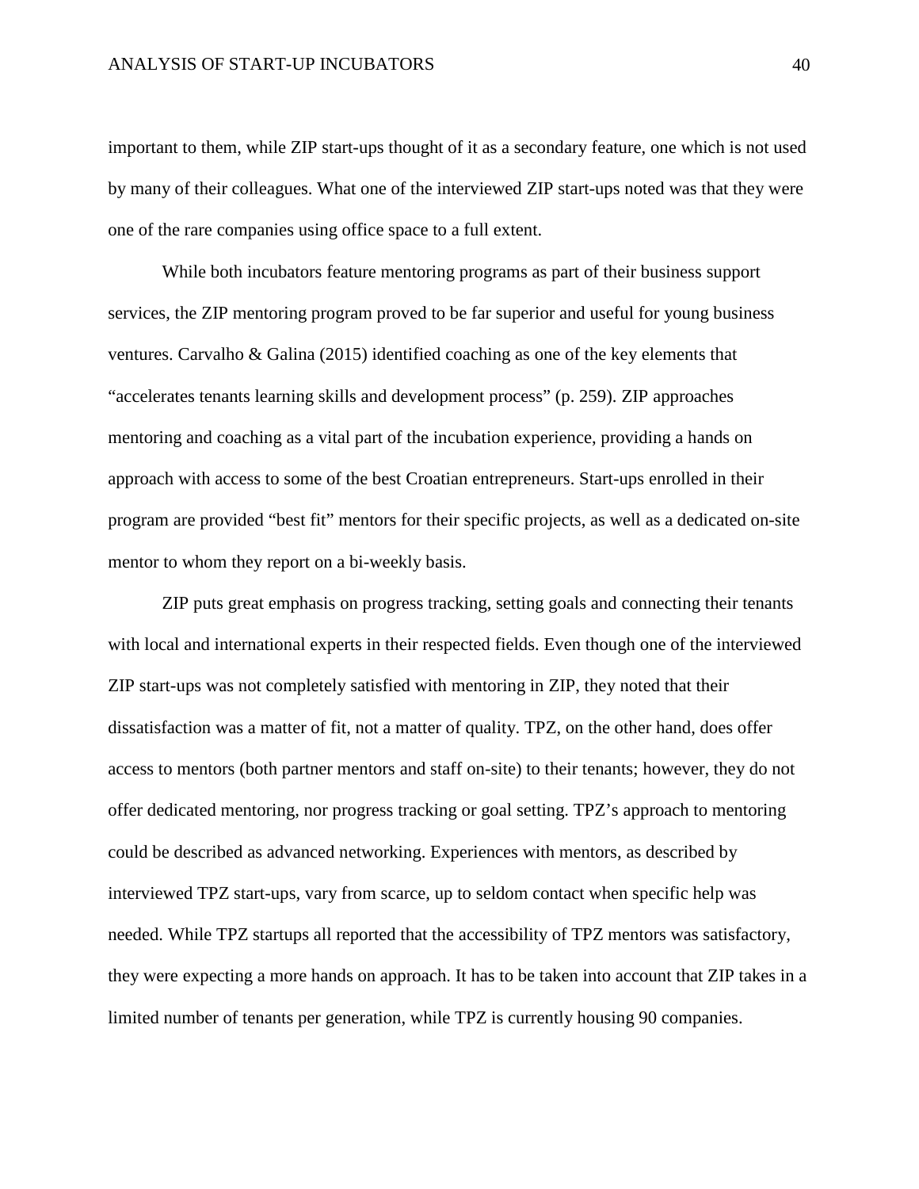important to them, while ZIP start-ups thought of it as a secondary feature, one which is not used by many of their colleagues. What one of the interviewed ZIP start-ups noted was that they were one of the rare companies using office space to a full extent.

While both incubators feature mentoring programs as part of their business support services, the ZIP mentoring program proved to be far superior and useful for young business ventures. Carvalho & Galina (2015) identified coaching as one of the key elements that "accelerates tenants learning skills and development process" (p. 259). ZIP approaches mentoring and coaching as a vital part of the incubation experience, providing a hands on approach with access to some of the best Croatian entrepreneurs. Start-ups enrolled in their program are provided "best fit" mentors for their specific projects, as well as a dedicated on-site mentor to whom they report on a bi-weekly basis.

ZIP puts great emphasis on progress tracking, setting goals and connecting their tenants with local and international experts in their respected fields. Even though one of the interviewed ZIP start-ups was not completely satisfied with mentoring in ZIP, they noted that their dissatisfaction was a matter of fit, not a matter of quality. TPZ, on the other hand, does offer access to mentors (both partner mentors and staff on-site) to their tenants; however, they do not offer dedicated mentoring, nor progress tracking or goal setting. TPZ's approach to mentoring could be described as advanced networking. Experiences with mentors, as described by interviewed TPZ start-ups, vary from scarce, up to seldom contact when specific help was needed. While TPZ startups all reported that the accessibility of TPZ mentors was satisfactory, they were expecting a more hands on approach. It has to be taken into account that ZIP takes in a limited number of tenants per generation, while TPZ is currently housing 90 companies.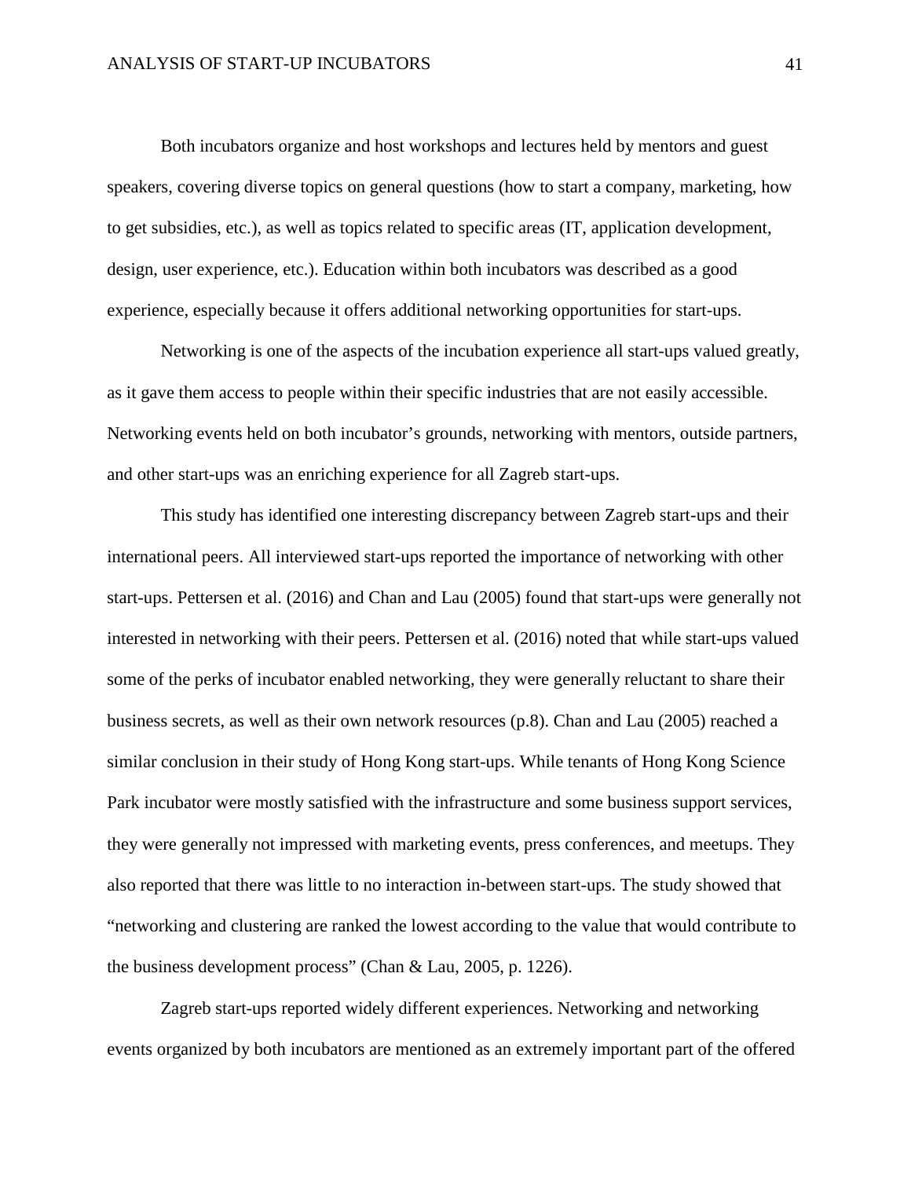Both incubators organize and host workshops and lectures held by mentors and guest speakers, covering diverse topics on general questions (how to start a company, marketing, how to get subsidies, etc.), as well as topics related to specific areas (IT, application development, design, user experience, etc.). Education within both incubators was described as a good experience, especially because it offers additional networking opportunities for start-ups.

Networking is one of the aspects of the incubation experience all start-ups valued greatly, as it gave them access to people within their specific industries that are not easily accessible. Networking events held on both incubator's grounds, networking with mentors, outside partners, and other start-ups was an enriching experience for all Zagreb start-ups.

This study has identified one interesting discrepancy between Zagreb start-ups and their international peers. All interviewed start-ups reported the importance of networking with other start-ups. Pettersen et al. (2016) and Chan and Lau (2005) found that start-ups were generally not interested in networking with their peers. Pettersen et al. (2016) noted that while start-ups valued some of the perks of incubator enabled networking, they were generally reluctant to share their business secrets, as well as their own network resources (p.8). Chan and Lau (2005) reached a similar conclusion in their study of Hong Kong start-ups. While tenants of Hong Kong Science Park incubator were mostly satisfied with the infrastructure and some business support services, they were generally not impressed with marketing events, press conferences, and meetups. They also reported that there was little to no interaction in-between start-ups. The study showed that "networking and clustering are ranked the lowest according to the value that would contribute to the business development process" (Chan & Lau, 2005, p. 1226).

Zagreb start-ups reported widely different experiences. Networking and networking events organized by both incubators are mentioned as an extremely important part of the offered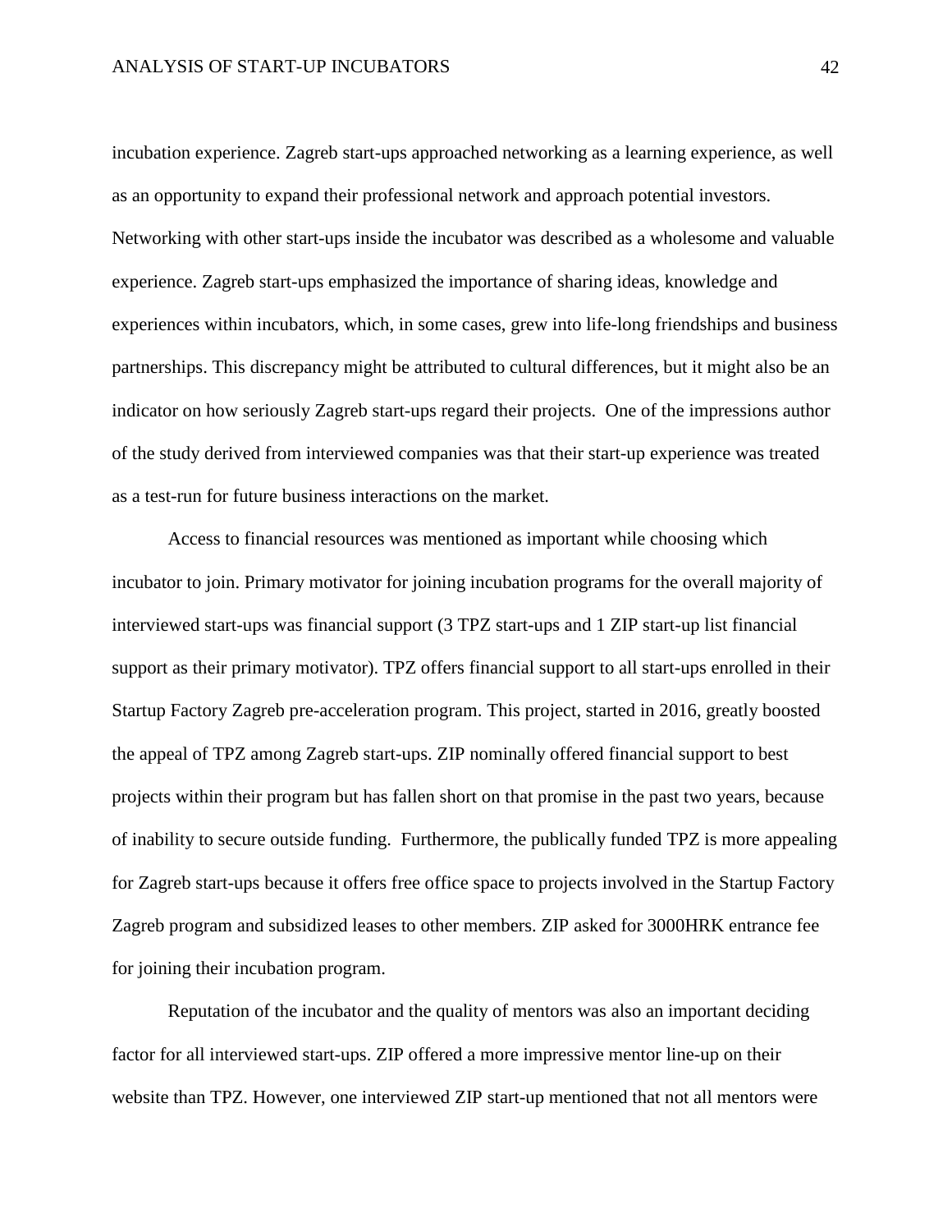incubation experience. Zagreb start-ups approached networking as a learning experience, as well as an opportunity to expand their professional network and approach potential investors. Networking with other start-ups inside the incubator was described as a wholesome and valuable experience. Zagreb start-ups emphasized the importance of sharing ideas, knowledge and experiences within incubators, which, in some cases, grew into life-long friendships and business partnerships. This discrepancy might be attributed to cultural differences, but it might also be an indicator on how seriously Zagreb start-ups regard their projects. One of the impressions author of the study derived from interviewed companies was that their start-up experience was treated as a test-run for future business interactions on the market.

Access to financial resources was mentioned as important while choosing which incubator to join. Primary motivator for joining incubation programs for the overall majority of interviewed start-ups was financial support (3 TPZ start-ups and 1 ZIP start-up list financial support as their primary motivator). TPZ offers financial support to all start-ups enrolled in their Startup Factory Zagreb pre-acceleration program. This project, started in 2016, greatly boosted the appeal of TPZ among Zagreb start-ups. ZIP nominally offered financial support to best projects within their program but has fallen short on that promise in the past two years, because of inability to secure outside funding. Furthermore, the publically funded TPZ is more appealing for Zagreb start-ups because it offers free office space to projects involved in the Startup Factory Zagreb program and subsidized leases to other members. ZIP asked for 3000HRK entrance fee for joining their incubation program.

Reputation of the incubator and the quality of mentors was also an important deciding factor for all interviewed start-ups. ZIP offered a more impressive mentor line-up on their website than TPZ. However, one interviewed ZIP start-up mentioned that not all mentors were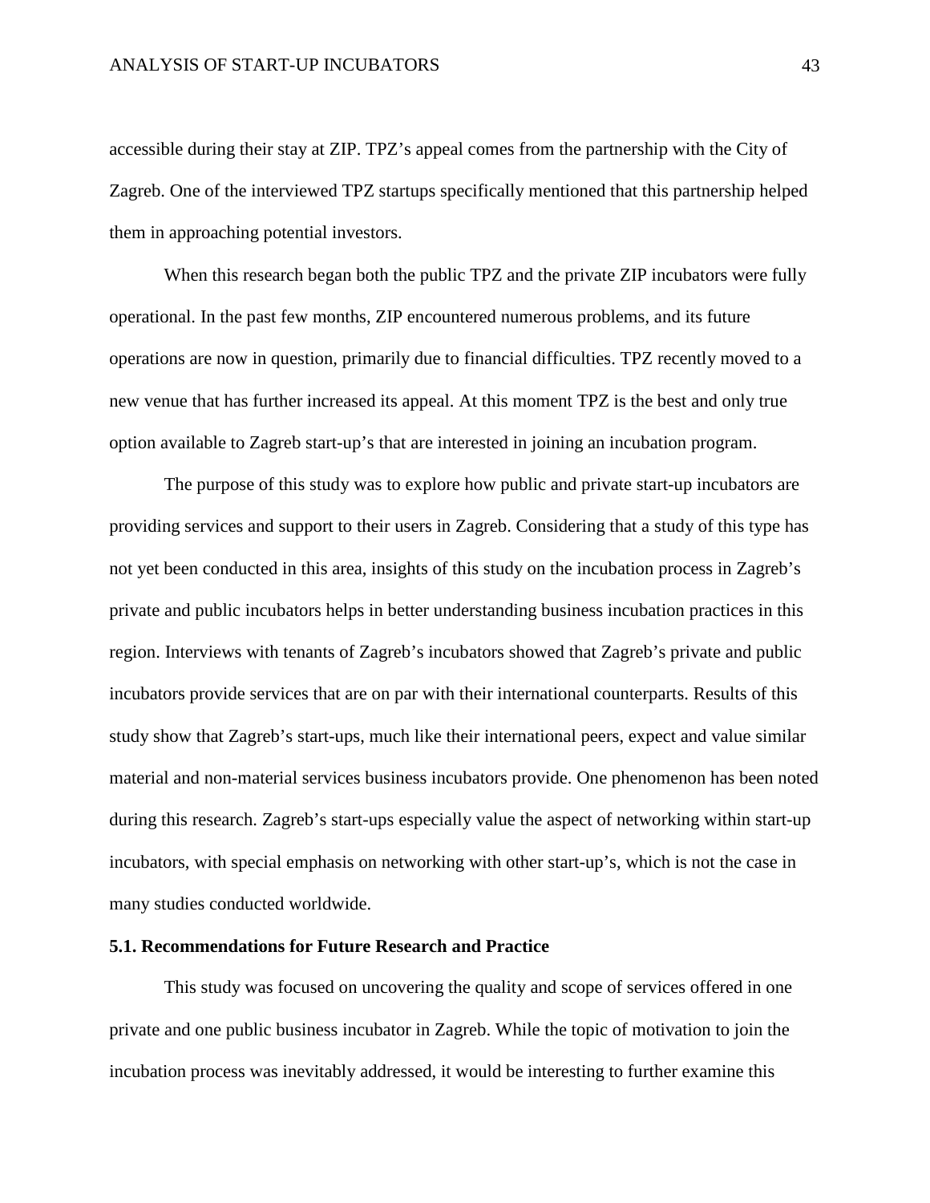accessible during their stay at ZIP. TPZ's appeal comes from the partnership with the City of Zagreb. One of the interviewed TPZ startups specifically mentioned that this partnership helped them in approaching potential investors.

When this research began both the public TPZ and the private ZIP incubators were fully operational. In the past few months, ZIP encountered numerous problems, and its future operations are now in question, primarily due to financial difficulties. TPZ recently moved to a new venue that has further increased its appeal. At this moment TPZ is the best and only true option available to Zagreb start-up's that are interested in joining an incubation program.

The purpose of this study was to explore how public and private start-up incubators are providing services and support to their users in Zagreb. Considering that a study of this type has not yet been conducted in this area, insights of this study on the incubation process in Zagreb's private and public incubators helps in better understanding business incubation practices in this region. Interviews with tenants of Zagreb's incubators showed that Zagreb's private and public incubators provide services that are on par with their international counterparts. Results of this study show that Zagreb's start-ups, much like their international peers, expect and value similar material and non-material services business incubators provide. One phenomenon has been noted during this research. Zagreb's start-ups especially value the aspect of networking within start-up incubators, with special emphasis on networking with other start-up's, which is not the case in many studies conducted worldwide.

### 5.1. Recommendations for Future Research and Practice

This study was focused on uncovering the quality and scope of services offered in one private and one public business incubator in Zagreb. While the topic of motivation to join the incubation process was inevitably addressed, it would be interesting to further examine this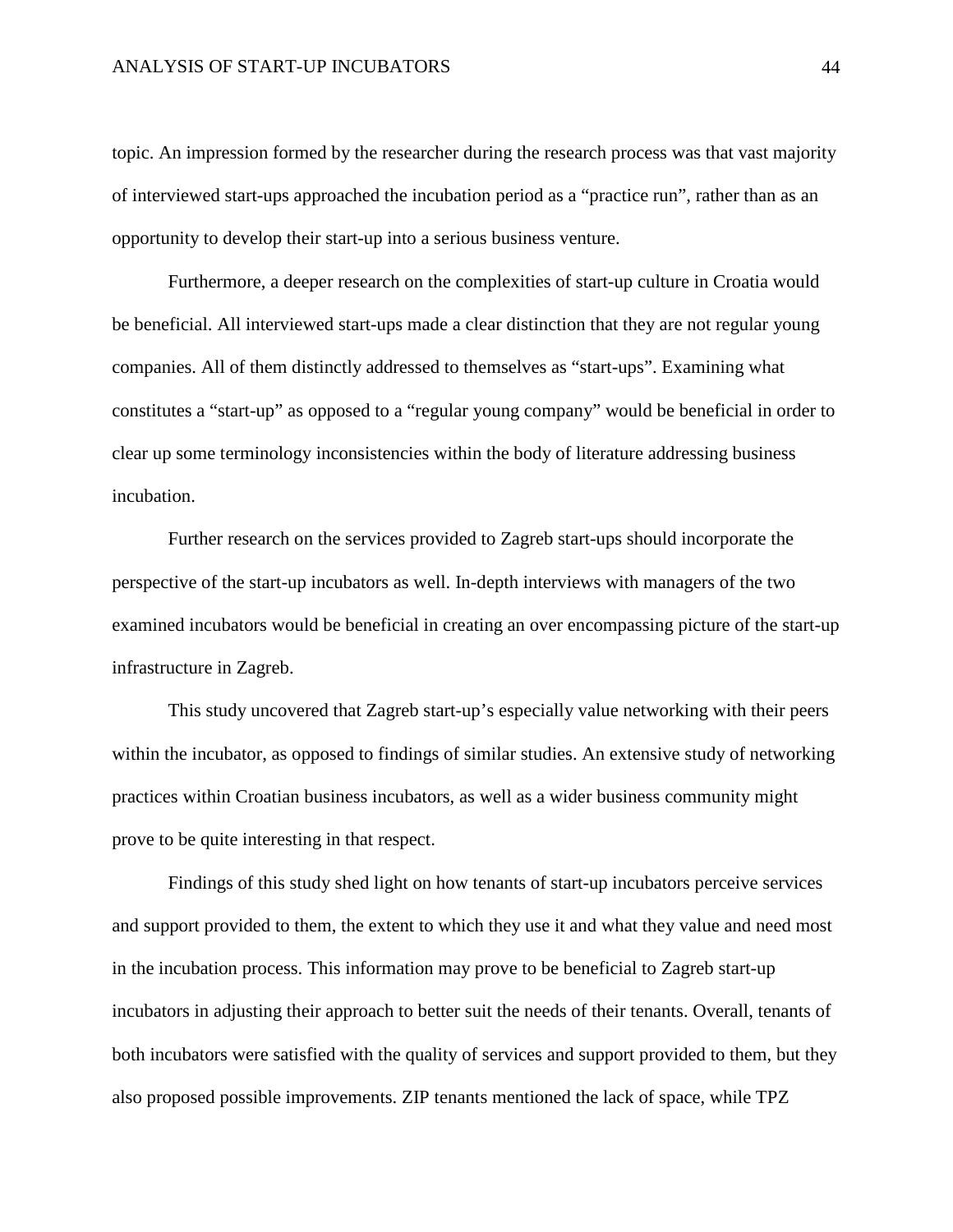topic. An impression formed by the researcher during the research process was that vast majority of interviewed start-ups approached the incubation period as a "practice run", rather than as an opportunity to develop their start-up into a serious business venture.

Furthermore, a deeper research on the complexities of start-up culture in Croatia would be beneficial. All interviewed start-ups made a clear distinction that they are not regular young companies. All of them distinctly addressed to themselves as "start-ups". Examining what constitutes a "start-up" as opposed to a "regular young company" would be beneficial in order to clear up some terminology inconsistencies within the body of literature addressing business incubation.

Further research on the services provided to Zagreb start-ups should incorporate the perspective of the start-up incubators as well. In-depth interviews with managers of the two examined incubators would be beneficial in creating an over encompassing picture of the start-up infrastructure in Zagreb.

This study uncovered that Zagreb start-up's especially value networking with their peers within the incubator, as opposed to findings of similar studies. An extensive study of networking practices within Croatian business incubators, as well as a wider business community might prove to be quite interesting in that respect.

Findings of this study shed light on how tenants of start-up incubators perceive services and support provided to them, the extent to which they use it and what they value and need most in the incubation process. This information may prove to be beneficial to Zagreb start-up incubators in adjusting their approach to better suit the needs of their tenants. Overall, tenants of both incubators were satisfied with the quality of services and support provided to them, but they also proposed possible improvements. ZIP tenants mentioned the lack of space, while TPZ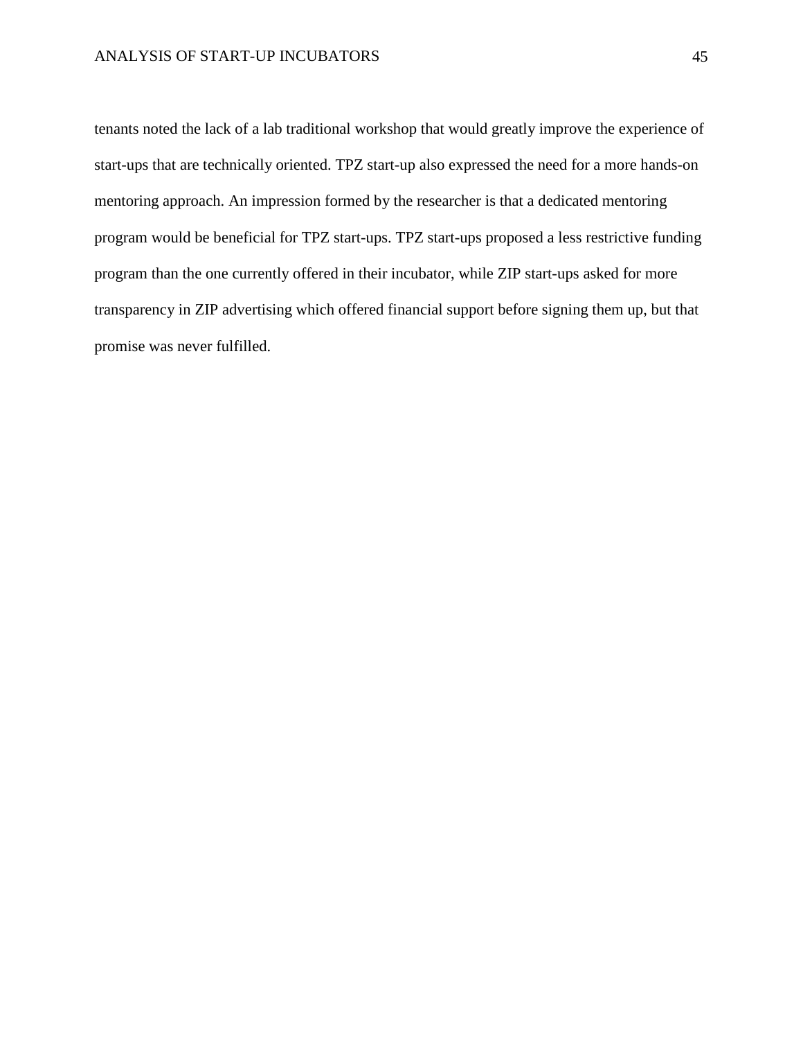tenants noted the lack of a lab traditional workshop that would greatly improve the experience of start-ups that are technically oriented. TPZ start-up also expressed the need for a more hands-on mentoring approach. An impression formed by the researcher is that a dedicated mentoring program would be beneficial for TPZ start-ups. TPZ start-ups proposed a less restrictive funding program than the one currently offered in their incubator, while ZIP start-ups asked for more transparency in ZIP advertising which offered financial support before signing them up, but that promise was never fulfilled.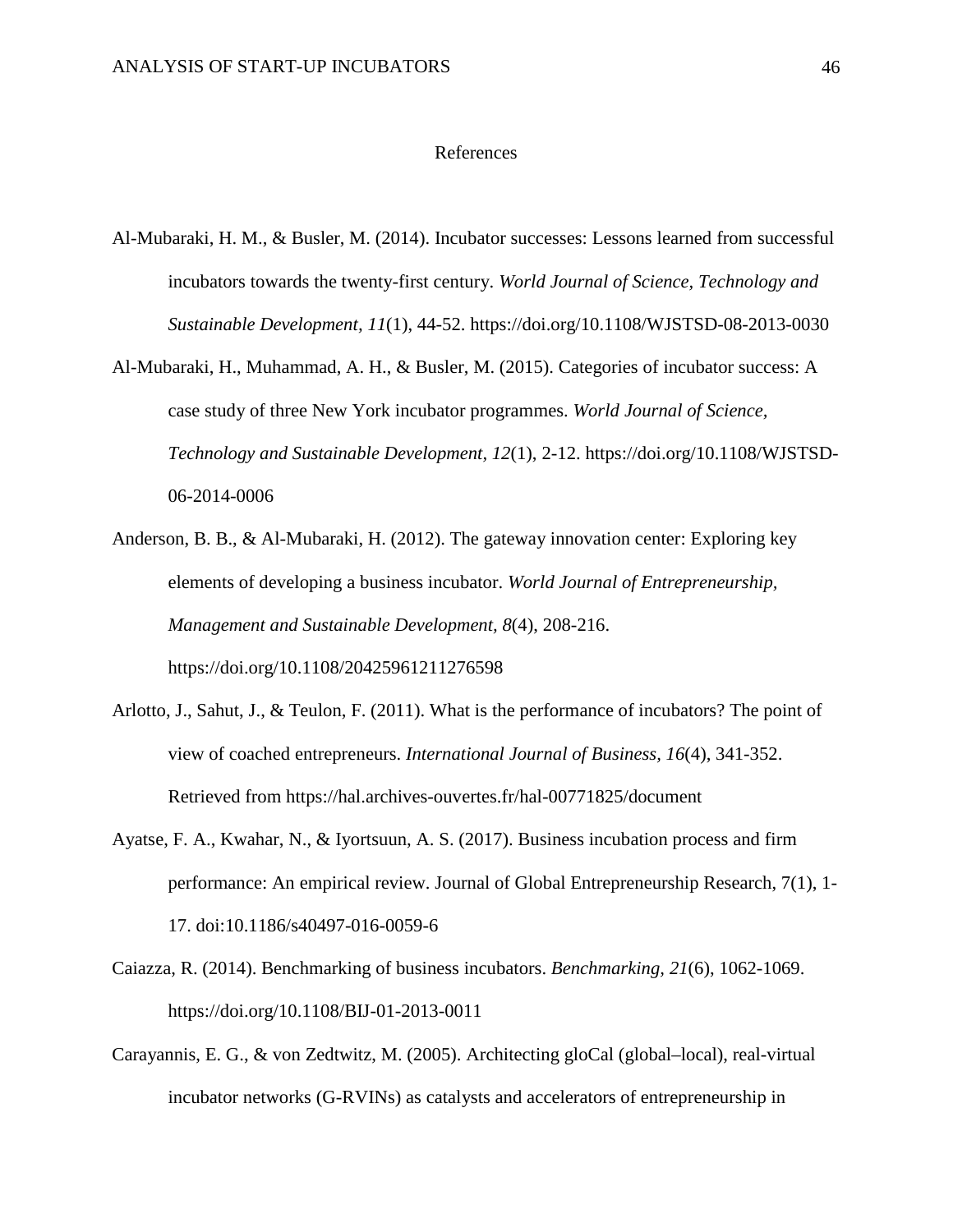# References

Al-Mubaraki, H. M., & Busler, M. (2014). Incubator successes: Lessons learned from successful incubators towards the twenty-first century. *World Journal of Science, Technology and Sustainable Development, 11*(1), 44-52. https://doi.org/10.1108/WJSTSD-08-2013-0030

Al-Mubaraki, H., Muhammad, A. H., & Busler, M. (2015). Categories of incubator success: A case study of three New York incubator programmes. *World Journal of Science, Technology and Sustainable Development, 12*(1), 2-12. https://doi.org/10.1108/WJSTSD-06-2014-0006

Anderson, B. B., & Al-Mubaraki, H. (2012). The gateway innovation center: Exploring key elements of developing a business incubator. *World Journal of Entrepreneurship, Management and Sustainable Development, 8*(4), 208-216. https://doi.org/10.1108/20425961211276598

Arlotto, J., Sahut, J., & Teulon, F. (2011). What is the performance of incubators? The point of view of coached entrepreneurs. *International Journal of Business, 16*(4), 341-352. Retrieved from https://hal.archives-ouvertes.fr/hal-00771825/document

Ayatse, F. A., Kwahar, N., & Iyortsuun, A. S. (2017). Business incubation process and firm performance: An empirical review. Journal of Global Entrepreneurship Research, 7(1), 1-17. doi:10.1186/s40497-016-0059-6

Caiazza, R. (2014). Benchmarking of business incubators. *Benchmarking, 21*(6), 1062-1069. https://doi.org/10.1108/BIJ-01-2013-0011

Carayannis, E. G., & von Zedtwitz, M. (2005). Architecting gloCal (global–local), real-virtual incubator networks (G-RVINs) as catalysts and accelerators of entrepreneurship in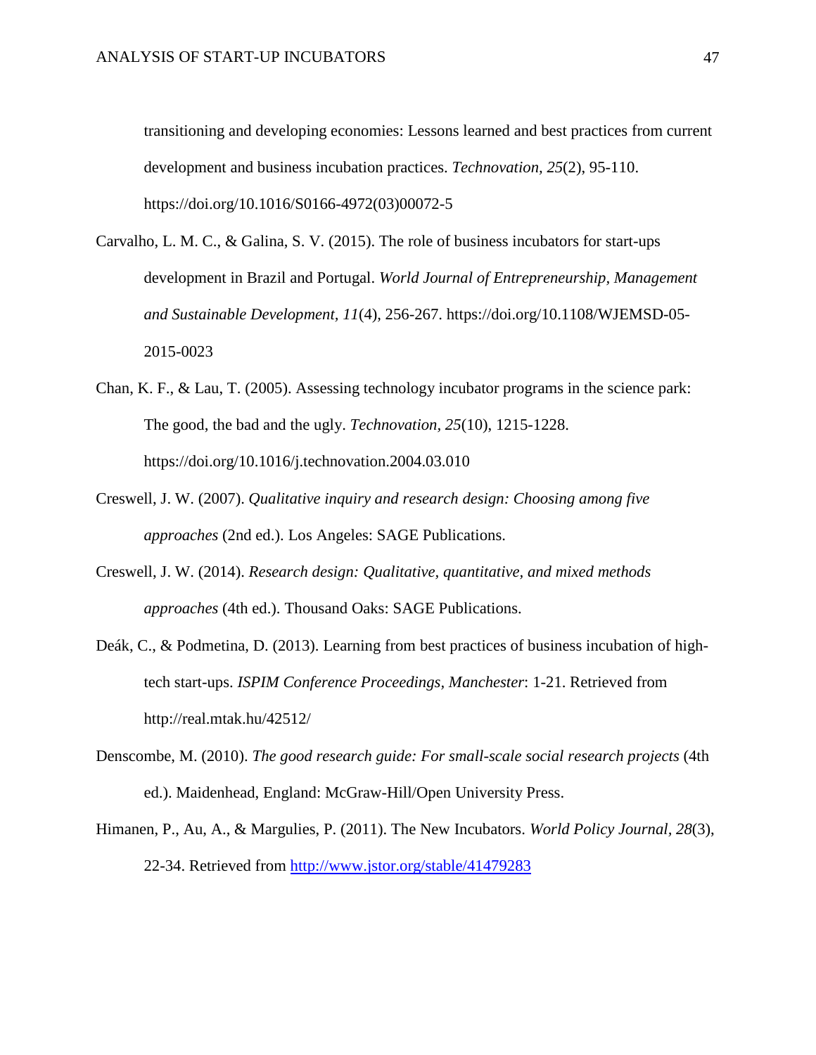transitioning and developing economies: Lessons learned and best practices from current development and business incubation practices. *Technovation, 25*(2), 95-110. https://doi.org/10.1016/S0166-4972(03)00072-5

Carvalho, L. M. C., & Galina, S. V. (2015). The role of business incubators for start-ups development in Brazil and Portugal. *World Journal of Entrepreneurship, Management and Sustainable Development, 11*(4), 256-267. https://doi.org/10.1108/WJEMSD-05-2015-0023

Chan, K. F., & Lau, T. (2005). Assessing technology incubator programs in the science park: The good, the bad and the ugly. *Technovation, 25*(10), 1215-1228. https://doi.org/10.1016/j.technovation.2004.03.010

Creswell, J. W. (2007). *Qualitative inquiry and research design: Choosing among five approaches* (2nd ed.). Los Angeles: SAGE Publications.

Creswell, J. W. (2014). *Research design: Qualitative, quantitative, and mixed methods approaches* (4th ed.). Thousand Oaks: SAGE Publications.

Deák, C., & Podmetina, D. (2013). Learning from best practices of business incubation of high-tech start-ups. *ISPIM Conference Proceedings, Manchester*: 1-21. Retrieved from http://real.mtak.hu/42512/

Denscombe, M. (2010). *The good research guide: For small-scale social research projects* (4th ed.). Maidenhead, England: McGraw-Hill/Open University Press.

Himanen, P., Au, A., & Margulies, P. (2011). The New Incubators. *World Policy Journal, 28*(3), 22-34. Retrieved from http://www.jstor.org/stable/41479283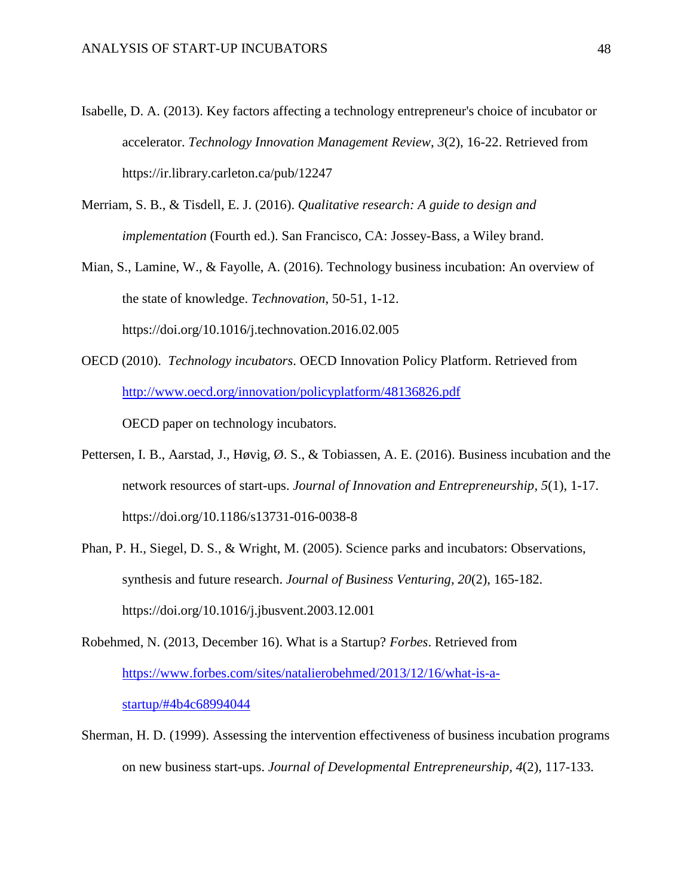Isabelle, D. A. (2013). Key factors affecting a technology entrepreneur's choice of incubator or accelerator. *Technology Innovation Management Review*, *3*(2), 16-22. Retrieved from https://ir.library.carleton.ca/pub/12247

Merriam, S. B., & Tisdell, E. J. (2016). *Qualitative research: A guide to design and implementation* (Fourth ed.). San Francisco, CA: Jossey-Bass, a Wiley brand.

Mian, S., Lamine, W., & Fayolle, A. (2016). Technology business incubation: An overview of the state of knowledge. *Technovation*, 50-51, 1-12. https://doi.org/10.1016/j.technovation.2016.02.005

OECD (2010). *Technology incubators*. OECD Innovation Policy Platform. Retrieved from http://www.oecd.org/innovation/policyplatform/48136826.pdf

OECD paper on technology incubators.

Pettersen, I. B., Aarstad, J., Høvig, Ø. S., & Tobiassen, A. E. (2016). Business incubation and the network resources of start-ups. *Journal of Innovation and Entrepreneurship*, *5*(1), 1-17. https://doi.org/10.1186/s13731-016-0038-8

Phan, P. H., Siegel, D. S., & Wright, M. (2005). Science parks and incubators: Observations, synthesis and future research. *Journal of Business Venturing*, *20*(2), 165-182. https://doi.org/10.1016/j.jbusvent.2003.12.001

Robehmed, N. (2013, December 16). What is a Startup? *Forbes*. Retrieved from https://www.forbes.com/sites/natalierobehmed/2013/12/16/what-is-a-startup/#4b4c68994044

Sherman, H. D. (1999). Assessing the intervention effectiveness of business incubation programs on new business start-ups. *Journal of Developmental Entrepreneurship*, *4*(2), 117-133.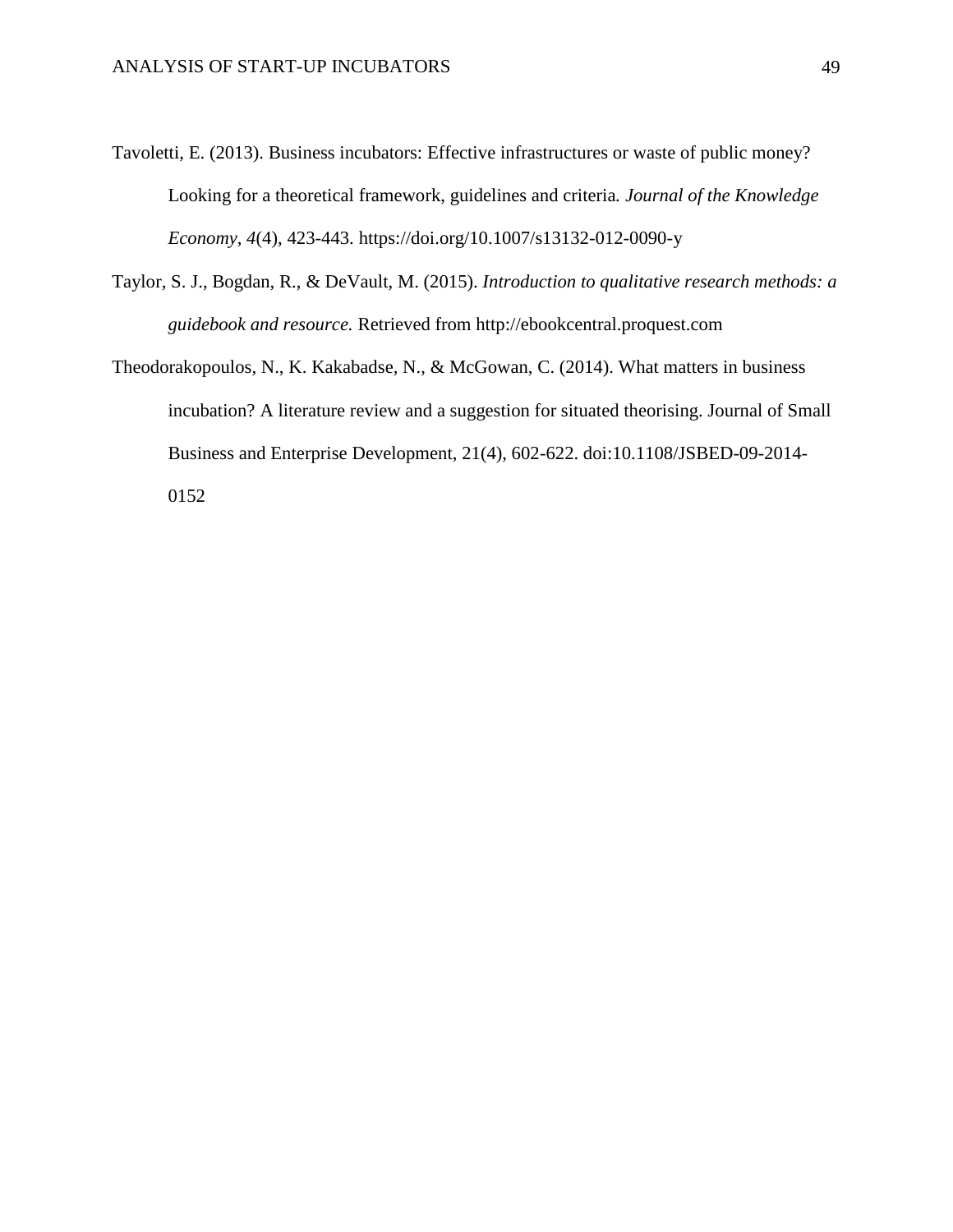Tavoletti, E. (2013). Business incubators: Effective infrastructures or waste of public money? Looking for a theoretical framework, guidelines and criteria. *Journal of the Knowledge Economy*, *4*(4), 423-443. https://doi.org/10.1007/s13132-012-0090-y

Taylor, S. J., Bogdan, R., & DeVault, M. (2015). *Introduction to qualitative research methods: a guidebook and resource.* Retrieved from http://ebookcentral.proquest.com

Theodorakopoulos, N., K. Kakabadse, N., & McGowan, C. (2014). What matters in business incubation? A literature review and a suggestion for situated theorising. Journal of Small Business and Enterprise Development, 21(4), 602-622. doi:10.1108/JSBED-09-2014-0152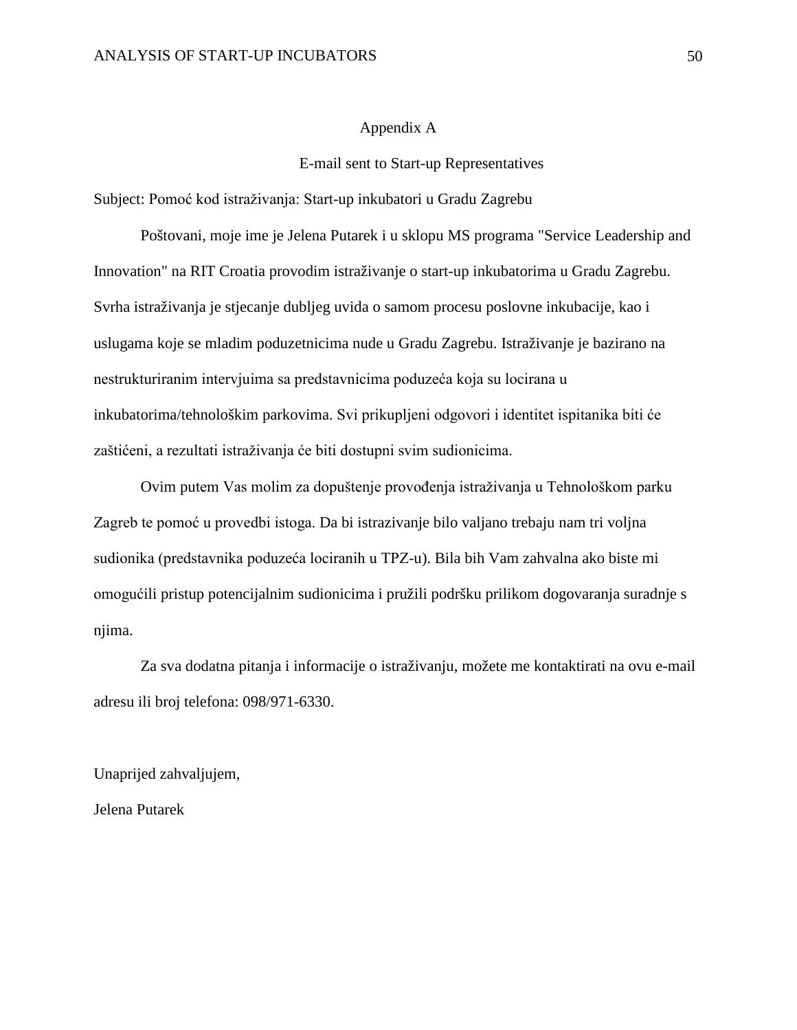# Appendix A

## E-mail sent to Start-up Representatives

Subject: Pomoć kod istraživanja: Start-up inkubatori u Gradu Zagrebu

Poštovani, moje ime je Jelena Putarek i u sklopu MS programa "Service Leadership and Innovation" na RIT Croatia provodim istraživanje o start-up inkubatorima u Gradu Zagrebu. Svrha istraživanja je stjecanje dubljeg uvida o samom procesu poslovne inkubacije, kao i uslugama koje se mladim poduzetnicima nude u Gradu Zagrebu. Istraživanje je bazirano na nestrukturiranim intervjuima sa predstavnicima poduzeća koja su locirana u inkubatorima/tehnološkim parkovima. Svi prikupljeni odgovori i identitet ispitanika biti će zaštićeni, a rezultati istraživanja će biti dostupni svim sudionicima.

Ovim putem Vas molim za dopuštenje provođenja istraživanja u Tehnološkom parku Zagreb te pomoć u provedbi istoga. Da bi istrazivanje bilo valjano trebaju nam tri voljna sudionika (predstavnika poduzeća lociranih u TPZ-u). Bila bih Vam zahvalna ako biste mi omogućili pristup potencijalnim sudionicima i pružili podršku prilikom dogovaranja suradnje s njima.

Za sva dodatna pitanja i informacije o istraživanju, možete me kontaktirati na ovu e-mail adresu ili broj telefona: 098/971-6330.

Unaprijed zahvaljujem,

Jelena Putarek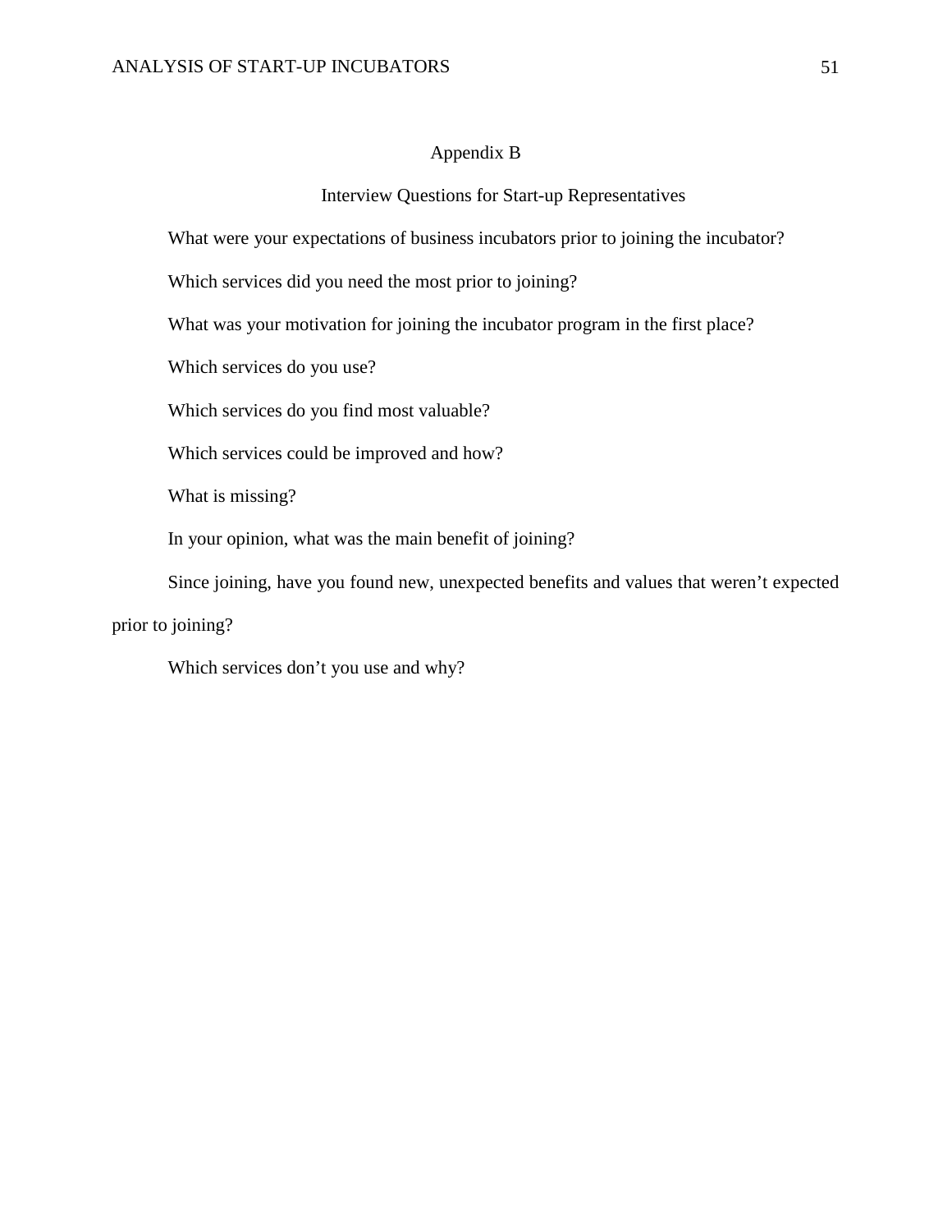# Appendix B

## Interview Questions for Start-up Representatives

What were your expectations of business incubators prior to joining the incubator?

Which services did you need the most prior to joining?

What was your motivation for joining the incubator program in the first place?

Which services do you use?

Which services do you find most valuable?

Which services could be improved and how?

What is missing?

In your opinion, what was the main benefit of joining?

Since joining, have you found new, unexpected benefits and values that weren't expected prior to joining?

Which services don't you use and why?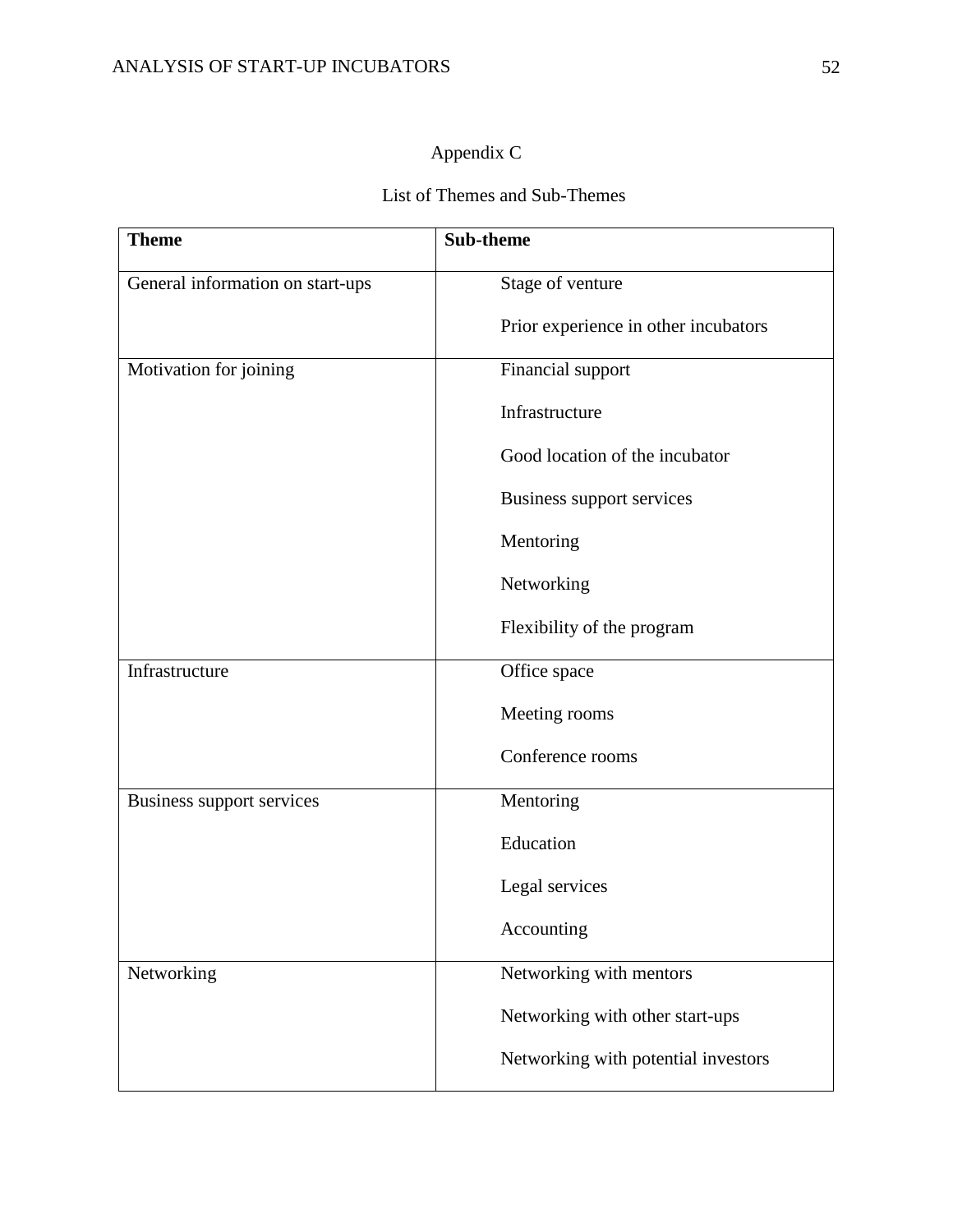# Appendix C

## List of Themes and Sub-Themes

| Theme | Sub-theme |
|---|---|
| General information on start-ups | Stage of venture<br>Prior experience in other incubators |
| Motivation for joining | Financial support<br>Infrastructure<br>Good location of the incubator<br>Business support services<br>Mentoring<br>Networking<br>Flexibility of the program |
| Infrastructure | Office space<br>Meeting rooms<br>Conference rooms |
| Business support services | Mentoring<br>Education<br>Legal services<br>Accounting |
| Networking | Networking with mentors<br>Networking with other start-ups<br>Networking with potential investors |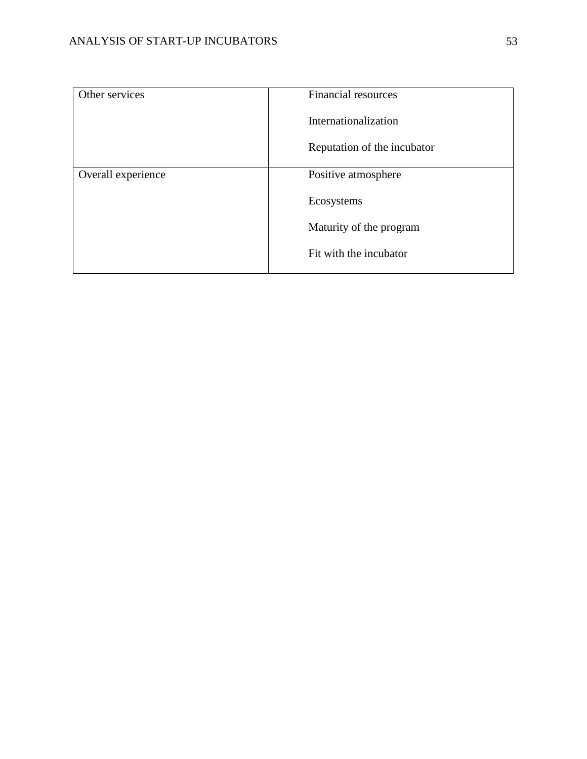| | |
|---|---|
| Other services | Financial resources<br><br>Internationalization<br><br>Reputation of the incubator |
| Overall experience | Positive atmosphere<br><br>Ecosystems<br><br>Maturity of the program<br><br>Fit with the incubator |